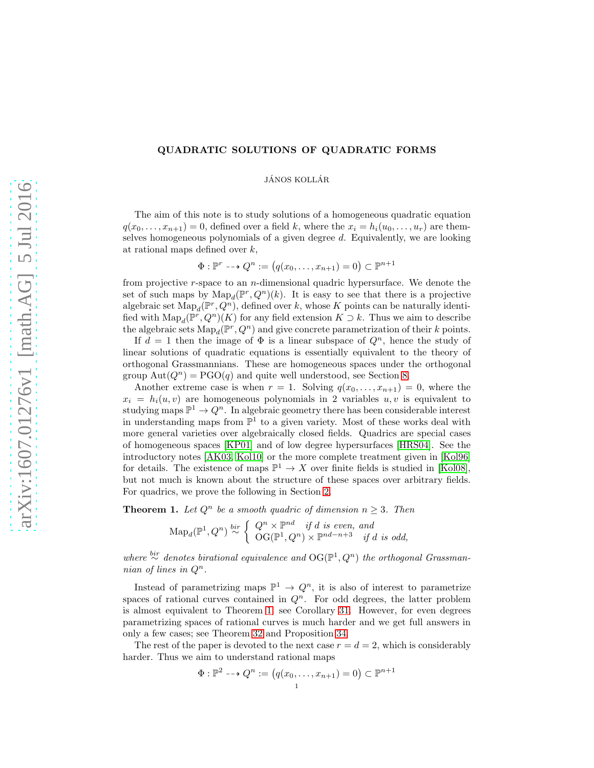# QUADRATIC SOLUTIONS OF QUADRATIC FORMS

JÁNOS KOLLÁR

The aim of this note is to study solutions of a homogeneous quadratic equation $q(x_0, \dots, x_{n+1}) = 0$, defined over a field $k$, where the $x_i = h_i(u_0, \dots, u_r)$ are themselves homogeneous polynomials of a given degree $d$. Equivalently, we are looking at rational maps defined over $k$,

$$\Phi : \mathbb{P}^r \dashrightarrow Q^n := \bigl(q(x_0, \dots, x_{n+1}) = 0\bigr) \subset \mathbb{P}^{n+1}$$

from projective $r$-space to an $n$-dimensional quadric hypersurface. We denote the set of such maps by $\mathrm{Map}_d(\mathbb{P}^r, Q^n)(k)$. It is easy to see that there is a projective algebraic set $\mathrm{Map}_d(\mathbb{P}^r, Q^n)$, defined over $k$, whose $K$ points can be naturally identified with $\mathrm{Map}_d(\mathbb{P}^r, Q^n)(K)$ for any field extension $K \supset k$. Thus we aim to describe the algebraic sets $\mathrm{Map}_d(\mathbb{P}^r, Q^n)$ and give concrete parametrization of their $k$ points.

If $d = 1$ then the image of $\Phi$ is a linear subspace of $Q^n$, hence the study of linear solutions of quadratic equations is essentially equivalent to the theory of orthogonal Grassmannians. These are homogeneous spaces under the orthogonal group $\mathrm{Aut}(Q^n) = \mathrm{PGO}(q)$ and quite well understood, see Section 8.

Another extreme case is when $r = 1$. Solving $q(x_0, \dots, x_{n+1}) = 0$, where the $x_i = h_i(u, v)$ are homogeneous polynomials in 2 variables $u, v$ is equivalent to studying maps $\mathbb{P}^1 \to Q^n$. In algebraic geometry there has been considerable interest in understanding maps from $\mathbb{P}^1$ to a given variety. Most of these works deal with more general varieties over algebraically closed fields. Quadrics are special cases of homogeneous spaces [KP01] and of low degree hypersurfaces [HRS04]. See the introductory notes [AK03, Kol10] or the more complete treatment given in [Kol96] for details. The existence of maps $\mathbb{P}^1 \to X$ over finite fields is studied in [Kol08], but not much is known about the structure of these spaces over arbitrary fields. For quadrics, we prove the following in Section 2.

**Theorem 1.** *Let $Q^n$ be a smooth quadric of dimension $n \geq 3$. Then*

$$\mathrm{Map}_d(\mathbb{P}^1, Q^n) \overset{bir}{\sim} \begin{cases} Q^n \times \mathbb{P}^{nd} & \text{if } d \text{ is even, and} \\ \mathrm{OG}(\mathbb{P}^1, Q^n) \times \mathbb{P}^{nd-n+3} & \text{if } d \text{ is odd,} \end{cases}$$

*where $\overset{bir}{\sim}$ denotes birational equivalence and $\mathrm{OG}(\mathbb{P}^1, Q^n)$ the orthogonal Grassmannian of lines in $Q^n$.*

Instead of parametrizing maps $\mathbb{P}^1 \to Q^n$, it is also of interest to parametrize spaces of rational curves contained in $Q^n$. For odd degrees, the latter problem is almost equivalent to Theorem 1, see Corollary 31. However, for even degrees parametrizing spaces of rational curves is much harder and we get full answers in only a few cases; see Theorem 32 and Proposition 34.

The rest of the paper is devoted to the next case $r = d = 2$, which is considerably harder. Thus we aim to understand rational maps

$$\Phi : \mathbb{P}^2 \dashrightarrow Q^n := \bigl(q(x_0, \dots, x_{n+1}) = 0\bigr) \subset \mathbb{P}^{n+1}$$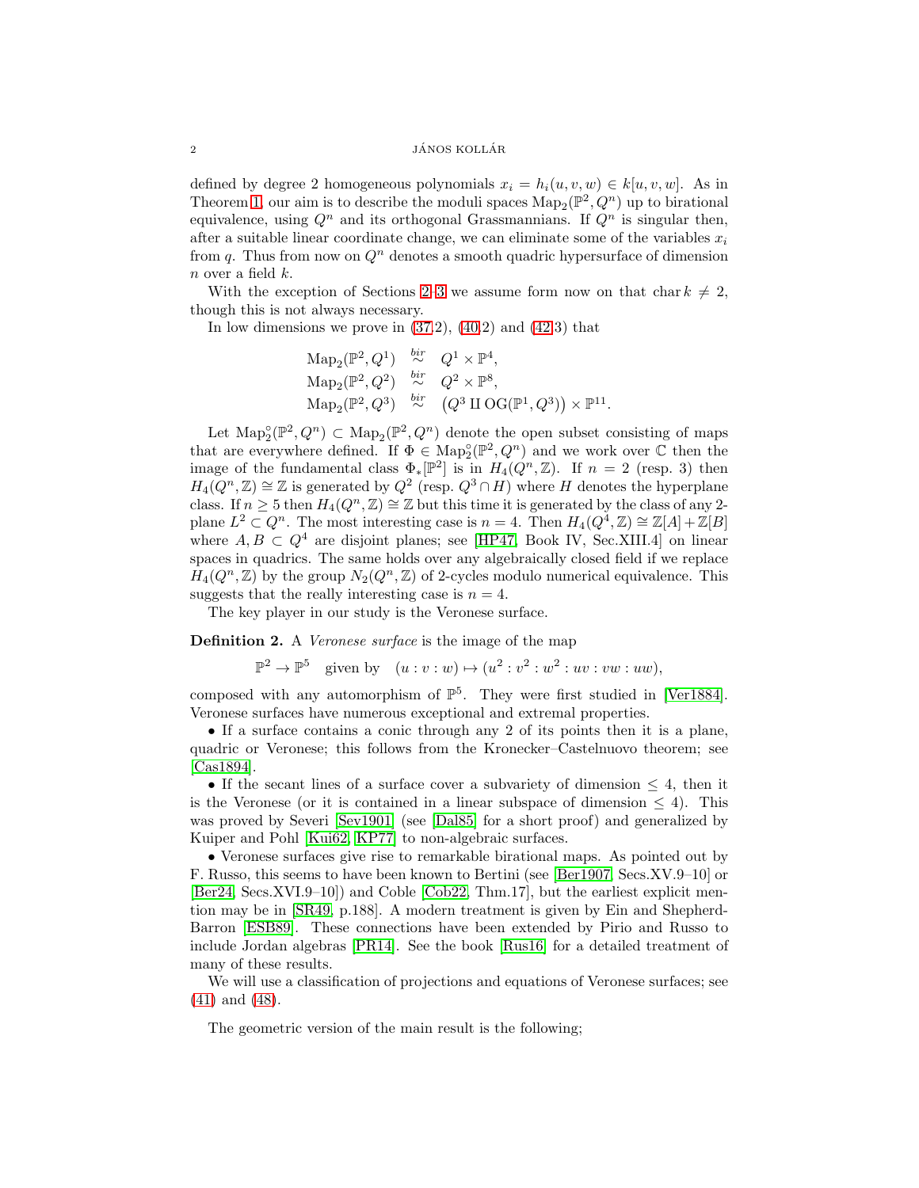defined by degree 2 homogeneous polynomials $x_i = h_i(u,v,w) \in k[u,v,w]$. As in Theorem 1, our aim is to describe the moduli spaces $\mathrm{Map}_2(\mathbb{P}^2, Q^n)$ up to birational equivalence, using $Q^n$ and its orthogonal Grassmannians. If $Q^n$ is singular then, after a suitable linear coordinate change, we can eliminate some of the variables $x_i$ from $q$. Thus from now on $Q^n$ denotes a smooth quadric hypersurface of dimension $n$ over a field $k$.

With the exception of Sections 2–3 we assume form now on that $\mathrm{char}\, k \neq 2$, though this is not always necessary.

In low dimensions we prove in (37.2), (40.2) and (42.3) that

$$\begin{aligned}
\mathrm{Map}_2(\mathbb{P}^2, Q^1) &\overset{bir}{\sim} Q^1 \times \mathbb{P}^4,\\
\mathrm{Map}_2(\mathbb{P}^2, Q^2) &\overset{bir}{\sim} Q^2 \times \mathbb{P}^8,\\
\mathrm{Map}_2(\mathbb{P}^2, Q^3) &\overset{bir}{\sim} \big(Q^3 \amalg \mathrm{OG}(\mathbb{P}^1, Q^3)\big) \times \mathbb{P}^{11}.
\end{aligned}$$

Let $\mathrm{Map}_2^\circ(\mathbb{P}^2, Q^n) \subset \mathrm{Map}_2(\mathbb{P}^2, Q^n)$ denote the open subset consisting of maps that are everywhere defined. If $\Phi \in \mathrm{Map}_2^\circ(\mathbb{P}^2, Q^n)$ and we work over $\mathbb{C}$ then the image of the fundamental class $\Phi_*[\mathbb{P}^2]$ is in $H_4(Q^n, \mathbb{Z})$. If $n = 2$ (resp. 3) then $H_4(Q^n, \mathbb{Z}) \cong \mathbb{Z}$ is generated by $Q^2$ (resp. $Q^3 \cap H$) where $H$ denotes the hyperplane class. If $n \geq 5$ then $H_4(Q^n, \mathbb{Z}) \cong \mathbb{Z}$ but this time it is generated by the class of any 2-plane $L^2 \subset Q^n$. The most interesting case is $n = 4$. Then $H_4(Q^4, \mathbb{Z}) \cong \mathbb{Z}[A] + \mathbb{Z}[B]$ where $A, B \subset Q^4$ are disjoint planes; see [HP47, Book IV, Sec.XIII.4] on linear spaces in quadrics. The same holds over any algebraically closed field if we replace $H_4(Q^n, \mathbb{Z})$ by the group $N_2(Q^n, \mathbb{Z})$ of 2-cycles modulo numerical equivalence. This suggests that the really interesting case is $n = 4$.

The key player in our study is the Veronese surface.

**Definition 2.** A *Veronese surface* is the image of the map

$$\mathbb{P}^2 \to \mathbb{P}^5 \quad \text{given by} \quad (u:v:w) \mapsto (u^2 : v^2 : w^2 : uv : vw : uw),$$

composed with any automorphism of $\mathbb{P}^5$. They were first studied in [Ver1884]. Veronese surfaces have numerous exceptional and extremal properties.

• If a surface contains a conic through any 2 of its points then it is a plane, quadric or Veronese; this follows from the Kronecker–Castelnuovo theorem; see [Cas1894].

• If the secant lines of a surface cover a subvariety of dimension $\leq 4$, then it is the Veronese (or it is contained in a linear subspace of dimension $\leq 4$). This was proved by Severi [Sev1901] (see [Dal85] for a short proof) and generalized by Kuiper and Pohl [Kui62, KP77] to non-algebraic surfaces.

• Veronese surfaces give rise to remarkable birational maps. As pointed out by F. Russo, this seems to have been known to Bertini (see [Ber1907, Secs.XV.9–10] or [Ber24, Secs.XVI.9–10]) and Coble [Cob22, Thm.17], but the earliest explicit mention may be in [SR49, p.188]. A modern treatment is given by Ein and Shepherd-Barron [ESB89]. These connections have been extended by Pirio and Russo to include Jordan algebras [PR14]. See the book [Rus16] for a detailed treatment of many of these results.

We will use a classification of projections and equations of Veronese surfaces; see (41) and (48).

The geometric version of the main result is the following;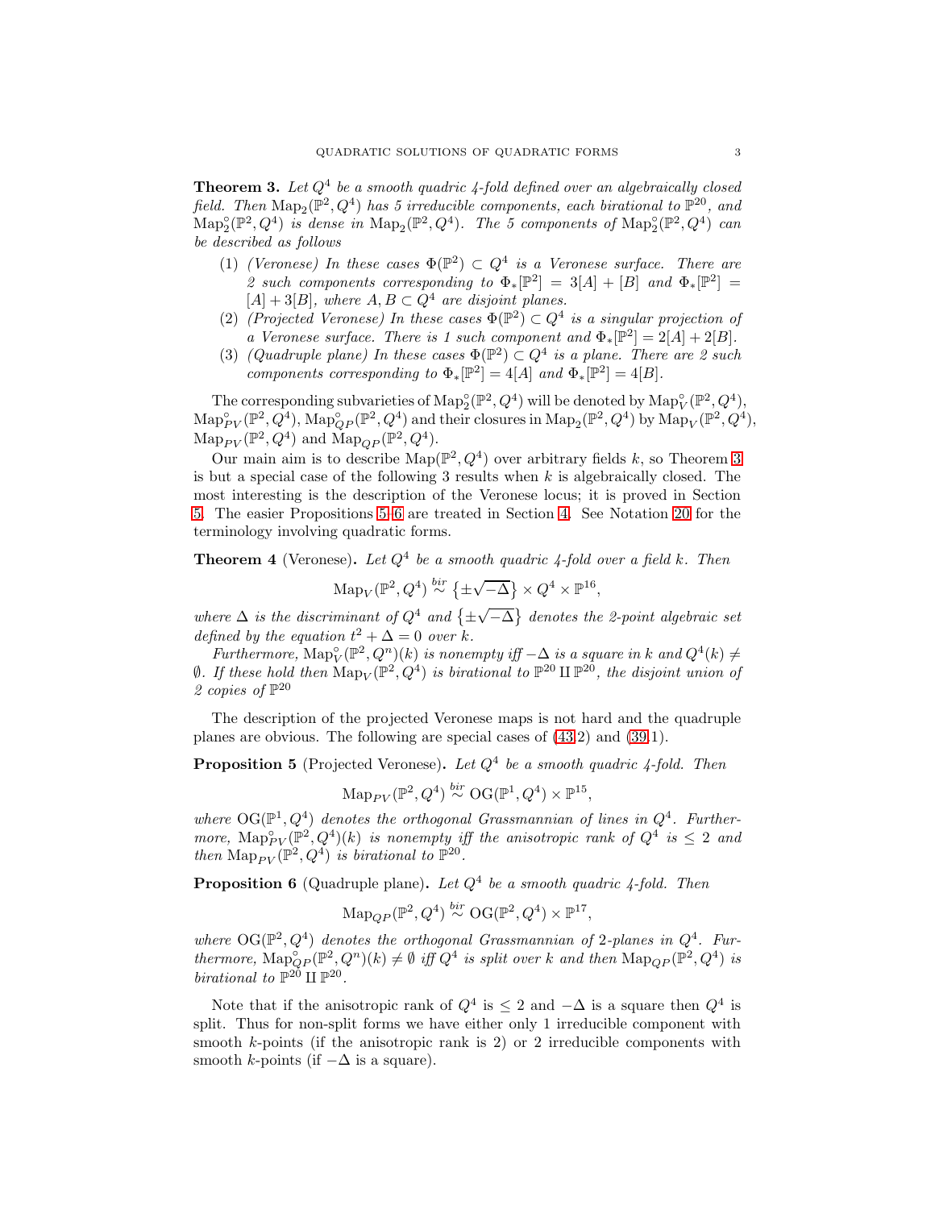**Theorem 3.** *Let $Q^4$ be a smooth quadric 4-fold defined over an algebraically closed field. Then $\operatorname{Map}_2(\mathbb{P}^2, Q^4)$ has 5 irreducible components, each birational to $\mathbb{P}^{20}$, and $\operatorname{Map}_2^\circ(\mathbb{P}^2, Q^4)$ is dense in $\operatorname{Map}_2(\mathbb{P}^2, Q^4)$. The 5 components of $\operatorname{Map}_2^\circ(\mathbb{P}^2, Q^4)$ can be described as follows*

1. *(Veronese) In these cases $\Phi(\mathbb{P}^2) \subset Q^4$ is a Veronese surface. There are 2 such components corresponding to $\Phi_*[\mathbb{P}^2] = 3[A] + [B]$ and $\Phi_*[\mathbb{P}^2] = [A] + 3[B]$, where $A, B \subset Q^4$ are disjoint planes.*
2. *(Projected Veronese) In these cases $\Phi(\mathbb{P}^2) \subset Q^4$ is a singular projection of a Veronese surface. There is 1 such component and $\Phi_*[\mathbb{P}^2] = 2[A] + 2[B]$.*
3. *(Quadruple plane) In these cases $\Phi(\mathbb{P}^2) \subset Q^4$ is a plane. There are 2 such components corresponding to $\Phi_*[\mathbb{P}^2] = 4[A]$ and $\Phi_*[\mathbb{P}^2] = 4[B]$.*

The corresponding subvarieties of $\operatorname{Map}_2^\circ(\mathbb{P}^2, Q^4)$ will be denoted by $\operatorname{Map}_V^\circ(\mathbb{P}^2, Q^4)$, $\operatorname{Map}_{PV}^\circ(\mathbb{P}^2, Q^4)$, $\operatorname{Map}_{QP}^\circ(\mathbb{P}^2, Q^4)$ and their closures in $\operatorname{Map}_2(\mathbb{P}^2, Q^4)$ by $\operatorname{Map}_V(\mathbb{P}^2, Q^4)$, $\operatorname{Map}_{PV}(\mathbb{P}^2, Q^4)$ and $\operatorname{Map}_{QP}(\mathbb{P}^2, Q^4)$.

Our main aim is to describe $\operatorname{Map}(\mathbb{P}^2, Q^4)$ over arbitrary fields $k$, so Theorem 3 is but a special case of the following 3 results when $k$ is algebraically closed. The most interesting is the description of the Veronese locus; it is proved in Section 5. The easier Propositions 5–6 are treated in Section 4. See Notation 20 for the terminology involving quadratic forms.

**Theorem 4** (Veronese)**.** *Let $Q^4$ be a smooth quadric 4-fold over a field $k$. Then*

$$\operatorname{Map}_V(\mathbb{P}^2, Q^4) \overset{bir}{\sim} \left\{\pm\sqrt{-\Delta}\right\} \times Q^4 \times \mathbb{P}^{16},$$

*where $\Delta$ is the discriminant of $Q^4$ and $\left\{\pm\sqrt{-\Delta}\right\}$ denotes the 2-point algebraic set defined by the equation $t^2 + \Delta = 0$ over $k$.*

*Furthermore, $\operatorname{Map}_V^\circ(\mathbb{P}^2, Q^n)(k)$ is nonempty iff $-\Delta$ is a square in $k$ and $Q^4(k) \neq \emptyset$. If these hold then $\operatorname{Map}_V(\mathbb{P}^2, Q^4)$ is birational to $\mathbb{P}^{20} \amalg \mathbb{P}^{20}$, the disjoint union of 2 copies of $\mathbb{P}^{20}$*

The description of the projected Veronese maps is not hard and the quadruple planes are obvious. The following are special cases of (43.2) and (39.1).

**Proposition 5** (Projected Veronese)**.** *Let $Q^4$ be a smooth quadric 4-fold. Then*

$$\operatorname{Map}_{PV}(\mathbb{P}^2, Q^4) \overset{bir}{\sim} \operatorname{OG}(\mathbb{P}^1, Q^4) \times \mathbb{P}^{15},$$

*where $\operatorname{OG}(\mathbb{P}^1, Q^4)$ denotes the orthogonal Grassmannian of lines in $Q^4$. Furthermore, $\operatorname{Map}_{PV}^\circ(\mathbb{P}^2, Q^4)(k)$ is nonempty iff the anisotropic rank of $Q^4$ is $\leq 2$ and then $\operatorname{Map}_{PV}(\mathbb{P}^2, Q^4)$ is birational to $\mathbb{P}^{20}$.*

**Proposition 6** (Quadruple plane)**.** *Let $Q^4$ be a smooth quadric 4-fold. Then*

$$\operatorname{Map}_{QP}(\mathbb{P}^2, Q^4) \overset{bir}{\sim} \operatorname{OG}(\mathbb{P}^2, Q^4) \times \mathbb{P}^{17},$$

*where $\operatorname{OG}(\mathbb{P}^2, Q^4)$ denotes the orthogonal Grassmannian of 2-planes in $Q^4$. Furthermore, $\operatorname{Map}_{QP}^\circ(\mathbb{P}^2, Q^n)(k) \neq \emptyset$ iff $Q^4$ is split over $k$ and then $\operatorname{Map}_{QP}(\mathbb{P}^2, Q^4)$ is birational to $\mathbb{P}^{20} \amalg \mathbb{P}^{20}$.*

Note that if the anisotropic rank of $Q^4$ is $\leq 2$ and $-\Delta$ is a square then $Q^4$ is split. Thus for non-split forms we have either only 1 irreducible component with smooth $k$-points (if the anisotropic rank is 2) or 2 irreducible components with smooth $k$-points (if $-\Delta$ is a square).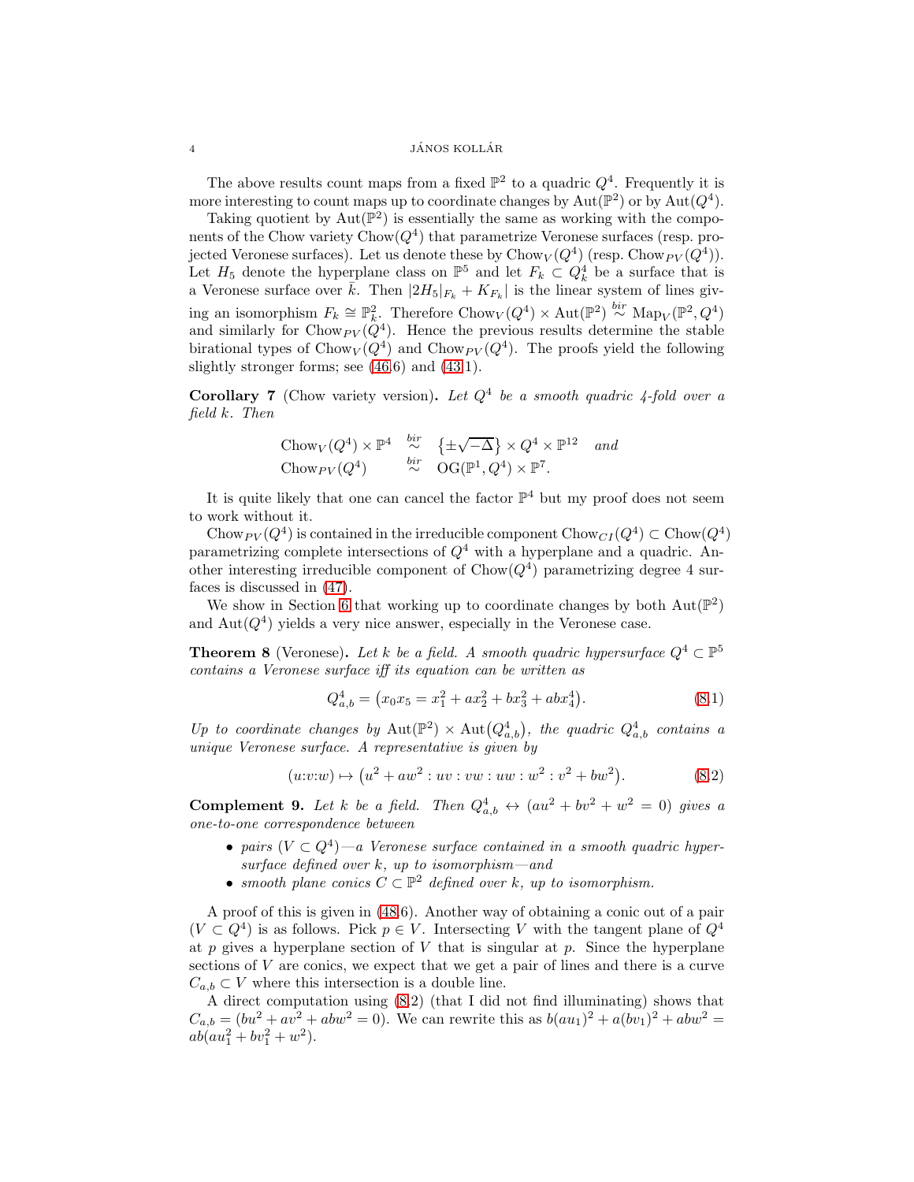The above results count maps from a fixed $\mathbb{P}^2$ to a quadric $Q^4$. Frequently it is more interesting to count maps up to coordinate changes by $\operatorname{Aut}(\mathbb{P}^2)$ or by $\operatorname{Aut}(Q^4)$.

Taking quotient by $\operatorname{Aut}(\mathbb{P}^2)$ is essentially the same as working with the components of the Chow variety $\operatorname{Chow}(Q^4)$ that parametrize Veronese surfaces (resp. projected Veronese surfaces). Let us denote these by $\operatorname{Chow}_V(Q^4)$ (resp. $\operatorname{Chow}_{PV}(Q^4)$). Let $H_5$ denote the hyperplane class on $\mathbb{P}^5$ and let $F_k \subset Q^4_k$ be a surface that is a Veronese surface over $\bar{k}$. Then $|2H_5|_{F_k} + K_{F_k}|$ is the linear system of lines giving an isomorphism $F_k \cong \mathbb{P}^2_k$. Therefore $\operatorname{Chow}_V(Q^4) \times \operatorname{Aut}(\mathbb{P}^2) \overset{bir}{\sim} \operatorname{Map}_V(\mathbb{P}^2, Q^4)$ and similarly for $\operatorname{Chow}_{PV}(Q^4)$. Hence the previous results determine the stable birational types of $\operatorname{Chow}_V(Q^4)$ and $\operatorname{Chow}_{PV}(Q^4)$. The proofs yield the following slightly stronger forms; see (46.6) and (43.1).

**Corollary 7** (Chow variety version)**.** *Let $Q^4$ be a smooth quadric 4-fold over a field $k$. Then*

$$\begin{aligned} \operatorname{Chow}_V(Q^4) \times \mathbb{P}^4 &\overset{bir}{\sim} \{\pm\sqrt{-\Delta}\} \times Q^4 \times \mathbb{P}^{12} \quad \text{and} \\ \operatorname{Chow}_{PV}(Q^4) &\overset{bir}{\sim} \operatorname{OG}(\mathbb{P}^1, Q^4) \times \mathbb{P}^7. \end{aligned}$$

It is quite likely that one can cancel the factor $\mathbb{P}^4$ but my proof does not seem to work without it.

$\operatorname{Chow}_{PV}(Q^4)$ is contained in the irreducible component $\operatorname{Chow}_{CI}(Q^4) \subset \operatorname{Chow}(Q^4)$ parametrizing complete intersections of $Q^4$ with a hyperplane and a quadric. Another interesting irreducible component of $\operatorname{Chow}(Q^4)$ parametrizing degree 4 surfaces is discussed in (47).

We show in Section 6 that working up to coordinate changes by both $\operatorname{Aut}(\mathbb{P}^2)$ and $\operatorname{Aut}(Q^4)$ yields a very nice answer, especially in the Veronese case.

**Theorem 8** (Veronese)**.** *Let $k$ be a field. A smooth quadric hypersurface $Q^4 \subset \mathbb{P}^5$ contains a Veronese surface iff its equation can be written as*

$$Q^4_{a,b} = \big(x_0x_5 = x_1^2 + ax_2^2 + bx_3^2 + abx_4^2\big). \tag{8.1}$$

*Up to coordinate changes by $\operatorname{Aut}(\mathbb{P}^2) \times \operatorname{Aut}\big(Q^4_{a,b}\big)$, the quadric $Q^4_{a,b}$ contains a unique Veronese surface. A representative is given by*

$$(u{:}v{:}w) \mapsto \big(u^2 + aw^2 : uv : vw : uw : w^2 : v^2 + bw^2\big). \tag{8.2}$$

**Complement 9.** *Let $k$ be a field. Then $Q^4_{a,b} \leftrightarrow (au^2 + bv^2 + w^2 = 0)$ gives a one-to-one correspondence between*

- *pairs $(V \subset Q^4)$—a Veronese surface contained in a smooth quadric hypersurface defined over $k$, up to isomorphism—and*
- *smooth plane conics $C \subset \mathbb{P}^2$ defined over $k$, up to isomorphism.*

A proof of this is given in (48.6). Another way of obtaining a conic out of a pair $(V \subset Q^4)$ is as follows. Pick $p \in V$. Intersecting $V$ with the tangent plane of $Q^4$ at $p$ gives a hyperplane section of $V$ that is singular at $p$. Since the hyperplane sections of $V$ are conics, we expect that we get a pair of lines and there is a curve $C_{a,b} \subset V$ where this intersection is a double line.

A direct computation using (8.2) (that I did not find illuminating) shows that $C_{a,b} = (bu^2 + av^2 + abw^2 = 0)$. We can rewrite this as $b(au_1)^2 + a(bv_1)^2 + abw^2 = ab(au_1^2 + bv_1^2 + w^2)$.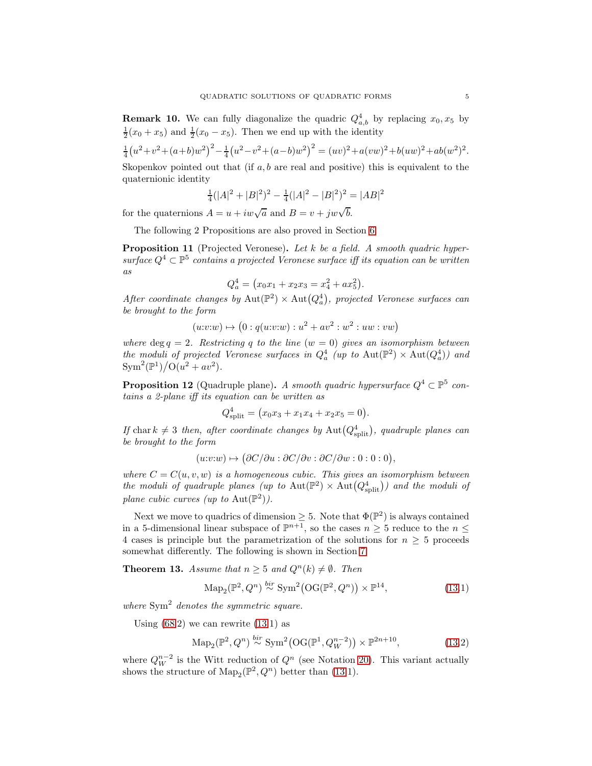**Remark 10.** We can fully diagonalize the quadric $Q^4_{a,b}$ by replacing $x_0, x_5$ by $\frac{1}{2}(x_0 + x_5)$ and $\frac{1}{2}(x_0 - x_5)$. Then we end up with the identity

$$\tfrac{1}{4}\big(u^2+v^2+(a+b)w^2\big)^2 - \tfrac{1}{4}\big(u^2-v^2+(a-b)w^2\big)^2 = (uv)^2 + a(vw)^2 + b(uw)^2 + ab(w^2)^2.$$

Skopenkov pointed out that (if $a, b$ are real and positive) this is equivalent to the quaternionic identity

$$\tfrac{1}{4}(|A|^2 + |B|^2)^2 - \tfrac{1}{4}(|A|^2 - |B|^2)^2 = |AB|^2$$

for the quaternions $A = u + iw\sqrt{a}$ and $B = v + jw\sqrt{b}$.

The following 2 Propositions are also proved in Section 6.

**Proposition 11** (Projected Veronese)**.** *Let $k$ be a field. A smooth quadric hypersurface $Q^4 \subset \mathbb{P}^5$ contains a projected Veronese surface iff its equation can be written as*

$$Q^4_a = \big(x_0x_1 + x_2x_3 = x_4^2 + ax_5^2\big).$$

*After coordinate changes by $\operatorname{Aut}(\mathbb{P}^2) \times \operatorname{Aut}(Q^4_a)$, projected Veronese surfaces can be brought to the form*

$$(u{:}v{:}w) \mapsto \big(0 : q(u{:}v{:}w) : u^2 + av^2 : w^2 : uw : vw\big)$$

*where $\deg q = 2$. Restricting $q$ to the line $(w = 0)$ gives an isomorphism between the moduli of projected Veronese surfaces in $Q^4_a$ (up to $\operatorname{Aut}(\mathbb{P}^2) \times \operatorname{Aut}(Q^4_a)$) and $\operatorname{Sym}^2(\mathbb{P}^1)/\mathrm{O}(u^2 + av^2)$.*

**Proposition 12** (Quadruple plane)**.** *A smooth quadric hypersurface $Q^4 \subset \mathbb{P}^5$ contains a 2-plane iff its equation can be written as*

$$Q^4_{\rm split} = \big(x_0x_3 + x_1x_4 + x_2x_5 = 0\big).$$

*If $\operatorname{char} k \neq 3$ then, after coordinate changes by $\operatorname{Aut}(Q^4_{\rm split})$, quadruple planes can be brought to the form*

$$(u{:}v{:}w) \mapsto \big(\partial C/\partial u : \partial C/\partial v : \partial C/\partial w : 0 : 0 : 0\big),$$

*where $C = C(u, v, w)$ is a homogeneous cubic. This gives an isomorphism between the moduli of quadruple planes (up to $\operatorname{Aut}(\mathbb{P}^2) \times \operatorname{Aut}(Q^4_{\rm split})$) and the moduli of plane cubic curves (up to $\operatorname{Aut}(\mathbb{P}^2)$).*

Next we move to quadrics of dimension $\geq 5$. Note that $\Phi(\mathbb{P}^2)$ is always contained in a 5-dimensional linear subspace of $\mathbb{P}^{n+1}$, so the cases $n \geq 5$ reduce to the $n \leq 4$ cases is principle but the parametrization of the solutions for $n \geq 5$ proceeds somewhat differently. The following is shown in Section 7.

**Theorem 13.** *Assume that $n \geq 5$ and $Q^n(k) \neq \emptyset$. Then*

$$\operatorname{Map}_2(\mathbb{P}^2, Q^n) \overset{bir}{\sim} \operatorname{Sym}^2\big(\mathrm{OG}(\mathbb{P}^2, Q^n)\big) \times \mathbb{P}^{14}, \tag{13.1}$$

*where $\operatorname{Sym}^2$ denotes the symmetric square.*

Using (68.2) we can rewrite (13.1) as

$$\operatorname{Map}_2(\mathbb{P}^2, Q^n) \overset{bir}{\sim} \operatorname{Sym}^2\big(\mathrm{OG}(\mathbb{P}^1, Q^{n-2}_W)\big) \times \mathbb{P}^{2n+10}, \tag{13.2}$$

where $Q^{n-2}_W$ is the Witt reduction of $Q^n$ (see Notation 20). This variant actually shows the structure of $\operatorname{Map}_2(\mathbb{P}^2, Q^n)$ better than (13.1).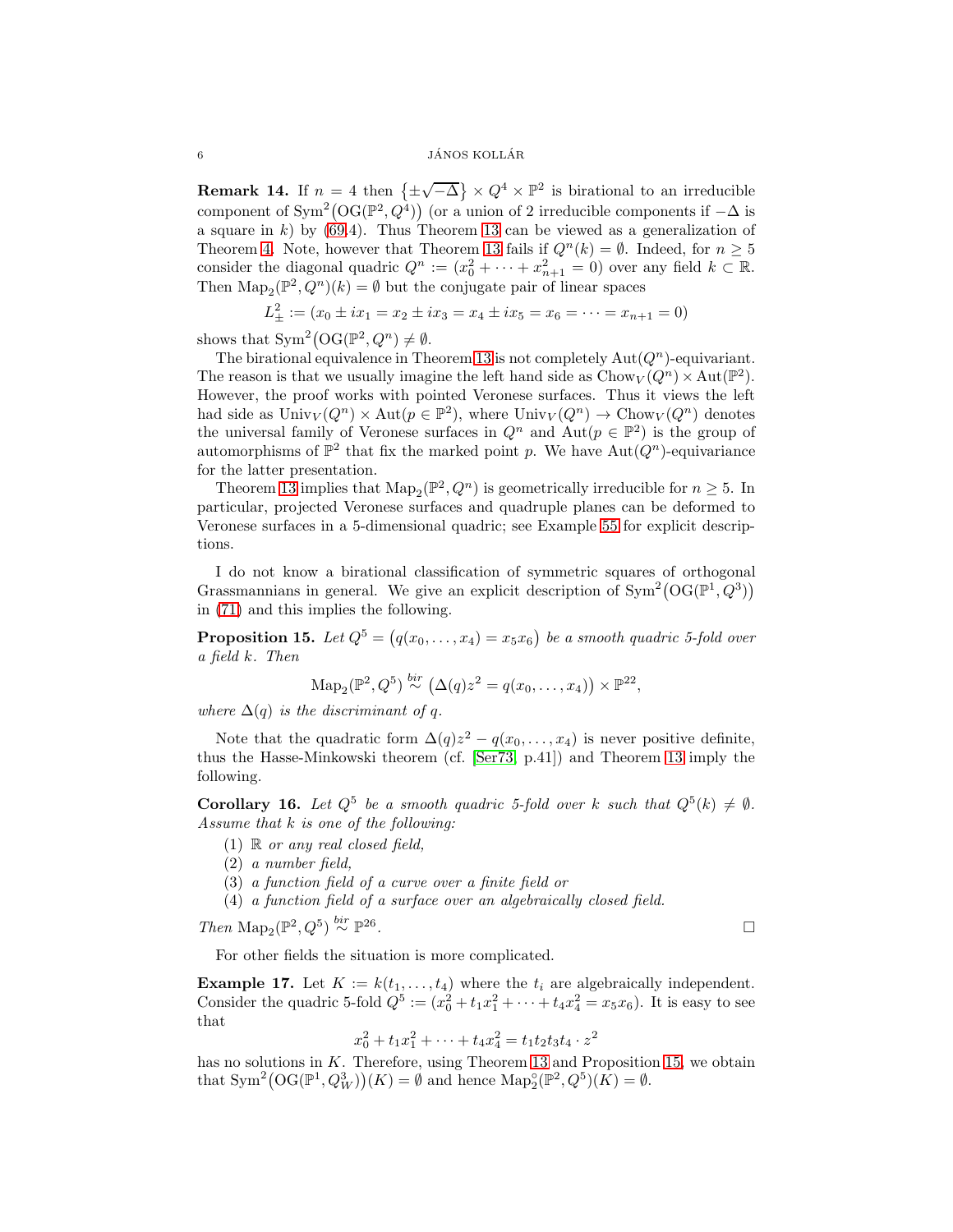**Remark 14.** If $n = 4$ then $\{\pm\sqrt{-\Delta}\} \times Q^4 \times \mathbb{P}^2$ is birational to an irreducible component of $\operatorname{Sym}^2\big(\operatorname{OG}(\mathbb{P}^2, Q^4)\big)$ (or a union of 2 irreducible components if $-\Delta$ is a square in $k$) by (69.4). Thus Theorem 13 can be viewed as a generalization of Theorem 4. Note, however that Theorem 13 fails if $Q^n(k) = \emptyset$. Indeed, for $n \geq 5$ consider the diagonal quadric $Q^n := (x_0^2 + \cdots + x_{n+1}^2 = 0)$ over any field $k \subset \mathbb{R}$. Then $\operatorname{Map}_2(\mathbb{P}^2, Q^n)(k) = \emptyset$ but the conjugate pair of linear spaces

$$L^2_\pm := (x_0 \pm ix_1 = x_2 \pm ix_3 = x_4 \pm ix_5 = x_6 = \cdots = x_{n+1} = 0)$$

shows that $\operatorname{Sym}^2\big(\operatorname{OG}(\mathbb{P}^2, Q^n)\big) \neq \emptyset$.

The birational equivalence in Theorem 13 is not completely $\operatorname{Aut}(Q^n)$-equivariant. The reason is that we usually imagine the left hand side as $\operatorname{Chow}_V(Q^n) \times \operatorname{Aut}(\mathbb{P}^2)$. However, the proof works with pointed Veronese surfaces. Thus it views the left had side as $\operatorname{Univ}_V(Q^n) \times \operatorname{Aut}(p \in \mathbb{P}^2)$, where $\operatorname{Univ}_V(Q^n) \to \operatorname{Chow}_V(Q^n)$ denotes the universal family of Veronese surfaces in $Q^n$ and $\operatorname{Aut}(p \in \mathbb{P}^2)$ is the group of automorphisms of $\mathbb{P}^2$ that fix the marked point $p$. We have $\operatorname{Aut}(Q^n)$-equivariance for the latter presentation.

Theorem 13 implies that $\operatorname{Map}_2(\mathbb{P}^2, Q^n)$ is geometrically irreducible for $n \geq 5$. In particular, projected Veronese surfaces and quadruple planes can be deformed to Veronese surfaces in a 5-dimensional quadric; see Example 55 for explicit descriptions.

I do not know a birational classification of symmetric squares of orthogonal Grassmannians in general. We give an explicit description of $\operatorname{Sym}^2\big(\operatorname{OG}(\mathbb{P}^1, Q^3)\big)$ in (71) and this implies the following.

**Proposition 15.** *Let $Q^5 = \big(q(x_0, \ldots, x_4) = x_5x_6\big)$ be a smooth quadric 5-fold over a field $k$. Then*

$$\operatorname{Map}_2(\mathbb{P}^2, Q^5) \overset{bir}{\sim} \big(\Delta(q)z^2 = q(x_0, \ldots, x_4)\big) \times \mathbb{P}^{22},$$

*where $\Delta(q)$ is the discriminant of $q$.*

Note that the quadratic form $\Delta(q)z^2 - q(x_0, \ldots, x_4)$ is never positive definite, thus the Hasse-Minkowski theorem (cf. [Ser73, p.41]) and Theorem 13 imply the following.

**Corollary 16.** *Let $Q^5$ be a smooth quadric 5-fold over $k$ such that $Q^5(k) \neq \emptyset$. Assume that $k$ is one of the following:*

(1) *$\mathbb{R}$ or any real closed field,*
(2) *a number field,*
(3) *a function field of a curve over a finite field or*
(4) *a function field of a surface over an algebraically closed field.*

*Then* $\operatorname{Map}_2(\mathbb{P}^2, Q^5) \overset{bir}{\sim} \mathbb{P}^{26}$. □

For other fields the situation is more complicated.

**Example 17.** Let $K := k(t_1, \ldots, t_4)$ where the $t_i$ are algebraically independent. Consider the quadric 5-fold $Q^5 := (x_0^2 + t_1x_1^2 + \cdots + t_4x_4^2 = x_5x_6)$. It is easy to see that

$$x_0^2 + t_1x_1^2 + \cdots + t_4x_4^2 = t_1t_2t_3t_4 \cdot z^2$$

has no solutions in $K$. Therefore, using Theorem 13 and Proposition 15, we obtain that $\operatorname{Sym}^2\big(\operatorname{OG}(\mathbb{P}^1, Q^3_W)\big)(K) = \emptyset$ and hence $\operatorname{Map}^\circ_2(\mathbb{P}^2, Q^5)(K) = \emptyset$.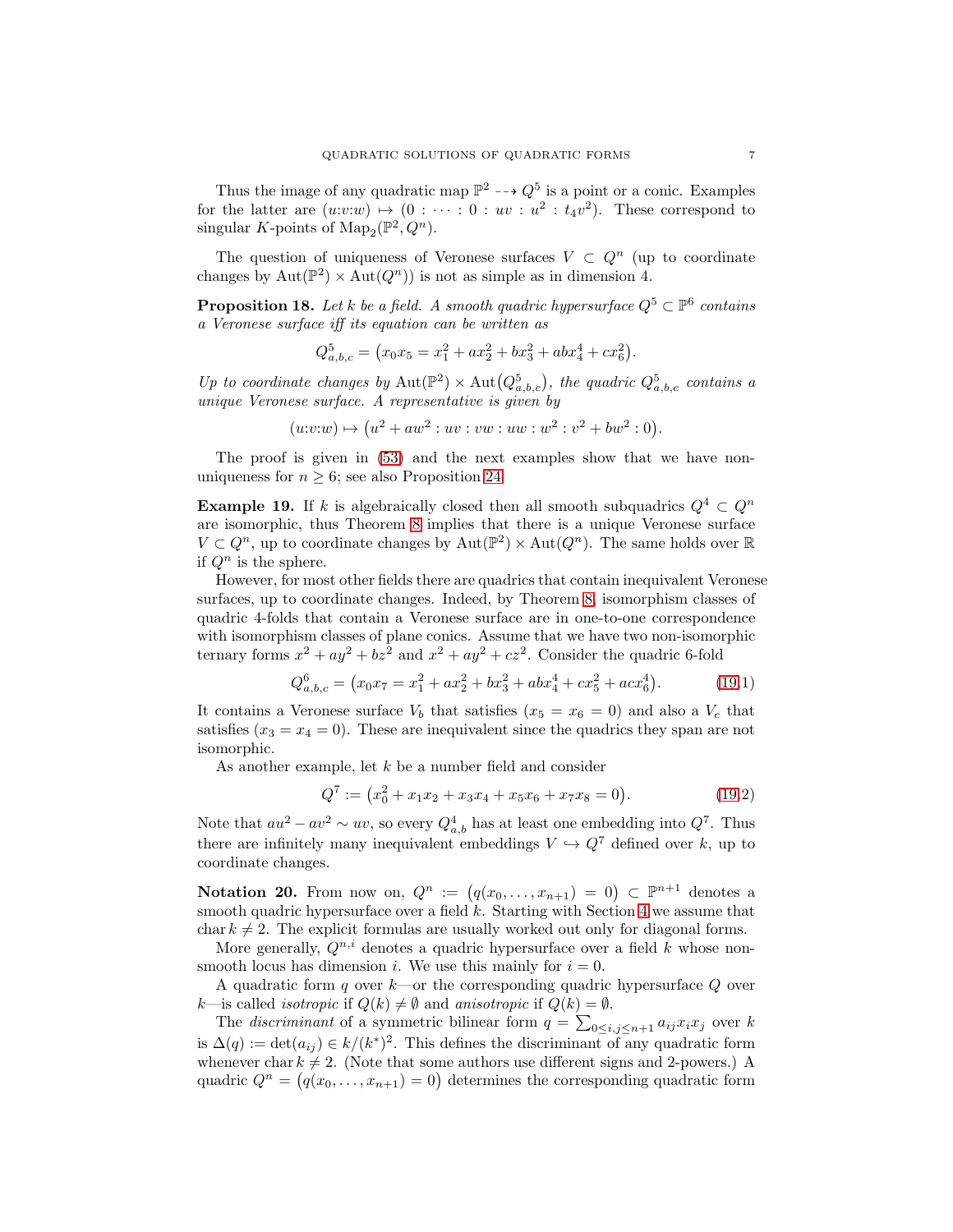Thus the image of any quadratic map $\mathbb{P}^2 \dashrightarrow Q^5$ is a point or a conic. Examples for the latter are $(u{:}v{:}w) \mapsto (0 : \cdots : 0 : uv : u^2 : t_4 v^2)$. These correspond to singular $K$-points of $\operatorname{Map}_2(\mathbb{P}^2, Q^n)$.

The question of uniqueness of Veronese surfaces $V \subset Q^n$ (up to coordinate changes by $\operatorname{Aut}(\mathbb{P}^2) \times \operatorname{Aut}(Q^n)$) is not as simple as in dimension 4.

**Proposition 18.** *Let $k$ be a field. A smooth quadric hypersurface $Q^5 \subset \mathbb{P}^6$ contains a Veronese surface iff its equation can be written as*

$$Q^5_{a,b,c} = \bigl(x_0 x_5 = x_1^2 + a x_2^2 + b x_3^2 + ab x_4^2 + c x_6^2\bigr).$$

*Up to coordinate changes by $\operatorname{Aut}(\mathbb{P}^2) \times \operatorname{Aut}\bigl(Q^5_{a,b,c}\bigr)$, the quadric $Q^5_{a,b,c}$ contains a unique Veronese surface. A representative is given by*

$$(u{:}v{:}w) \mapsto \bigl(u^2 + a w^2 : uv : vw : uw : w^2 : v^2 + b w^2 : 0\bigr).$$

The proof is given in (53) and the next examples show that we have non-uniqueness for $n \geq 6$; see also Proposition 24.

**Example 19.** If $k$ is algebraically closed then all smooth subquadrics $Q^4 \subset Q^n$ are isomorphic, thus Theorem 8 implies that there is a unique Veronese surface $V \subset Q^n$, up to coordinate changes by $\operatorname{Aut}(\mathbb{P}^2) \times \operatorname{Aut}(Q^n)$. The same holds over $\mathbb{R}$ if $Q^n$ is the sphere.

However, for most other fields there are quadrics that contain inequivalent Veronese surfaces, up to coordinate changes. Indeed, by Theorem 8, isomorphism classes of quadric 4-folds that contain a Veronese surface are in one-to-one correspondence with isomorphism classes of plane conics. Assume that we have two non-isomorphic ternary forms $x^2 + a y^2 + b z^2$ and $x^2 + a y^2 + c z^2$. Consider the quadric 6-fold

$$Q^6_{a,b,c} = \bigl(x_0 x_7 = x_1^2 + a x_2^2 + b x_3^2 + ab x_4^2 + c x_5^2 + ac x_6^2\bigr). \tag{19.1}$$

It contains a Veronese surface $V_b$ that satisfies $(x_5 = x_6 = 0)$ and also a $V_c$ that satisfies $(x_3 = x_4 = 0)$. These are inequivalent since the quadrics they span are not isomorphic.

As another example, let $k$ be a number field and consider

$$Q^7 := \bigl(x_0^2 + x_1 x_2 + x_3 x_4 + x_5 x_6 + x_7 x_8 = 0\bigr). \tag{19.2}$$

Note that $au^2 - av^2 \sim uv$, so every $Q^4_{a,b}$ has at least one embedding into $Q^7$. Thus there are infinitely many inequivalent embeddings $V \hookrightarrow Q^7$ defined over $k$, up to coordinate changes.

**Notation 20.** From now on, $Q^n := \bigl(q(x_0, \dots, x_{n+1}) = 0\bigr) \subset \mathbb{P}^{n+1}$ denotes a smooth quadric hypersurface over a field $k$. Starting with Section 4 we assume that $\operatorname{char} k \neq 2$. The explicit formulas are usually worked out only for diagonal forms.

More generally, $Q^{n,i}$ denotes a quadric hypersurface over a field $k$ whose non-smooth locus has dimension $i$. We use this mainly for $i = 0$.

A quadratic form $q$ over $k$—or the corresponding quadric hypersurface $Q$ over $k$—is called *isotropic* if $Q(k) \neq \emptyset$ and *anisotropic* if $Q(k) = \emptyset$.

The *discriminant* of a symmetric bilinear form $q = \sum_{0 \leq i,j \leq n+1} a_{ij} x_i x_j$ over $k$ is $\Delta(q) := \det(a_{ij}) \in k/(k^*)^2$. This defines the discriminant of any quadratic form whenever $\operatorname{char} k \neq 2$. (Note that some authors use different signs and 2-powers.) A quadric $Q^n = \bigl(q(x_0, \dots, x_{n+1}) = 0\bigr)$ determines the corresponding quadratic form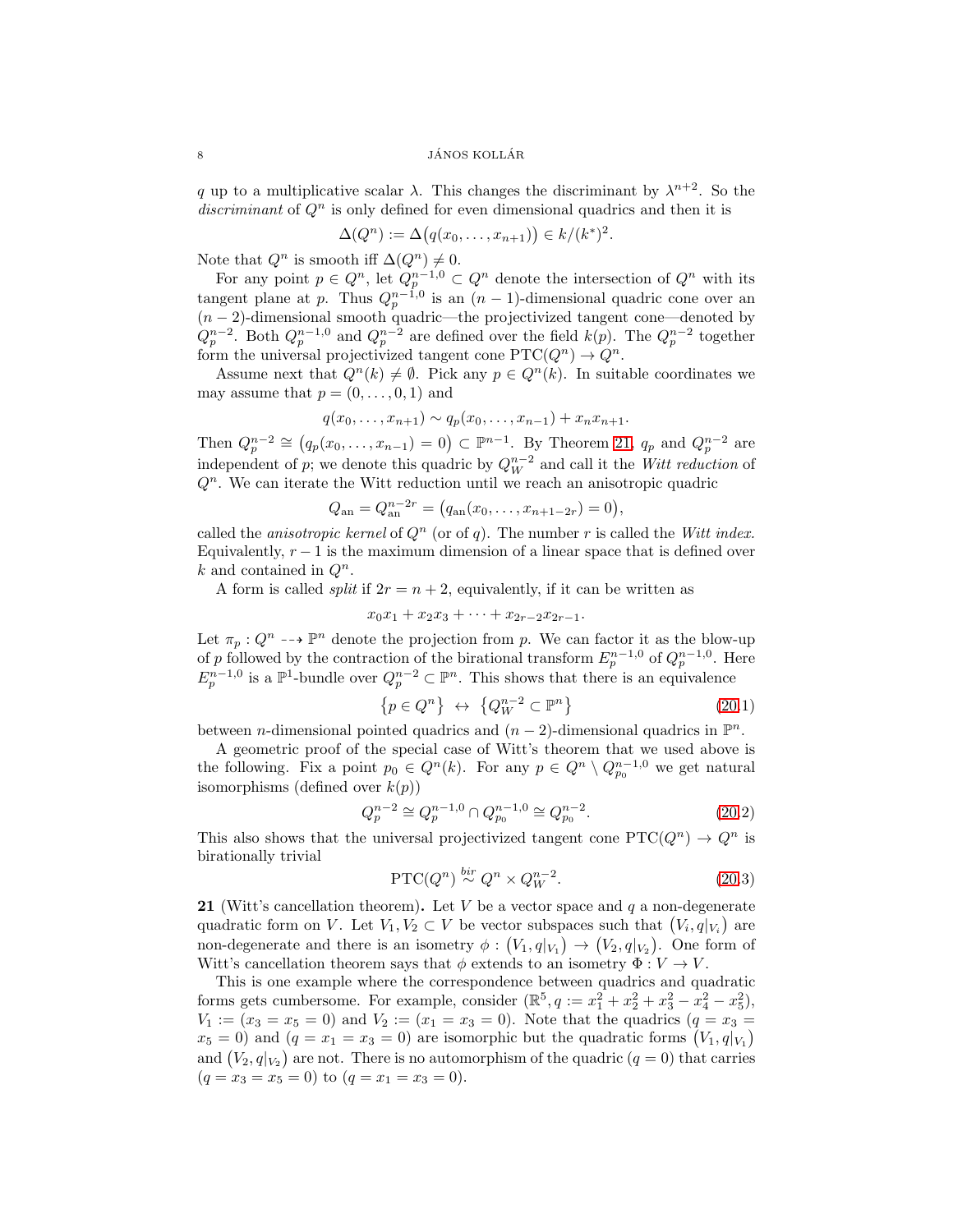$q$ up to a multiplicative scalar $\lambda$. This changes the discriminant by $\lambda^{n+2}$. So the *discriminant* of $Q^n$ is only defined for even dimensional quadrics and then it is

$$\Delta(Q^n) := \Delta\bigl(q(x_0,\dots,x_{n+1})\bigr) \in k/(k^*)^2.$$

Note that $Q^n$ is smooth iff $\Delta(Q^n) \neq 0$.

For any point $p \in Q^n$, let $Q_p^{n-1,0} \subset Q^n$ denote the intersection of $Q^n$ with its tangent plane at $p$. Thus $Q_p^{n-1,0}$ is an $(n-1)$-dimensional quadric cone over an $(n-2)$-dimensional smooth quadric—the projectivized tangent cone—denoted by $Q_p^{n-2}$. Both $Q_p^{n-1,0}$ and $Q_p^{n-2}$ are defined over the field $k(p)$. The $Q_p^{n-2}$ together form the universal projectivized tangent cone $\mathrm{PTC}(Q^n) \to Q^n$.

Assume next that $Q^n(k) \neq \emptyset$. Pick any $p \in Q^n(k)$. In suitable coordinates we may assume that $p = (0,\dots,0,1)$ and

$$q(x_0,\dots,x_{n+1}) \sim q_p(x_0,\dots,x_{n-1}) + x_n x_{n+1}.$$

Then $Q_p^{n-2} \cong \bigl(q_p(x_0,\dots,x_{n-1}) = 0\bigr) \subset \mathbb{P}^{n-1}$. By Theorem 21, $q_p$ and $Q_p^{n-2}$ are independent of $p$; we denote this quadric by $Q_W^{n-2}$ and call it the *Witt reduction* of $Q^n$. We can iterate the Witt reduction until we reach an anisotropic quadric

$$Q_{\mathrm{an}} = Q_{\mathrm{an}}^{n-2r} = \bigl(q_{\mathrm{an}}(x_0,\dots,x_{n+1-2r}) = 0\bigr),$$

called the *anisotropic kernel* of $Q^n$ (or of $q$). The number $r$ is called the *Witt index.* Equivalently, $r-1$ is the maximum dimension of a linear space that is defined over $k$ and contained in $Q^n$.

A form is called *split* if $2r = n+2$, equivalently, if it can be written as

$$x_0x_1 + x_2x_3 + \cdots + x_{2r-2}x_{2r-1}.$$

Let $\pi_p : Q^n \dashrightarrow \mathbb{P}^n$ denote the projection from $p$. We can factor it as the blow-up of $p$ followed by the contraction of the birational transform $E_p^{n-1,0}$ of $Q_p^{n-1,0}$. Here $E_p^{n-1,0}$ is a $\mathbb{P}^1$-bundle over $Q_p^{n-2} \subset \mathbb{P}^n$. This shows that there is an equivalence

$$\bigl\{p \in Q^n\bigr\} \;\leftrightarrow\; \bigl\{Q_W^{n-2} \subset \mathbb{P}^n\bigr\} \tag{20.1}$$

between $n$-dimensional pointed quadrics and $(n-2)$-dimensional quadrics in $\mathbb{P}^n$.

A geometric proof of the special case of Witt's theorem that we used above is the following. Fix a point $p_0 \in Q^n(k)$. For any $p \in Q^n \setminus Q_{p_0}^{n-1,0}$ we get natural isomorphisms (defined over $k(p)$)

$$Q_p^{n-2} \cong Q_p^{n-1,0} \cap Q_{p_0}^{n-1,0} \cong Q_{p_0}^{n-2}. \tag{20.2}$$

This also shows that the universal projectivized tangent cone $\mathrm{PTC}(Q^n) \to Q^n$ is birationally trivial

$$\mathrm{PTC}(Q^n) \overset{bir}{\sim} Q^n \times Q_W^{n-2}. \tag{20.3}$$

**21** (Witt's cancellation theorem)**.** Let $V$ be a vector space and $q$ a non-degenerate quadratic form on $V$. Let $V_1, V_2 \subset V$ be vector subspaces such that $\bigl(V_i, q|_{V_i}\bigr)$ are non-degenerate and there is an isometry $\phi : \bigl(V_1, q|_{V_1}\bigr) \to \bigl(V_2, q|_{V_2}\bigr)$. One form of Witt's cancellation theorem says that $\phi$ extends to an isometry $\Phi : V \to V$.

This is one example where the correspondence between quadrics and quadratic forms gets cumbersome. For example, consider $(\mathbb{R}^5, q := x_1^2 + x_2^2 + x_3^2 - x_4^2 - x_5^2)$, $V_1 := (x_3 = x_5 = 0)$ and $V_2 := (x_1 = x_3 = 0)$. Note that the quadrics $(q = x_3 = x_5 = 0)$ and $(q = x_1 = x_3 = 0)$ are isomorphic but the quadratic forms $\bigl(V_1, q|_{V_1}\bigr)$ and $\bigl(V_2, q|_{V_2}\bigr)$ are not. There is no automorphism of the quadric $(q = 0)$ that carries $(q = x_3 = x_5 = 0)$ to $(q = x_1 = x_3 = 0)$.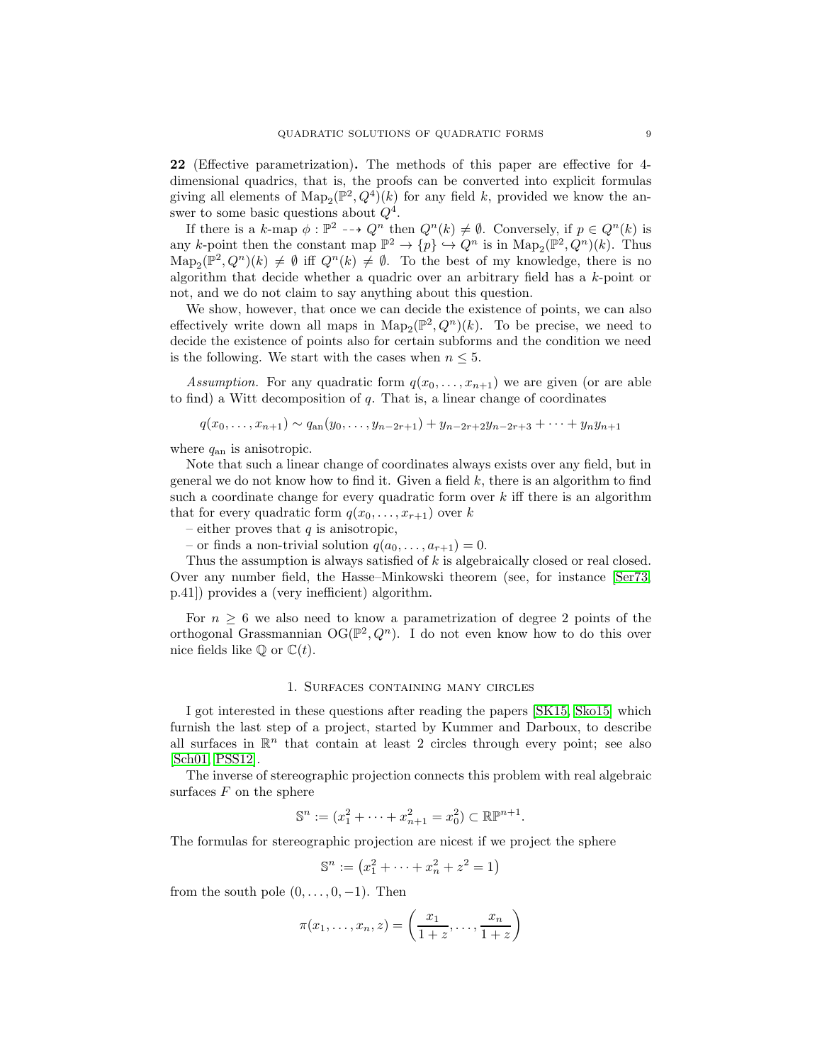**22** (Effective parametrization)**.** The methods of this paper are effective for 4-dimensional quadrics, that is, the proofs can be converted into explicit formulas giving all elements of $\operatorname{Map}_2(\mathbb{P}^2, Q^4)(k)$ for any field $k$, provided we know the answer to some basic questions about $Q^4$.

If there is a $k$-map $\phi : \mathbb{P}^2 \dashrightarrow Q^n$ then $Q^n(k) \neq \emptyset$. Conversely, if $p \in Q^n(k)$ is any $k$-point then the constant map $\mathbb{P}^2 \to \{p\} \hookrightarrow Q^n$ is in $\operatorname{Map}_2(\mathbb{P}^2, Q^n)(k)$. Thus $\operatorname{Map}_2(\mathbb{P}^2, Q^n)(k) \neq \emptyset$ iff $Q^n(k) \neq \emptyset$. To the best of my knowledge, there is no algorithm that decide whether a quadric over an arbitrary field has a $k$-point or not, and we do not claim to say anything about this question.

We show, however, that once we can decide the existence of points, we can also effectively write down all maps in $\operatorname{Map}_2(\mathbb{P}^2, Q^n)(k)$. To be precise, we need to decide the existence of points also for certain subforms and the condition we need is the following. We start with the cases when $n \leq 5$.

*Assumption.* For any quadratic form $q(x_0, \dots, x_{n+1})$ we are given (or are able to find) a Witt decomposition of $q$. That is, a linear change of coordinates

$$q(x_0, \dots, x_{n+1}) \sim q_{\mathrm{an}}(y_0, \dots, y_{n-2r+1}) + y_{n-2r+2}y_{n-2r+3} + \dots + y_n y_{n+1}$$

where $q_{\mathrm{an}}$ is anisotropic.

Note that such a linear change of coordinates always exists over any field, but in general we do not know how to find it. Given a field $k$, there is an algorithm to find such a coordinate change for every quadratic form over $k$ iff there is an algorithm that for every quadratic form $q(x_0, \dots, x_{r+1})$ over $k$

– either proves that $q$ is anisotropic,

– or finds a non-trivial solution $q(a_0, \dots, a_{r+1}) = 0$.

Thus the assumption is always satisfied of $k$ is algebraically closed or real closed. Over any number field, the Hasse–Minkowski theorem (see, for instance [Ser73, p.41]) provides a (very inefficient) algorithm.

For $n \geq 6$ we also need to know a parametrization of degree 2 points of the orthogonal Grassmannian $\operatorname{OG}(\mathbb{P}^2, Q^n)$. I do not even know how to do this over nice fields like $\mathbb{Q}$ or $\mathbb{C}(t)$.

## 1. Surfaces containing many circles

I got interested in these questions after reading the papers [SK15, Sko15] which furnish the last step of a project, started by Kummer and Darboux, to describe all surfaces in $\mathbb{R}^n$ that contain at least 2 circles through every point; see also [Sch01, PSS12].

The inverse of stereographic projection connects this problem with real algebraic surfaces $F$ on the sphere

$$\mathbb{S}^n := (x_1^2 + \dots + x_{n+1}^2 = x_0^2) \subset \mathbb{RP}^{n+1}.$$

The formulas for stereographic projection are nicest if we project the sphere

$$\mathbb{S}^n := \left(x_1^2 + \dots + x_n^2 + z^2 = 1\right)$$

from the south pole $(0, \dots, 0, -1)$. Then

$$\pi(x_1, \dots, x_n, z) = \left(\frac{x_1}{1+z}, \dots, \frac{x_n}{1+z}\right)$$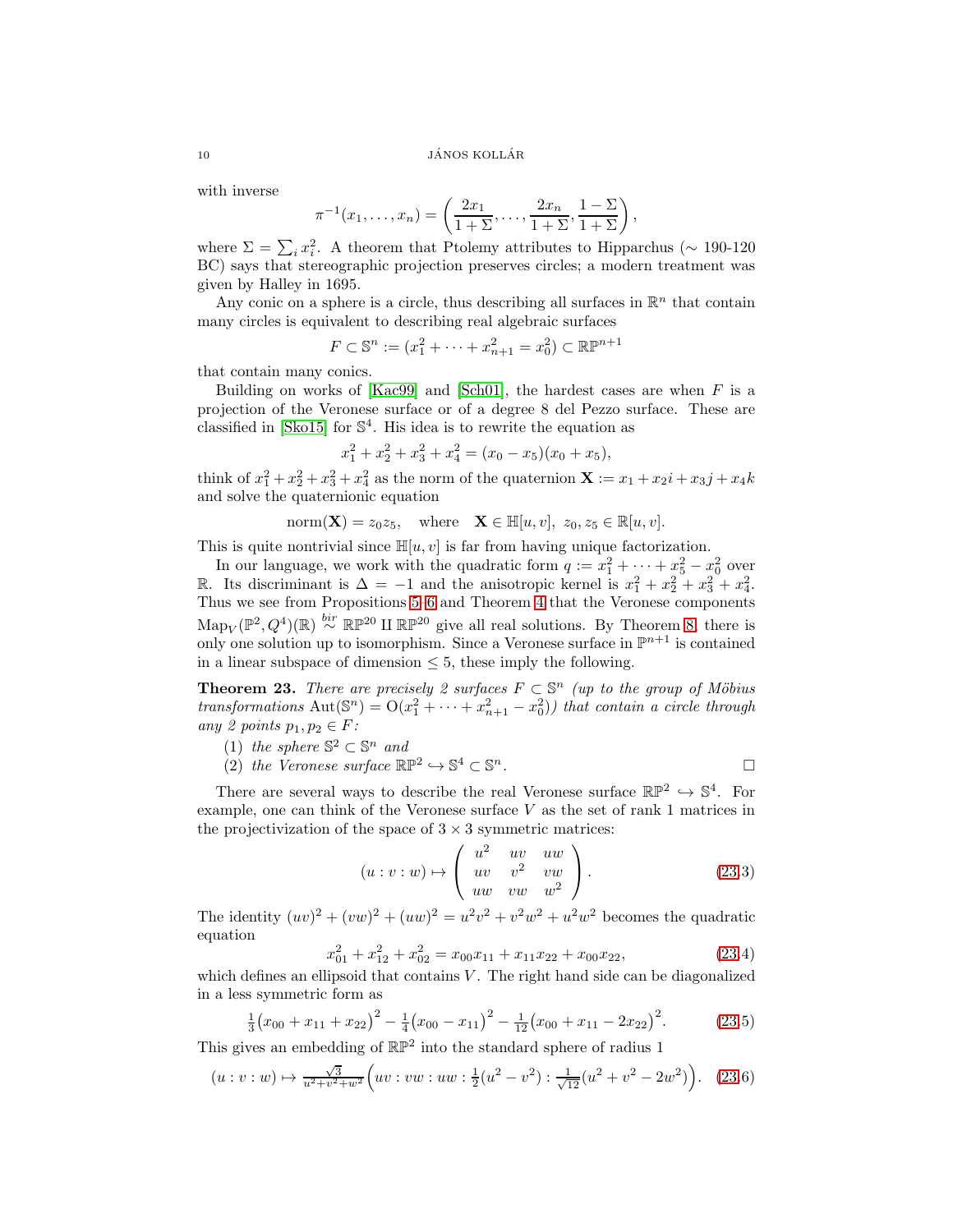with inverse

$$\pi^{-1}(x_1,\dots,x_n) = \left(\frac{2x_1}{1+\Sigma},\dots,\frac{2x_n}{1+\Sigma},\frac{1-\Sigma}{1+\Sigma}\right),$$

where $\Sigma = \sum_i x_i^2$. A theorem that Ptolemy attributes to Hipparchus ($\sim$ 190-120 BC) says that stereographic projection preserves circles; a modern treatment was given by Halley in 1695.

Any conic on a sphere is a circle, thus describing all surfaces in $\mathbb{R}^n$ that contain many circles is equivalent to describing real algebraic surfaces

$$F \subset \mathbb{S}^n := (x_1^2 + \cdots + x_{n+1}^2 = x_0^2) \subset \mathbb{RP}^{n+1}$$

that contain many conics.

Building on works of [Kac99] and [Sch01], the hardest cases are when $F$ is a projection of the Veronese surface or of a degree 8 del Pezzo surface. These are classified in [Sko15] for $\mathbb{S}^4$. His idea is to rewrite the equation as

$$x_1^2 + x_2^2 + x_3^2 + x_4^2 = (x_0 - x_5)(x_0 + x_5),$$

think of $x_1^2+x_2^2+x_3^2+x_4^2$ as the norm of the quaternion $\mathbf{X} := x_1 + x_2 i + x_3 j + x_4 k$ and solve the quaternionic equation

$$\operatorname{norm}(\mathbf{X}) = z_0 z_5, \quad \text{where} \quad \mathbf{X} \in \mathbb{H}[u,v],\ z_0, z_5 \in \mathbb{R}[u,v].$$

This is quite nontrivial since $\mathbb{H}[u,v]$ is far from having unique factorization.

In our language, we work with the quadratic form $q := x_1^2 + \cdots + x_5^2 - x_0^2$ over $\mathbb{R}$. Its discriminant is $\Delta = -1$ and the anisotropic kernel is $x_1^2+x_2^2+x_3^2+x_4^2$. Thus we see from Propositions 5–6 and Theorem 4 that the Veronese components $\operatorname{Map}_V(\mathbb{P}^2, Q^4)(\mathbb{R}) \overset{bir}{\sim} \mathbb{RP}^{20} \amalg \mathbb{RP}^{20}$ give all real solutions. By Theorem 8, there is only one solution up to isomorphism. Since a Veronese surface in $\mathbb{P}^{n+1}$ is contained in a linear subspace of dimension $\le 5$, these imply the following.

**Theorem 23.** *There are precisely 2 surfaces $F \subset \mathbb{S}^n$ (up to the group of Möbius transformations $\operatorname{Aut}(\mathbb{S}^n) = \mathrm{O}(x_1^2 + \cdots + x_{n+1}^2 - x_0^2)$) that contain a circle through any 2 points $p_1, p_2 \in F$:*

1. *the sphere $\mathbb{S}^2 \subset \mathbb{S}^n$ and*
2. *the Veronese surface $\mathbb{RP}^2 \hookrightarrow \mathbb{S}^4 \subset \mathbb{S}^n$.* □

There are several ways to describe the real Veronese surface $\mathbb{RP}^2 \hookrightarrow \mathbb{S}^4$. For example, one can think of the Veronese surface $V$ as the set of rank 1 matrices in the projectivization of the space of $3\times 3$ symmetric matrices:

$$(u:v:w) \mapsto \begin{pmatrix} u^2 & uv & uw \\ uv & v^2 & vw \\ uw & vw & w^2 \end{pmatrix}. \tag{23.3}$$

The identity $(uv)^2 + (vw)^2 + (uw)^2 = u^2v^2 + v^2w^2 + u^2w^2$ becomes the quadratic equation

$$x_{01}^2 + x_{12}^2 + x_{02}^2 = x_{00}x_{11} + x_{11}x_{22} + x_{00}x_{22}, \tag{23.4}$$

which defines an ellipsoid that contains $V$. The right hand side can be diagonalized in a less symmetric form as

$$\tfrac{1}{3}\big(x_{00}+x_{11}+x_{22}\big)^2 - \tfrac{1}{4}\big(x_{00}-x_{11}\big)^2 - \tfrac{1}{12}\big(x_{00}+x_{11}-2x_{22}\big)^2. \tag{23.5}$$

This gives an embedding of $\mathbb{RP}^2$ into the standard sphere of radius 1

$$(u:v:w) \mapsto \tfrac{\sqrt{3}}{u^2+v^2+w^2}\Big(uv : vw : uw : \tfrac{1}{2}(u^2-v^2) : \tfrac{1}{\sqrt{12}}(u^2+v^2-2w^2)\Big). \tag{23.6}$$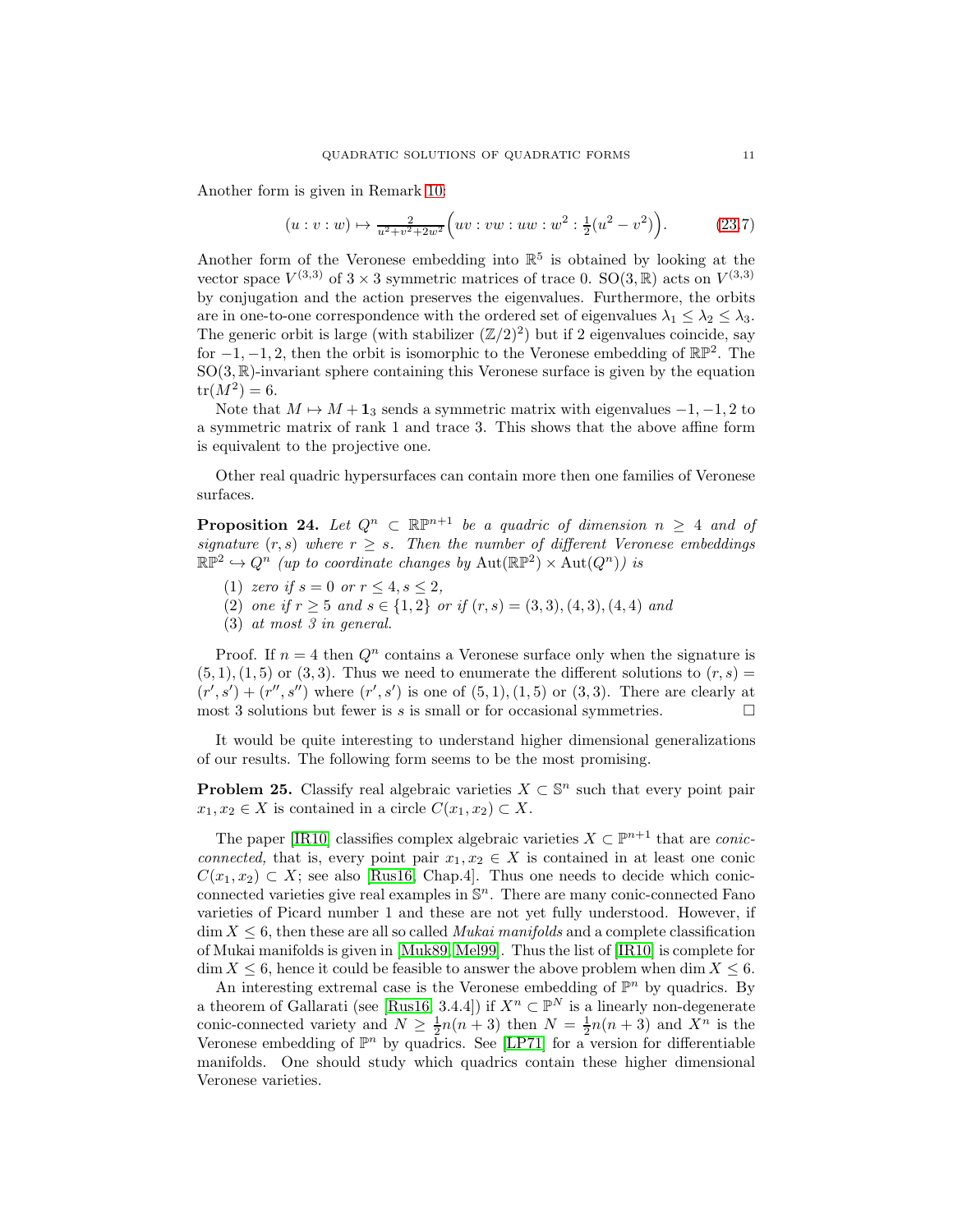Another form is given in Remark 10:

$$(u:v:w) \mapsto \tfrac{2}{u^2+v^2+2w^2}\Big(uv : vw : uw : w^2 : \tfrac{1}{2}(u^2-v^2)\Big). \tag{23.7}$$

Another form of the Veronese embedding into $\mathbb{R}^5$ is obtained by looking at the vector space $V^{(3,3)}$ of $3\times 3$ symmetric matrices of trace 0. $\mathrm{SO}(3,\mathbb{R})$ acts on $V^{(3,3)}$ by conjugation and the action preserves the eigenvalues. Furthermore, the orbits are in one-to-one correspondence with the ordered set of eigenvalues $\lambda_1 \le \lambda_2 \le \lambda_3$. The generic orbit is large (with stabilizer $(\mathbb{Z}/2)^2$) but if 2 eigenvalues coincide, say for $-1,-1,2$, then the orbit is isomorphic to the Veronese embedding of $\mathbb{RP}^2$. The $\mathrm{SO}(3,\mathbb{R})$-invariant sphere containing this Veronese surface is given by the equation $\mathrm{tr}(M^2)=6$.

Note that $M \mapsto M + \mathbf{1}_3$ sends a symmetric matrix with eigenvalues $-1,-1,2$ to a symmetric matrix of rank 1 and trace 3. This shows that the above affine form is equivalent to the projective one.

Other real quadric hypersurfaces can contain more then one families of Veronese surfaces.

**Proposition 24.** *Let $Q^n \subset \mathbb{RP}^{n+1}$ be a quadric of dimension $n \ge 4$ and of signature $(r,s)$ where $r \ge s$. Then the number of different Veronese embeddings $\mathbb{RP}^2 \hookrightarrow Q^n$ (up to coordinate changes by $\mathrm{Aut}(\mathbb{RP}^2)\times \mathrm{Aut}(Q^n)$) is*

1. *zero if $s=0$ or $r \le 4, s \le 2$,*
2. *one if $r \ge 5$ and $s \in \{1,2\}$ or if $(r,s) = (3,3), (4,3), (4,4)$ and*
3. *at most 3 in general.*

*Proof.* If $n=4$ then $Q^n$ contains a Veronese surface only when the signature is $(5,1), (1,5)$ or $(3,3)$. Thus we need to enumerate the different solutions to $(r,s) = (r',s') + (r'',s'')$ where $(r',s')$ is one of $(5,1), (1,5)$ or $(3,3)$. There are clearly at most 3 solutions but fewer is $s$ is small or for occasional symmetries. $\square$

It would be quite interesting to understand higher dimensional generalizations of our results. The following form seems to be the most promising.

**Problem 25.** Classify real algebraic varieties $X \subset \mathbb{S}^n$ such that every point pair $x_1, x_2 \in X$ is contained in a circle $C(x_1,x_2) \subset X$.

The paper [IR10] classifies complex algebraic varieties $X \subset \mathbb{P}^{n+1}$ that are *conic-connected,* that is, every point pair $x_1, x_2 \in X$ is contained in at least one conic $C(x_1,x_2) \subset X$; see also [Rus16, Chap.4]. Thus one needs to decide which conic-connected varieties give real examples in $\mathbb{S}^n$. There are many conic-connected Fano varieties of Picard number 1 and these are not yet fully understood. However, if $\dim X \le 6$, then these are all so called *Mukai manifolds* and a complete classification of Mukai manifolds is given in [Muk89, Mel99]. Thus the list of [IR10] is complete for $\dim X \le 6$, hence it could be feasible to answer the above problem when $\dim X \le 6$.

An interesting extremal case is the Veronese embedding of $\mathbb{P}^n$ by quadrics. By a theorem of Gallarati (see [Rus16, 3.4.4]) if $X^n \subset \mathbb{P}^N$ is a linearly non-degenerate conic-connected variety and $N \ge \frac{1}{2}n(n+3)$ then $N = \frac{1}{2}n(n+3)$ and $X^n$ is the Veronese embedding of $\mathbb{P}^n$ by quadrics. See [LP71] for a version for differentiable manifolds. One should study which quadrics contain these higher dimensional Veronese varieties.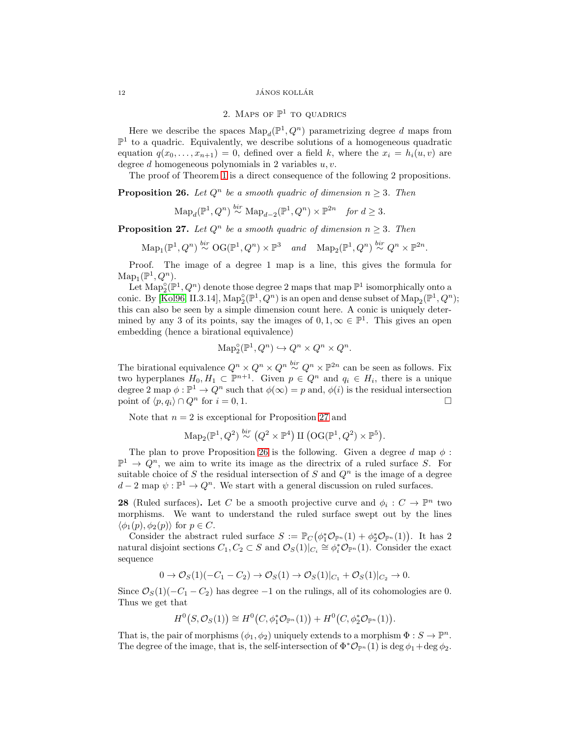## 2. Maps of $\mathbb{P}^1$ to quadrics

Here we describe the spaces $\operatorname{Map}_d(\mathbb{P}^1, Q^n)$ parametrizing degree $d$ maps from $\mathbb{P}^1$ to a quadric. Equivalently, we describe solutions of a homogeneous quadratic equation $q(x_0, \dots, x_{n+1}) = 0$, defined over a field $k$, where the $x_i = h_i(u, v)$ are degree $d$ homogeneous polynomials in 2 variables $u, v$.

The proof of Theorem 1 is a direct consequence of the following 2 propositions.

**Proposition 26.** *Let $Q^n$ be a smooth quadric of dimension $n \geq 3$. Then*

$$\operatorname{Map}_d(\mathbb{P}^1, Q^n) \overset{bir}{\sim} \operatorname{Map}_{d-2}(\mathbb{P}^1, Q^n) \times \mathbb{P}^{2n} \quad \textit{for } d \geq 3.$$

**Proposition 27.** *Let $Q^n$ be a smooth quadric of dimension $n \geq 3$. Then*

$$\operatorname{Map}_1(\mathbb{P}^1, Q^n) \overset{bir}{\sim} \operatorname{OG}(\mathbb{P}^1, Q^n) \times \mathbb{P}^3 \quad \textit{and} \quad \operatorname{Map}_2(\mathbb{P}^1, Q^n) \overset{bir}{\sim} Q^n \times \mathbb{P}^{2n}.$$

Proof. The image of a degree 1 map is a line, this gives the formula for $\operatorname{Map}_1(\mathbb{P}^1, Q^n)$.

Let $\operatorname{Map}_2^\circ(\mathbb{P}^1, Q^n)$ denote those degree 2 maps that map $\mathbb{P}^1$ isomorphically onto a conic. By [Kol96, II.3.14], $\operatorname{Map}_2^\circ(\mathbb{P}^1, Q^n)$ is an open and dense subset of $\operatorname{Map}_2(\mathbb{P}^1, Q^n)$; this can also be seen by a simple dimension count here. A conic is uniquely determined by any 3 of its points, say the images of $0, 1, \infty \in \mathbb{P}^1$. This gives an open embedding (hence a birational equivalence)

$$\operatorname{Map}_2^\circ(\mathbb{P}^1, Q^n) \hookrightarrow Q^n \times Q^n \times Q^n.$$

The birational equivalence $Q^n \times Q^n \times Q^n \overset{bir}{\sim} Q^n \times \mathbb{P}^{2n}$ can be seen as follows. Fix two hyperplanes $H_0, H_1 \subset \mathbb{P}^{n+1}$. Given $p \in Q^n$ and $q_i \in H_i$, there is a unique degree 2 map $\phi : \mathbb{P}^1 \to Q^n$ such that $\phi(\infty) = p$ and, $\phi(i)$ is the residual intersection point of $\langle p, q_i \rangle \cap Q^n$ for $i = 0, 1$. $\square$

Note that $n = 2$ is exceptional for Proposition 27 and

$$\operatorname{Map}_2(\mathbb{P}^1, Q^2) \overset{bir}{\sim} \left(Q^2 \times \mathbb{P}^4\right) \amalg \left(\operatorname{OG}(\mathbb{P}^1, Q^2) \times \mathbb{P}^5\right).$$

The plan to prove Proposition 26 is the following. Given a degree $d$ map $\phi : \mathbb{P}^1 \to Q^n$, we aim to write its image as the directrix of a ruled surface $S$. For suitable choice of $S$ the residual intersection of $S$ and $Q^n$ is the image of a degree $d-2$ map $\psi : \mathbb{P}^1 \to Q^n$. We start with a general discussion on ruled surfaces.

**28** (Ruled surfaces)**.** Let $C$ be a smooth projective curve and $\phi_i : C \to \mathbb{P}^n$ two morphisms. We want to understand the ruled surface swept out by the lines $\langle \phi_1(p), \phi_2(p) \rangle$ for $p \in C$.

Consider the abstract ruled surface $S := \mathbb{P}_C\big(\phi_1^*\mathcal{O}_{\mathbb{P}^n}(1) + \phi_2^*\mathcal{O}_{\mathbb{P}^n}(1)\big)$. It has 2 natural disjoint sections $C_1, C_2 \subset S$ and $\mathcal{O}_S(1)|_{C_i} \cong \phi_i^*\mathcal{O}_{\mathbb{P}^n}(1)$. Consider the exact sequence

$$0 \to \mathcal{O}_S(1)(-C_1 - C_2) \to \mathcal{O}_S(1) \to \mathcal{O}_S(1)|_{C_1} + \mathcal{O}_S(1)|_{C_2} \to 0.$$

Since $\mathcal{O}_S(1)(-C_1 - C_2)$ has degree $-1$ on the rulings, all of its cohomologies are 0. Thus we get that

$$H^0\big(S, \mathcal{O}_S(1)\big) \cong H^0\big(C, \phi_1^*\mathcal{O}_{\mathbb{P}^n}(1)\big) + H^0\big(C, \phi_2^*\mathcal{O}_{\mathbb{P}^n}(1)\big).$$

That is, the pair of morphisms $(\phi_1, \phi_2)$ uniquely extends to a morphism $\Phi : S \to \mathbb{P}^n$. The degree of the image, that is, the self-intersection of $\Phi^*\mathcal{O}_{\mathbb{P}^n}(1)$ is $\deg \phi_1 + \deg \phi_2$.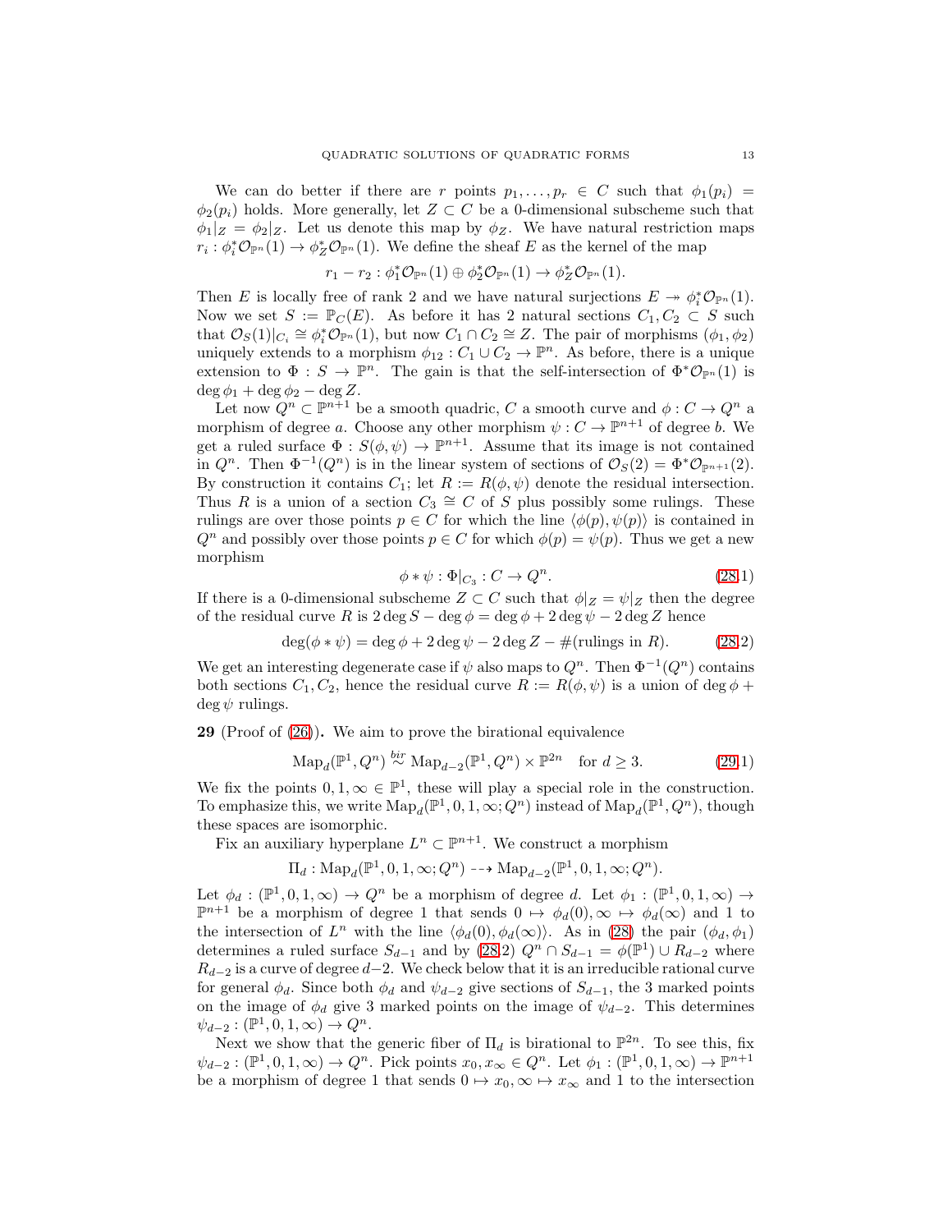We can do better if there are $r$ points $p_1, \dots, p_r \in C$ such that $\phi_1(p_i) = \phi_2(p_i)$ holds. More generally, let $Z \subset C$ be a 0-dimensional subscheme such that $\phi_1|_Z = \phi_2|_Z$. Let us denote this map by $\phi_Z$. We have natural restriction maps $r_i : \phi_i^*\mathcal{O}_{\mathbb{P}^n}(1) \to \phi_Z^*\mathcal{O}_{\mathbb{P}^n}(1)$. We define the sheaf $E$ as the kernel of the map

$$r_1 - r_2 : \phi_1^*\mathcal{O}_{\mathbb{P}^n}(1) \oplus \phi_2^*\mathcal{O}_{\mathbb{P}^n}(1) \to \phi_Z^*\mathcal{O}_{\mathbb{P}^n}(1).$$

Then $E$ is locally free of rank 2 and we have natural surjections $E \twoheadrightarrow \phi_i^*\mathcal{O}_{\mathbb{P}^n}(1)$. Now we set $S := \mathbb{P}_C(E)$. As before it has 2 natural sections $C_1, C_2 \subset S$ such that $\mathcal{O}_S(1)|_{C_i} \cong \phi_i^*\mathcal{O}_{\mathbb{P}^n}(1)$, but now $C_1 \cap C_2 \cong Z$. The pair of morphisms $(\phi_1, \phi_2)$ uniquely extends to a morphism $\phi_{12} : C_1 \cup C_2 \to \mathbb{P}^n$. As before, there is a unique extension to $\Phi : S \to \mathbb{P}^n$. The gain is that the self-intersection of $\Phi^*\mathcal{O}_{\mathbb{P}^n}(1)$ is $\deg \phi_1 + \deg \phi_2 - \deg Z$.

Let now $Q^n \subset \mathbb{P}^{n+1}$ be a smooth quadric, $C$ a smooth curve and $\phi : C \to Q^n$ a morphism of degree $a$. Choose any other morphism $\psi : C \to \mathbb{P}^{n+1}$ of degree $b$. We get a ruled surface $\Phi : S(\phi, \psi) \to \mathbb{P}^{n+1}$. Assume that its image is not contained in $Q^n$. Then $\Phi^{-1}(Q^n)$ is in the linear system of sections of $\mathcal{O}_S(2) = \Phi^*\mathcal{O}_{\mathbb{P}^{n+1}}(2)$. By construction it contains $C_1$; let $R := R(\phi, \psi)$ denote the residual intersection. Thus $R$ is a union of a section $C_3 \cong C$ of $S$ plus possibly some rulings. These rulings are over those points $p \in C$ for which the line $\langle \phi(p), \psi(p) \rangle$ is contained in $Q^n$ and possibly over those points $p \in C$ for which $\phi(p) = \psi(p)$. Thus we get a new morphism

$$\phi * \psi : \Phi|_{C_3} : C \to Q^n. \tag{28.1}$$

If there is a 0-dimensional subscheme $Z \subset C$ such that $\phi|_Z = \psi|_Z$ then the degree of the residual curve $R$ is $2 \deg S - \deg \phi = \deg \phi + 2 \deg \psi - 2 \deg Z$ hence

$$\deg(\phi * \psi) = \deg \phi + 2 \deg \psi - 2 \deg Z - \#(\text{rulings in } R). \tag{28.2}$$

We get an interesting degenerate case if $\psi$ also maps to $Q^n$. Then $\Phi^{-1}(Q^n)$ contains both sections $C_1, C_2$, hence the residual curve $R := R(\phi, \psi)$ is a union of $\deg \phi + \deg \psi$ rulings.

**29** (Proof of (26))**.** We aim to prove the birational equivalence

$$\operatorname{Map}_d(\mathbb{P}^1, Q^n) \overset{bir}{\sim} \operatorname{Map}_{d-2}(\mathbb{P}^1, Q^n) \times \mathbb{P}^{2n} \quad \text{for } d \geq 3. \tag{29.1}$$

We fix the points $0, 1, \infty \in \mathbb{P}^1$, these will play a special role in the construction. To emphasize this, we write $\operatorname{Map}_d(\mathbb{P}^1, 0, 1, \infty; Q^n)$ instead of $\operatorname{Map}_d(\mathbb{P}^1, Q^n)$, though these spaces are isomorphic.

Fix an auxiliary hyperplane $L^n \subset \mathbb{P}^{n+1}$. We construct a morphism

$$\Pi_d : \operatorname{Map}_d(\mathbb{P}^1, 0, 1, \infty; Q^n) \dashrightarrow \operatorname{Map}_{d-2}(\mathbb{P}^1, 0, 1, \infty; Q^n).$$

Let $\phi_d : (\mathbb{P}^1, 0, 1, \infty) \to Q^n$ be a morphism of degree $d$. Let $\phi_1 : (\mathbb{P}^1, 0, 1, \infty) \to \mathbb{P}^{n+1}$ be a morphism of degree 1 that sends $0 \mapsto \phi_d(0), \infty \mapsto \phi_d(\infty)$ and 1 to the intersection of $L^n$ with the line $\langle \phi_d(0), \phi_d(\infty) \rangle$. As in (28) the pair $(\phi_d, \phi_1)$ determines a ruled surface $S_{d-1}$ and by (28.2) $Q^n \cap S_{d-1} = \phi(\mathbb{P}^1) \cup R_{d-2}$ where $R_{d-2}$ is a curve of degree $d-2$. We check below that it is an irreducible rational curve for general $\phi_d$. Since both $\phi_d$ and $\psi_{d-2}$ give sections of $S_{d-1}$, the 3 marked points on the image of $\phi_d$ give 3 marked points on the image of $\psi_{d-2}$. This determines $\psi_{d-2} : (\mathbb{P}^1, 0, 1, \infty) \to Q^n$.

Next we show that the generic fiber of $\Pi_d$ is birational to $\mathbb{P}^{2n}$. To see this, fix $\psi_{d-2} : (\mathbb{P}^1, 0, 1, \infty) \to Q^n$. Pick points $x_0, x_\infty \in Q^n$. Let $\phi_1 : (\mathbb{P}^1, 0, 1, \infty) \to \mathbb{P}^{n+1}$ be a morphism of degree 1 that sends $0 \mapsto x_0, \infty \mapsto x_\infty$ and 1 to the intersection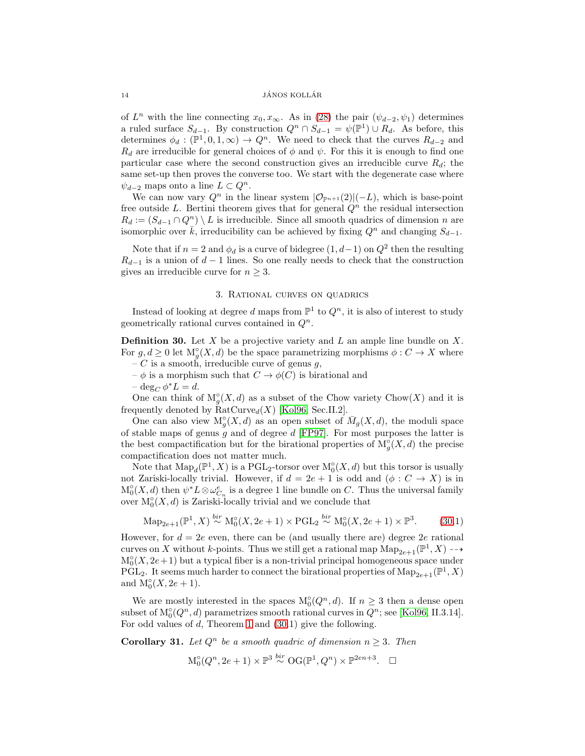of $L^n$ with the line connecting $x_0, x_\infty$. As in (28) the pair $(\psi_{d-2}, \psi_1)$ determines a ruled surface $S_{d-1}$. By construction $Q^n \cap S_{d-1} = \psi(\mathbb{P}^1) \cup R_d$. As before, this determines $\phi_d : (\mathbb{P}^1, 0, 1, \infty) \to Q^n$. We need to check that the curves $R_{d-2}$ and $R_d$ are irreducible for general choices of $\phi$ and $\psi$. For this it is enough to find one particular case where the second construction gives an irreducible curve $R_d$; the same set-up then proves the converse too. We start with the degenerate case where $\psi_{d-2}$ maps onto a line $L \subset Q^n$.

We can now vary $Q^n$ in the linear system $|\mathcal{O}_{\mathbb{P}^{n+1}}(2)|(-L)$, which is base-point free outside $L$. Bertini theorem gives that for general $Q^n$ the residual intersection $R_d := (S_{d-1} \cap Q^n) \setminus L$ is irreducible. Since all smooth quadrics of dimension $n$ are isomorphic over $\bar{k}$, irreducibility can be achieved by fixing $Q^n$ and changing $S_{d-1}$.

Note that if $n = 2$ and $\phi_d$ is a curve of bidegree $(1, d-1)$ on $Q^2$ then the resulting $R_{d-1}$ is a union of $d-1$ lines. So one really needs to check that the construction gives an irreducible curve for $n \geq 3$.

## 3. Rational curves on quadrics

Instead of looking at degree $d$ maps from $\mathbb{P}^1$ to $Q^n$, it is also of interest to study geometrically rational curves contained in $Q^n$.

**Definition 30.** Let $X$ be a projective variety and $L$ an ample line bundle on $X$. For $g, d \geq 0$ let $\mathrm{M}^\circ_g(X, d)$ be the space parametrizing morphisms $\phi : C \to X$ where

– $C$ is a smooth, irreducible curve of genus $g$,
– $\phi$ is a morphism such that $C \to \phi(C)$ is birational and
– $\deg_C \phi^* L = d$.

One can think of $\mathrm{M}^\circ_g(X, d)$ as a subset of the Chow variety $\mathrm{Chow}(X)$ and it is frequently denoted by $\mathrm{RatCurve}_d(X)$ [Kol96, Sec.II.2].

One can also view $\mathrm{M}^\circ_g(X, d)$ as an open subset of $\bar{M}_g(X, d)$, the moduli space of stable maps of genus $g$ and of degree $d$ [FP97]. For most purposes the latter is the best compactification but for the birational properties of $\mathrm{M}^\circ_g(X, d)$ the precise compactification does not matter much.

Note that $\mathrm{Map}_d(\mathbb{P}^1, X)$ is a $\mathrm{PGL}_2$-torsor over $\mathrm{M}^\circ_0(X, d)$ but this torsor is usually not Zariski-locally trivial. However, if $d = 2e + 1$ is odd and $(\phi : C \to X)$ is in $\mathrm{M}^\circ_0(X, d)$ then $\psi^* L \otimes \omega^e_{C_n}$ is a degree 1 line bundle on $C$. Thus the universal family over $\mathrm{M}^\circ_0(X, d)$ is Zariski-locally trivial and we conclude that

$$\mathrm{Map}_{2e+1}(\mathbb{P}^1, X) \overset{bir}{\sim} \mathrm{M}^\circ_0(X, 2e+1) \times \mathrm{PGL}_2 \overset{bir}{\sim} \mathrm{M}^\circ_0(X, 2e+1) \times \mathbb{P}^3. \tag{30.1}$$

However, for $d = 2e$ even, there can be (and usually there are) degree $2e$ rational curves on $X$ without $k$-points. Thus we still get a rational map $\mathrm{Map}_{2e+1}(\mathbb{P}^1, X) \dashrightarrow \mathrm{M}^\circ_0(X, 2e+1)$ but a typical fiber is a non-trivial principal homogeneous space under $\mathrm{PGL}_2$. It seems much harder to connect the birational properties of $\mathrm{Map}_{2e+1}(\mathbb{P}^1, X)$ and $\mathrm{M}^\circ_0(X, 2e+1)$.

We are mostly interested in the spaces $\mathrm{M}^\circ_0(Q^n, d)$. If $n \geq 3$ then a dense open subset of $\mathrm{M}^\circ_0(Q^n, d)$ parametrizes smooth rational curves in $Q^n$; see [Kol96, II.3.14]. For odd values of $d$, Theorem 1 and (30.1) give the following.

**Corollary 31.** *Let $Q^n$ be a smooth quadric of dimension $n \geq 3$. Then*

$$\mathrm{M}^\circ_0(Q^n, 2e+1) \times \mathbb{P}^3 \overset{bir}{\sim} \mathrm{OG}(\mathbb{P}^1, Q^n) \times \mathbb{P}^{2en+3}. \quad \square$$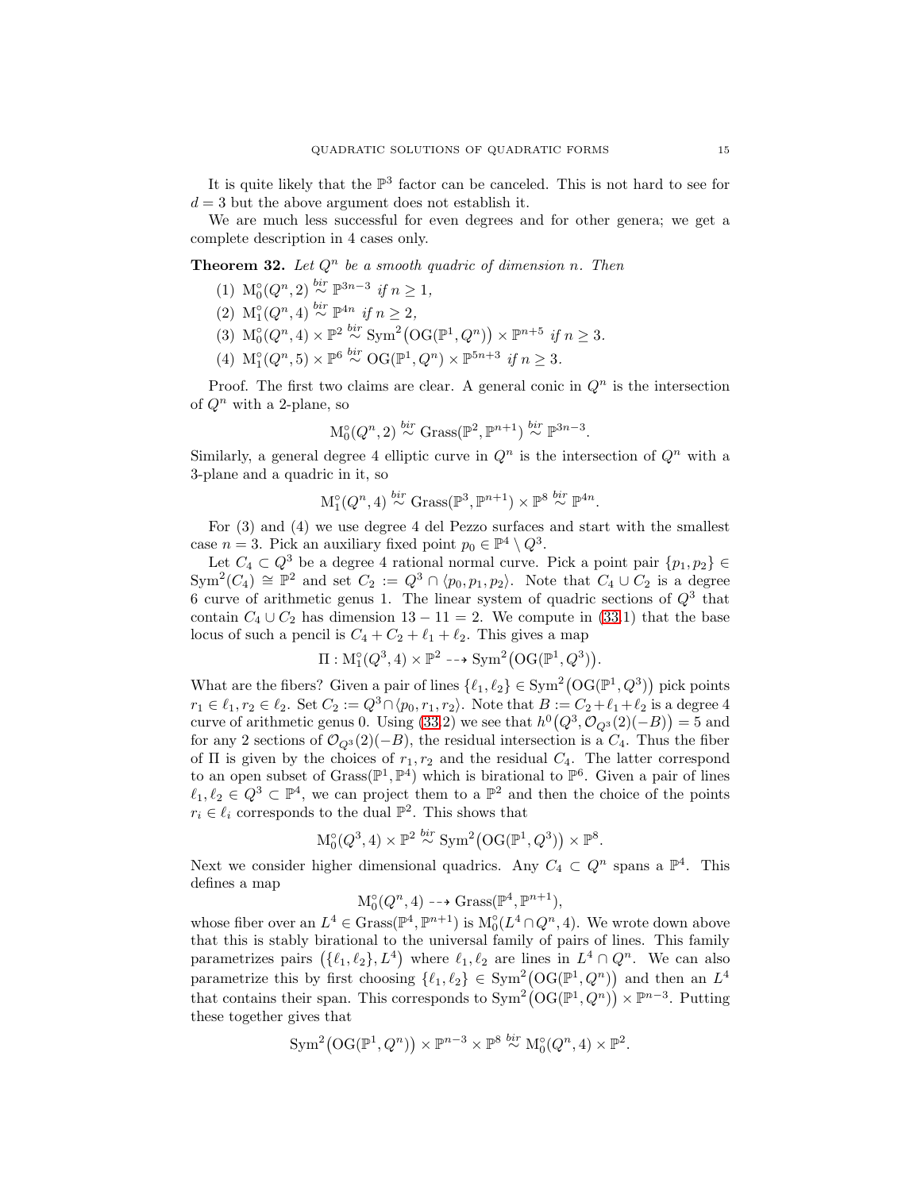It is quite likely that the $\mathbb{P}^3$ factor can be canceled. This is not hard to see for $d=3$ but the above argument does not establish it.

We are much less successful for even degrees and for other genera; we get a complete description in 4 cases only.

**Theorem 32.** *Let $Q^n$ be a smooth quadric of dimension $n$. Then*

1. $\mathrm{M}_0^\circ(Q^n,2) \overset{bir}{\sim} \mathbb{P}^{3n-3}$ *if* $n\geq 1$,
2. $\mathrm{M}_1^\circ(Q^n,4) \overset{bir}{\sim} \mathbb{P}^{4n}$ *if* $n\geq 2$,
3. $\mathrm{M}_0^\circ(Q^n,4)\times\mathbb{P}^2 \overset{bir}{\sim} \mathrm{Sym}^2\big(\mathrm{OG}(\mathbb{P}^1,Q^n)\big)\times\mathbb{P}^{n+5}$ *if* $n\geq 3$.
4. $\mathrm{M}_1^\circ(Q^n,5)\times\mathbb{P}^6 \overset{bir}{\sim} \mathrm{OG}(\mathbb{P}^1,Q^n)\times\mathbb{P}^{5n+3}$ *if* $n\geq 3$.

Proof. The first two claims are clear. A general conic in $Q^n$ is the intersection of $Q^n$ with a 2-plane, so

$$\mathrm{M}_0^\circ(Q^n,2) \overset{bir}{\sim} \mathrm{Grass}(\mathbb{P}^2,\mathbb{P}^{n+1}) \overset{bir}{\sim} \mathbb{P}^{3n-3}.$$

Similarly, a general degree 4 elliptic curve in $Q^n$ is the intersection of $Q^n$ with a 3-plane and a quadric in it, so

$$\mathrm{M}_1^\circ(Q^n,4) \overset{bir}{\sim} \mathrm{Grass}(\mathbb{P}^3,\mathbb{P}^{n+1})\times\mathbb{P}^8 \overset{bir}{\sim} \mathbb{P}^{4n}.$$

For (3) and (4) we use degree 4 del Pezzo surfaces and start with the smallest case $n=3$. Pick an auxiliary fixed point $p_0\in\mathbb{P}^4\setminus Q^3$.

Let $C_4\subset Q^3$ be a degree 4 rational normal curve. Pick a point pair $\{p_1,p_2\}\in\mathrm{Sym}^2(C_4)\cong\mathbb{P}^2$ and set $C_2:=Q^3\cap\langle p_0,p_1,p_2\rangle$. Note that $C_4\cup C_2$ is a degree 6 curve of arithmetic genus 1. The linear system of quadric sections of $Q^3$ that contain $C_4\cup C_2$ has dimension $13-11=2$. We compute in (33.1) that the base locus of such a pencil is $C_4+C_2+\ell_1+\ell_2$. This gives a map

$$\Pi:\mathrm{M}_1^\circ(Q^3,4)\times\mathbb{P}^2 \dashrightarrow \mathrm{Sym}^2\big(\mathrm{OG}(\mathbb{P}^1,Q^3)\big).$$

What are the fibers? Given a pair of lines $\{\ell_1,\ell_2\}\in\mathrm{Sym}^2\big(\mathrm{OG}(\mathbb{P}^1,Q^3)\big)$ pick points $r_1\in\ell_1, r_2\in\ell_2$. Set $C_2:=Q^3\cap\langle p_0,r_1,r_2\rangle$. Note that $B:=C_2+\ell_1+\ell_2$ is a degree 4 curve of arithmetic genus 0. Using (33.2) we see that $h^0\big(Q^3,\mathcal{O}_{Q^3}(2)(-B)\big)=5$ and for any 2 sections of $\mathcal{O}_{Q^3}(2)(-B)$, the residual intersection is a $C_4$. Thus the fiber of $\Pi$ is given by the choices of $r_1,r_2$ and the residual $C_4$. The latter correspond to an open subset of $\mathrm{Grass}(\mathbb{P}^1,\mathbb{P}^4)$ which is birational to $\mathbb{P}^6$. Given a pair of lines $\ell_1,\ell_2\in Q^3\subset\mathbb{P}^4$, we can project them to a $\mathbb{P}^2$ and then the choice of the points $r_i\in\ell_i$ corresponds to the dual $\mathbb{P}^2$. This shows that

$$\mathrm{M}_0^\circ(Q^3,4)\times\mathbb{P}^2 \overset{bir}{\sim} \mathrm{Sym}^2\big(\mathrm{OG}(\mathbb{P}^1,Q^3)\big)\times\mathbb{P}^8.$$

Next we consider higher dimensional quadrics. Any $C_4\subset Q^n$ spans a $\mathbb{P}^4$. This defines a map

$$\mathrm{M}_0^\circ(Q^n,4)\dashrightarrow\mathrm{Grass}(\mathbb{P}^4,\mathbb{P}^{n+1}),$$

whose fiber over an $L^4\in\mathrm{Grass}(\mathbb{P}^4,\mathbb{P}^{n+1})$ is $\mathrm{M}_0^\circ(L^4\cap Q^n,4)$. We wrote down above that this is stably birational to the universal family of pairs of lines. This family parametrizes pairs $\big(\{\ell_1,\ell_2\},L^4\big)$ where $\ell_1,\ell_2$ are lines in $L^4\cap Q^n$. We can also parametrize this by first choosing $\{\ell_1,\ell_2\}\in\mathrm{Sym}^2\big(\mathrm{OG}(\mathbb{P}^1,Q^n)\big)$ and then an $L^4$ that contains their span. This corresponds to $\mathrm{Sym}^2\big(\mathrm{OG}(\mathbb{P}^1,Q^n)\big)\times\mathbb{P}^{n-3}$. Putting these together gives that

$$\mathrm{Sym}^2\big(\mathrm{OG}(\mathbb{P}^1,Q^n)\big)\times\mathbb{P}^{n-3}\times\mathbb{P}^8 \overset{bir}{\sim} \mathrm{M}_0^\circ(Q^n,4)\times\mathbb{P}^2.$$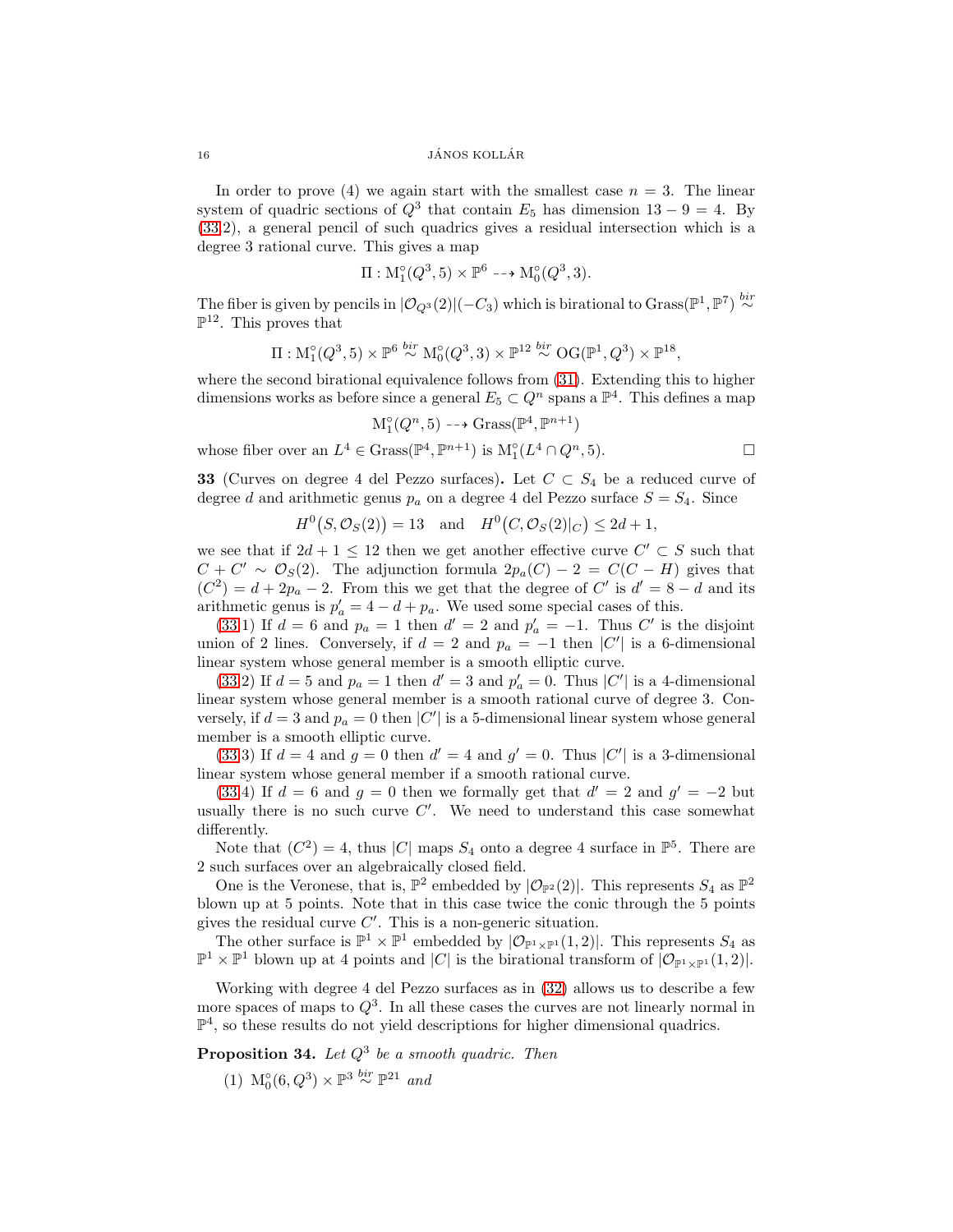In order to prove (4) we again start with the smallest case $n = 3$. The linear system of quadric sections of $Q^3$ that contain $E_5$ has dimension $13 - 9 = 4$. By (33.2), a general pencil of such quadrics gives a residual intersection which is a degree 3 rational curve. This gives a map

$$\Pi : \mathrm{M}_1^\circ(Q^3, 5) \times \mathbb{P}^6 \dashrightarrow \mathrm{M}_0^\circ(Q^3, 3).$$

The fiber is given by pencils in $|\mathcal{O}_{Q^3}(2)|(-C_3)$ which is birational to $\mathrm{Grass}(\mathbb{P}^1, \mathbb{P}^7) \overset{bir}{\sim} \mathbb{P}^{12}$. This proves that

$$\Pi : \mathrm{M}_1^\circ(Q^3, 5) \times \mathbb{P}^6 \overset{bir}{\sim} \mathrm{M}_0^\circ(Q^3, 3) \times \mathbb{P}^{12} \overset{bir}{\sim} \mathrm{OG}(\mathbb{P}^1, Q^3) \times \mathbb{P}^{18},$$

where the second birational equivalence follows from (31). Extending this to higher dimensions works as before since a general $E_5 \subset Q^n$ spans a $\mathbb{P}^4$. This defines a map

$$\mathrm{M}_1^\circ(Q^n, 5) \dashrightarrow \mathrm{Grass}(\mathbb{P}^4, \mathbb{P}^{n+1})$$

whose fiber over an $L^4 \in \mathrm{Grass}(\mathbb{P}^4, \mathbb{P}^{n+1})$ is $\mathrm{M}_1^\circ(L^4 \cap Q^n, 5)$. □

**33** (Curves on degree 4 del Pezzo surfaces)**.** Let $C \subset S_4$ be a reduced curve of degree $d$ and arithmetic genus $p_a$ on a degree 4 del Pezzo surface $S = S_4$. Since

$$H^0\big(S, \mathcal{O}_S(2)\big) = 13 \quad \text{and} \quad H^0\big(C, \mathcal{O}_S(2)|_C\big) \leq 2d + 1,$$

we see that if $2d + 1 \leq 12$ then we get another effective curve $C' \subset S$ such that $C + C' \sim \mathcal{O}_S(2)$. The adjunction formula $2p_a(C) - 2 = C(C - H)$ gives that $(C^2) = d + 2p_a - 2$. From this we get that the degree of $C'$ is $d' = 8 - d$ and its arithmetic genus is $p_a' = 4 - d + p_a$. We used some special cases of this.

(33.1) If $d = 6$ and $p_a = 1$ then $d' = 2$ and $p_a' = -1$. Thus $C'$ is the disjoint union of 2 lines. Conversely, if $d = 2$ and $p_a = -1$ then $|C'|$ is a 6-dimensional linear system whose general member is a smooth elliptic curve.

(33.2) If $d = 5$ and $p_a = 1$ then $d' = 3$ and $p_a' = 0$. Thus $|C'|$ is a 4-dimensional linear system whose general member is a smooth rational curve of degree 3. Conversely, if $d = 3$ and $p_a = 0$ then $|C'|$ is a 5-dimensional linear system whose general member is a smooth elliptic curve.

(33.3) If $d = 4$ and $g = 0$ then $d' = 4$ and $g' = 0$. Thus $|C'|$ is a 3-dimensional linear system whose general member if a smooth rational curve.

(33.4) If $d = 6$ and $g = 0$ then we formally get that $d' = 2$ and $g' = -2$ but usually there is no such curve $C'$. We need to understand this case somewhat differently.

Note that $(C^2) = 4$, thus $|C|$ maps $S_4$ onto a degree 4 surface in $\mathbb{P}^5$. There are 2 such surfaces over an algebraically closed field.

One is the Veronese, that is, $\mathbb{P}^2$ embedded by $|\mathcal{O}_{\mathbb{P}^2}(2)|$. This represents $S_4$ as $\mathbb{P}^2$ blown up at 5 points. Note that in this case twice the conic through the 5 points gives the residual curve $C'$. This is a non-generic situation.

The other surface is $\mathbb{P}^1 \times \mathbb{P}^1$ embedded by $|\mathcal{O}_{\mathbb{P}^1 \times \mathbb{P}^1}(1, 2)|$. This represents $S_4$ as $\mathbb{P}^1 \times \mathbb{P}^1$ blown up at 4 points and $|C|$ is the birational transform of $|\mathcal{O}_{\mathbb{P}^1 \times \mathbb{P}^1}(1, 2)|$.

Working with degree 4 del Pezzo surfaces as in (32) allows us to describe a few more spaces of maps to $Q^3$. In all these cases the curves are not linearly normal in $\mathbb{P}^4$, so these results do not yield descriptions for higher dimensional quadrics.

**Proposition 34.** *Let $Q^3$ be a smooth quadric. Then*

(1) $\mathrm{M}_0^\circ(6, Q^3) \times \mathbb{P}^3 \overset{bir}{\sim} \mathbb{P}^{21}$ *and*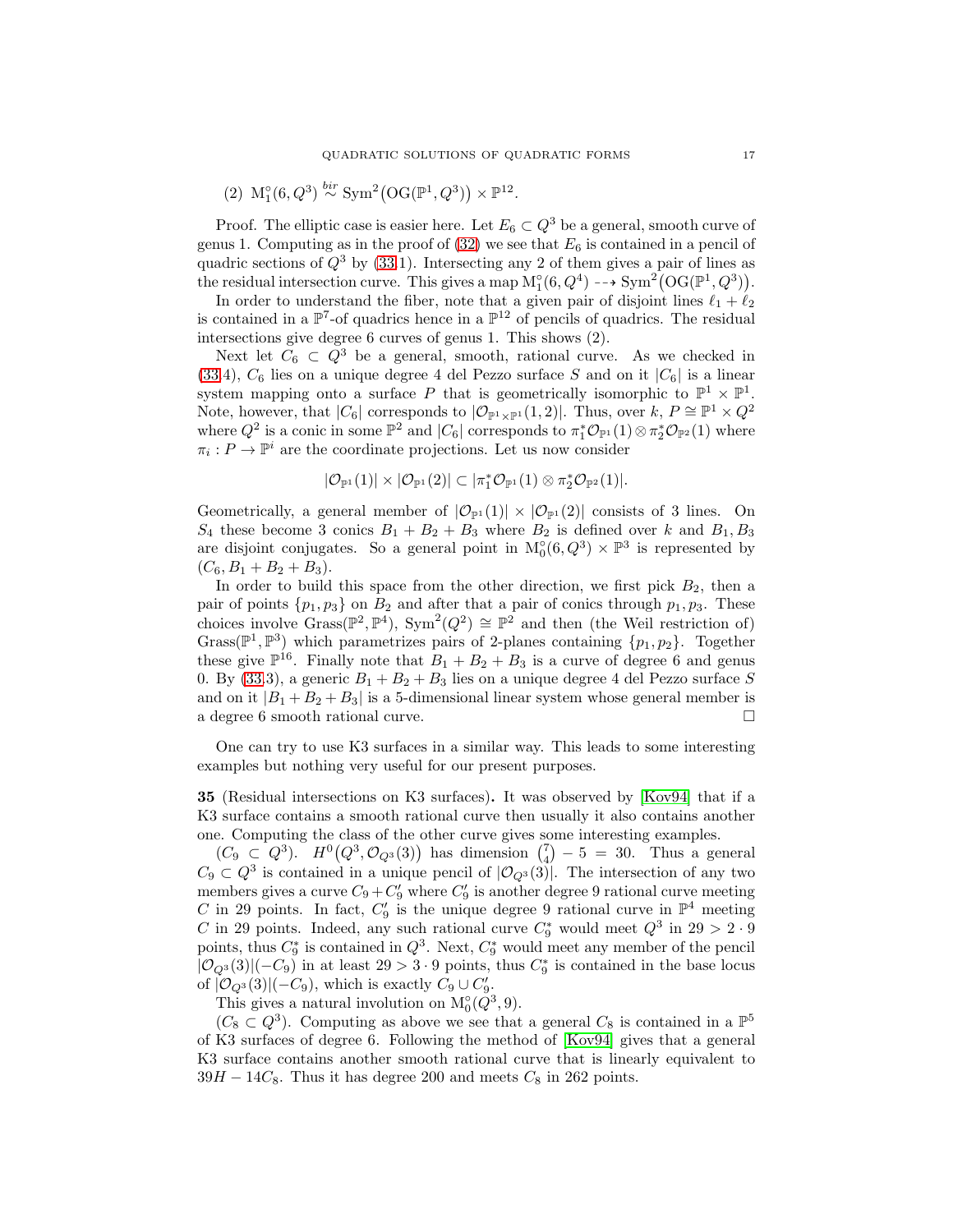(2) $\mathrm{M}_1^\circ(6,Q^3) \overset{bir}{\sim} \mathrm{Sym}^2\big(\mathrm{OG}(\mathbb{P}^1,Q^3)\big)\times\mathbb{P}^{12}$.

Proof. The elliptic case is easier here. Let $E_6\subset Q^3$ be a general, smooth curve of genus 1. Computing as in the proof of (32) we see that $E_6$ is contained in a pencil of quadric sections of $Q^3$ by (33.1). Intersecting any 2 of them gives a pair of lines as the residual intersection curve. This gives a map $\mathrm{M}_1^\circ(6,Q^4)\dashrightarrow \mathrm{Sym}^2\big(\mathrm{OG}(\mathbb{P}^1,Q^3)\big)$.

In order to understand the fiber, note that a given pair of disjoint lines $\ell_1+\ell_2$ is contained in a $\mathbb{P}^7$-of quadrics hence in a $\mathbb{P}^{12}$ of pencils of quadrics. The residual intersections give degree 6 curves of genus 1. This shows (2).

Next let $C_6\subset Q^3$ be a general, smooth, rational curve. As we checked in (33.4), $C_6$ lies on a unique degree 4 del Pezzo surface $S$ and on it $|C_6|$ is a linear system mapping onto a surface $P$ that is geometrically isomorphic to $\mathbb{P}^1\times\mathbb{P}^1$. Note, however, that $|C_6|$ corresponds to $|\mathcal{O}_{\mathbb{P}^1\times\mathbb{P}^1}(1,2)|$. Thus, over $k$, $P\cong\mathbb{P}^1\times Q^2$ where $Q^2$ is a conic in some $\mathbb{P}^2$ and $|C_6|$ corresponds to $\pi_1^*\mathcal{O}_{\mathbb{P}^1}(1)\otimes\pi_2^*\mathcal{O}_{\mathbb{P}^2}(1)$ where $\pi_i:P\to\mathbb{P}^i$ are the coordinate projections. Let us now consider

$$|\mathcal{O}_{\mathbb{P}^1}(1)|\times|\mathcal{O}_{\mathbb{P}^1}(2)|\subset|\pi_1^*\mathcal{O}_{\mathbb{P}^1}(1)\otimes\pi_2^*\mathcal{O}_{\mathbb{P}^2}(1)|.$$

Geometrically, a general member of $|\mathcal{O}_{\mathbb{P}^1}(1)|\times|\mathcal{O}_{\mathbb{P}^1}(2)|$ consists of 3 lines. On $S_4$ these become 3 conics $B_1+B_2+B_3$ where $B_2$ is defined over $k$ and $B_1,B_3$ are disjoint conjugates. So a general point in $\mathrm{M}_0^\circ(6,Q^3)\times\mathbb{P}^3$ is represented by $(C_6, B_1+B_2+B_3)$.

In order to build this space from the other direction, we first pick $B_2$, then a pair of points $\{p_1,p_3\}$ on $B_2$ and after that a pair of conics through $p_1,p_3$. These choices involve $\mathrm{Grass}(\mathbb{P}^2,\mathbb{P}^4)$, $\mathrm{Sym}^2(Q^2)\cong\mathbb{P}^2$ and then (the Weil restriction of) $\mathrm{Grass}(\mathbb{P}^1,\mathbb{P}^3)$ which parametrizes pairs of 2-planes containing $\{p_1,p_2\}$. Together these give $\mathbb{P}^{16}$. Finally note that $B_1+B_2+B_3$ is a curve of degree 6 and genus 0. By (33.3), a generic $B_1+B_2+B_3$ lies on a unique degree 4 del Pezzo surface $S$ and on it $|B_1+B_2+B_3|$ is a 5-dimensional linear system whose general member is a degree 6 smooth rational curve. □

One can try to use K3 surfaces in a similar way. This leads to some interesting examples but nothing very useful for our present purposes.

**35** (Residual intersections on K3 surfaces)**.** It was observed by [Kov94] that if a K3 surface contains a smooth rational curve then usually it also contains another one. Computing the class of the other curve gives some interesting examples.

($C_9\subset Q^3$). $H^0\big(Q^3,\mathcal{O}_{Q^3}(3)\big)$ has dimension $\binom{7}{4}-5=30$. Thus a general $C_9\subset Q^3$ is contained in a unique pencil of $|\mathcal{O}_{Q^3}(3)|$. The intersection of any two members gives a curve $C_9+C_9'$ where $C_9'$ is another degree 9 rational curve meeting $C$ in 29 points. In fact, $C_9'$ is the unique degree 9 rational curve in $\mathbb{P}^4$ meeting $C$ in 29 points. Indeed, any such rational curve $C_9^*$ would meet $Q^3$ in $29>2\cdot 9$ points, thus $C_9^*$ is contained in $Q^3$. Next, $C_9^*$ would meet any member of the pencil $|\mathcal{O}_{Q^3}(3)|(-C_9)$ in at least $29>3\cdot 9$ points, thus $C_9^*$ is contained in the base locus of $|\mathcal{O}_{Q^3}(3)|(-C_9)$, which is exactly $C_9\cup C_9'$.

This gives a natural involution on $\mathrm{M}_0^\circ(Q^3,9)$.

($C_8\subset Q^3$). Computing as above we see that a general $C_8$ is contained in a $\mathbb{P}^5$ of K3 surfaces of degree 6. Following the method of [Kov94] gives that a general K3 surface contains another smooth rational curve that is linearly equivalent to $39H-14C_8$. Thus it has degree 200 and meets $C_8$ in 262 points.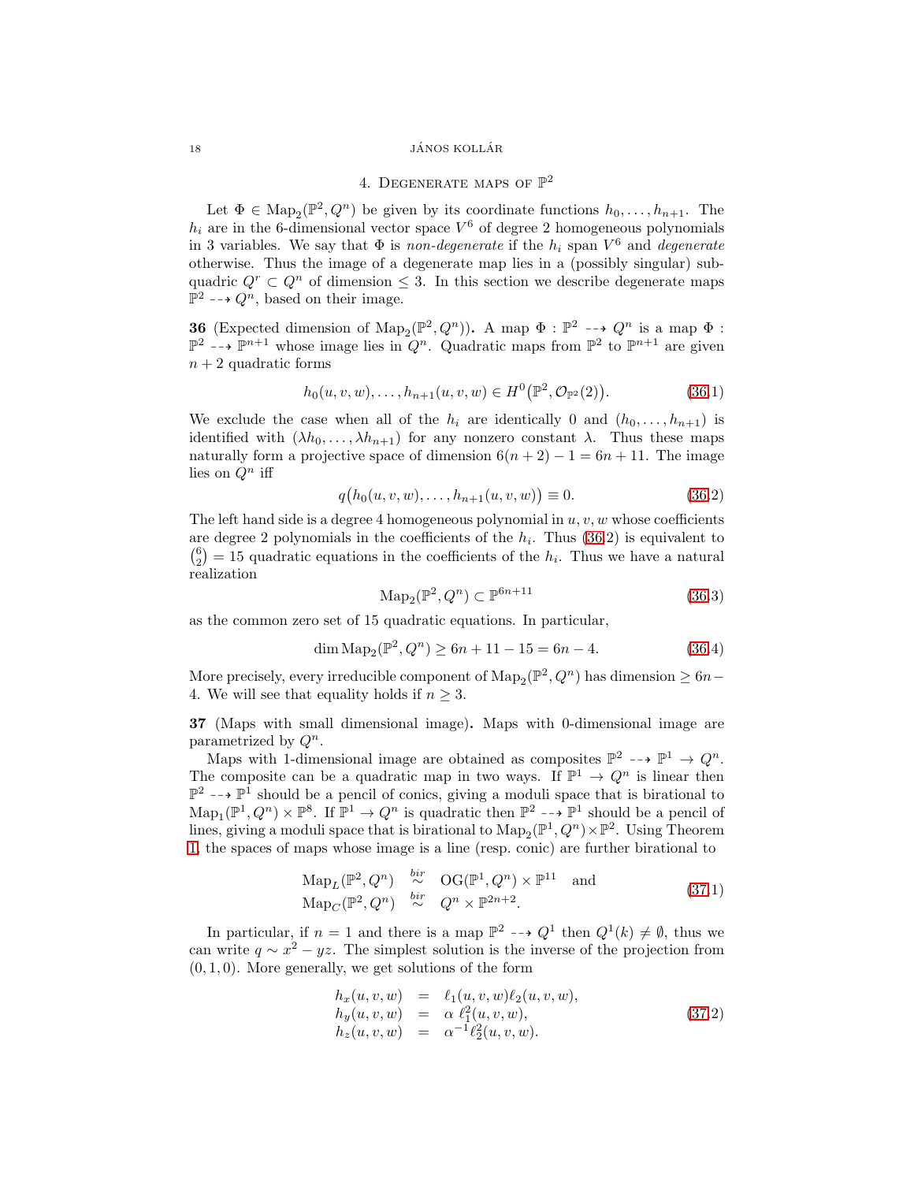## 4. Degenerate maps of $\mathbb{P}^2$

Let $\Phi \in \operatorname{Map}_2(\mathbb{P}^2, Q^n)$ be given by its coordinate functions $h_0, \dots, h_{n+1}$. The $h_i$ are in the 6-dimensional vector space $V^6$ of degree 2 homogeneous polynomials in 3 variables. We say that $\Phi$ is *non-degenerate* if the $h_i$ span $V^6$ and *degenerate* otherwise. Thus the image of a degenerate map lies in a (possibly singular) sub-quadric $Q^r \subset Q^n$ of dimension $\leq 3$. In this section we describe degenerate maps $\mathbb{P}^2 \dashrightarrow Q^n$, based on their image.

**36** (Expected dimension of $\operatorname{Map}_2(\mathbb{P}^2, Q^n)$)**.** A map $\Phi : \mathbb{P}^2 \dashrightarrow Q^n$ is a map $\Phi : \mathbb{P}^2 \dashrightarrow \mathbb{P}^{n+1}$ whose image lies in $Q^n$. Quadratic maps from $\mathbb{P}^2$ to $\mathbb{P}^{n+1}$ are given $n+2$ quadratic forms

$$h_0(u,v,w), \dots, h_{n+1}(u,v,w) \in H^0\big(\mathbb{P}^2, \mathcal{O}_{\mathbb{P}^2}(2)\big). \tag{36.1}$$

We exclude the case when all of the $h_i$ are identically 0 and $(h_0, \dots, h_{n+1})$ is identified with $(\lambda h_0, \dots, \lambda h_{n+1})$ for any nonzero constant $\lambda$. Thus these maps naturally form a projective space of dimension $6(n+2) - 1 = 6n + 11$. The image lies on $Q^n$ iff

$$q\big(h_0(u,v,w), \dots, h_{n+1}(u,v,w)\big) \equiv 0. \tag{36.2}$$

The left hand side is a degree 4 homogeneous polynomial in $u, v, w$ whose coefficients are degree 2 polynomials in the coefficients of the $h_i$. Thus (36.2) is equivalent to $\binom{6}{2} = 15$ quadratic equations in the coefficients of the $h_i$. Thus we have a natural realization

$$\operatorname{Map}_2(\mathbb{P}^2, Q^n) \subset \mathbb{P}^{6n+11} \tag{36.3}$$

as the common zero set of 15 quadratic equations. In particular,

$$\dim \operatorname{Map}_2(\mathbb{P}^2, Q^n) \geq 6n + 11 - 15 = 6n - 4. \tag{36.4}$$

More precisely, every irreducible component of $\operatorname{Map}_2(\mathbb{P}^2, Q^n)$ has dimension $\geq 6n - 4$. We will see that equality holds if $n \geq 3$.

**37** (Maps with small dimensional image)**.** Maps with 0-dimensional image are parametrized by $Q^n$.

Maps with 1-dimensional image are obtained as composites $\mathbb{P}^2 \dashrightarrow \mathbb{P}^1 \to Q^n$. The composite can be a quadratic map in two ways. If $\mathbb{P}^1 \to Q^n$ is linear then $\mathbb{P}^2 \dashrightarrow \mathbb{P}^1$ should be a pencil of conics, giving a moduli space that is birational to $\operatorname{Map}_1(\mathbb{P}^1, Q^n) \times \mathbb{P}^8$. If $\mathbb{P}^1 \to Q^n$ is quadratic then $\mathbb{P}^2 \dashrightarrow \mathbb{P}^1$ should be a pencil of lines, giving a moduli space that is birational to $\operatorname{Map}_2(\mathbb{P}^1, Q^n) \times \mathbb{P}^2$. Using Theorem 1, the spaces of maps whose image is a line (resp. conic) are further birational to

$$\begin{array}{lcl} \operatorname{Map}_L(\mathbb{P}^2, Q^n) & \overset{bir}{\sim} & \operatorname{OG}(\mathbb{P}^1, Q^n) \times \mathbb{P}^{11} \quad \text{and} \\ \operatorname{Map}_C(\mathbb{P}^2, Q^n) & \overset{bir}{\sim} & Q^n \times \mathbb{P}^{2n+2}. \end{array} \tag{37.1}$$

In particular, if $n = 1$ and there is a map $\mathbb{P}^2 \dashrightarrow Q^1$ then $Q^1(k) \neq \emptyset$, thus we can write $q \sim x^2 - yz$. The simplest solution is the inverse of the projection from $(0,1,0)$. More generally, we get solutions of the form

$$\begin{array}{lcl} h_x(u,v,w) & = & \ell_1(u,v,w)\ell_2(u,v,w), \\ h_y(u,v,w) & = & \alpha\ \ell_1^2(u,v,w), \\ h_z(u,v,w) & = & \alpha^{-1}\ell_2^2(u,v,w). \end{array} \tag{37.2}$$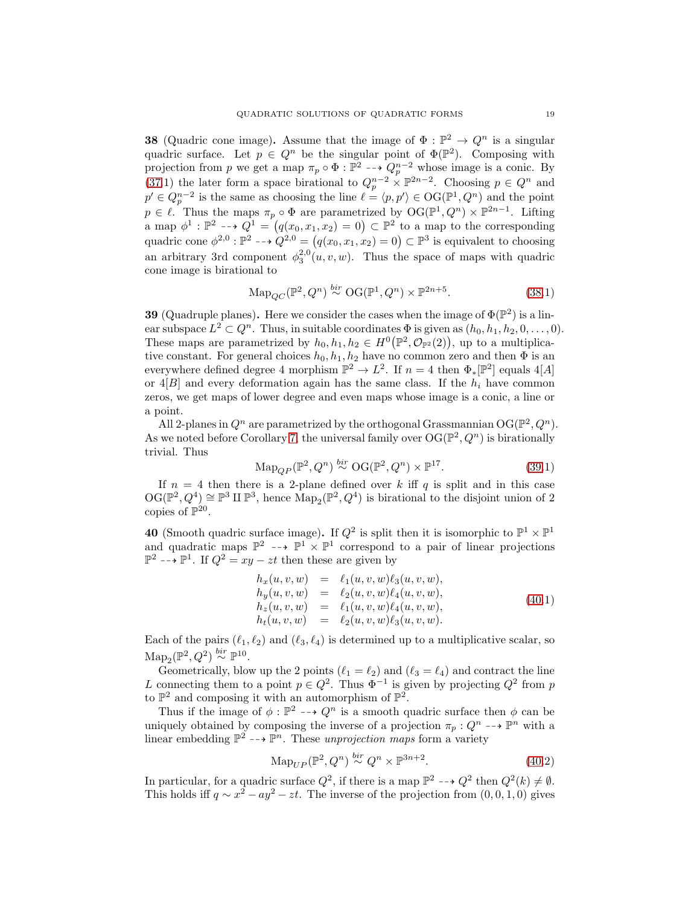**38** (Quadric cone image)**.** Assume that the image of $\Phi : \mathbb{P}^2 \to Q^n$ is a singular quadric surface. Let $p \in Q^n$ be the singular point of $\Phi(\mathbb{P}^2)$. Composing with projection from $p$ we get a map $\pi_p \circ \Phi : \mathbb{P}^2 \dashrightarrow Q_p^{n-2}$ whose image is a conic. By (37.1) the later form a space birational to $Q_p^{n-2} \times \mathbb{P}^{2n-2}$. Choosing $p \in Q^n$ and $p' \in Q_p^{n-2}$ is the same as choosing the line $\ell = \langle p, p' \rangle \in \mathrm{OG}(\mathbb{P}^1, Q^n)$ and the point $p \in \ell$. Thus the maps $\pi_p \circ \Phi$ are parametrized by $\mathrm{OG}(\mathbb{P}^1, Q^n) \times \mathbb{P}^{2n-1}$. Lifting a map $\phi^1 : \mathbb{P}^2 \dashrightarrow Q^1 = \big(q(x_0, x_1, x_2) = 0\big) \subset \mathbb{P}^2$ to a map to the corresponding quadric cone $\phi^{2,0} : \mathbb{P}^2 \dashrightarrow Q^{2,0} = \big(q(x_0, x_1, x_2) = 0\big) \subset \mathbb{P}^3$ is equivalent to choosing an arbitrary 3rd component $\phi_3^{2,0}(u, v, w)$. Thus the space of maps with quadric cone image is birational to

$$\mathrm{Map}_{QC}(\mathbb{P}^2, Q^n) \overset{bir}{\sim} \mathrm{OG}(\mathbb{P}^1, Q^n) \times \mathbb{P}^{2n+5}. \tag{38.1}$$

**39** (Quadruple planes)**.** Here we consider the cases when the image of $\Phi(\mathbb{P}^2)$ is a linear subspace $L^2 \subset Q^n$. Thus, in suitable coordinates $\Phi$ is given as $(h_0, h_1, h_2, 0, \dots, 0)$. These maps are parametrized by $h_0, h_1, h_2 \in H^0\big(\mathbb{P}^2, \mathcal{O}_{\mathbb{P}^2}(2)\big)$, up to a multiplicative constant. For general choices $h_0, h_1, h_2$ have no common zero and then $\Phi$ is an everywhere defined degree 4 morphism $\mathbb{P}^2 \to L^2$. If $n = 4$ then $\Phi_*[\mathbb{P}^2]$ equals $4[A]$ or $4[B]$ and every deformation again has the same class. If the $h_i$ have common zeros, we get maps of lower degree and even maps whose image is a conic, a line or a point.

All 2-planes in $Q^n$ are parametrized by the orthogonal Grassmannian $\mathrm{OG}(\mathbb{P}^2, Q^n)$. As we noted before Corollary 7, the universal family over $\mathrm{OG}(\mathbb{P}^2, Q^n)$ is birationally trivial. Thus

$$\mathrm{Map}_{QP}(\mathbb{P}^2, Q^n) \overset{bir}{\sim} \mathrm{OG}(\mathbb{P}^2, Q^n) \times \mathbb{P}^{17}. \tag{39.1}$$

If $n = 4$ then there is a 2-plane defined over $k$ iff $q$ is split and in this case $\mathrm{OG}(\mathbb{P}^2, Q^4) \cong \mathbb{P}^3 \amalg \mathbb{P}^3$, hence $\mathrm{Map}_2(\mathbb{P}^2, Q^4)$ is birational to the disjoint union of 2 copies of $\mathbb{P}^{20}$.

**40** (Smooth quadric surface image)**.** If $Q^2$ is split then it is isomorphic to $\mathbb{P}^1 \times \mathbb{P}^1$ and quadratic maps $\mathbb{P}^2 \dashrightarrow \mathbb{P}^1 \times \mathbb{P}^1$ correspond to a pair of linear projections $\mathbb{P}^2 \dashrightarrow \mathbb{P}^1$. If $Q^2 = xy - zt$ then these are given by

$$\begin{aligned} h_x(u, v, w) &= \ell_1(u, v, w)\ell_3(u, v, w), \\ h_y(u, v, w) &= \ell_2(u, v, w)\ell_4(u, v, w), \\ h_z(u, v, w) &= \ell_1(u, v, w)\ell_4(u, v, w), \\ h_t(u, v, w) &= \ell_2(u, v, w)\ell_3(u, v, w). \end{aligned} \tag{40.1}$$

Each of the pairs $(\ell_1, \ell_2)$ and $(\ell_3, \ell_4)$ is determined up to a multiplicative scalar, so $\mathrm{Map}_2(\mathbb{P}^2, Q^2) \overset{bir}{\sim} \mathbb{P}^{10}$.

Geometrically, blow up the 2 points $(\ell_1 = \ell_2)$ and $(\ell_3 = \ell_4)$ and contract the line $L$ connecting them to a point $p \in Q^2$. Thus $\Phi^{-1}$ is given by projecting $Q^2$ from $p$ to $\mathbb{P}^2$ and composing it with an automorphism of $\mathbb{P}^2$.

Thus if the image of $\phi : \mathbb{P}^2 \dashrightarrow Q^n$ is a smooth quadric surface then $\phi$ can be uniquely obtained by composing the inverse of a projection $\pi_p : Q^n \dashrightarrow \mathbb{P}^n$ with a linear embedding $\mathbb{P}^2 \dashrightarrow \mathbb{P}^n$. These *unprojection maps* form a variety

$$\mathrm{Map}_{UP}(\mathbb{P}^2, Q^n) \overset{bir}{\sim} Q^n \times \mathbb{P}^{3n+2}. \tag{40.2}$$

In particular, for a quadric surface $Q^2$, if there is a map $\mathbb{P}^2 \dashrightarrow Q^2$ then $Q^2(k) \neq \emptyset$. This holds iff $q \sim x^2 - ay^2 - zt$. The inverse of the projection from $(0, 0, 1, 0)$ gives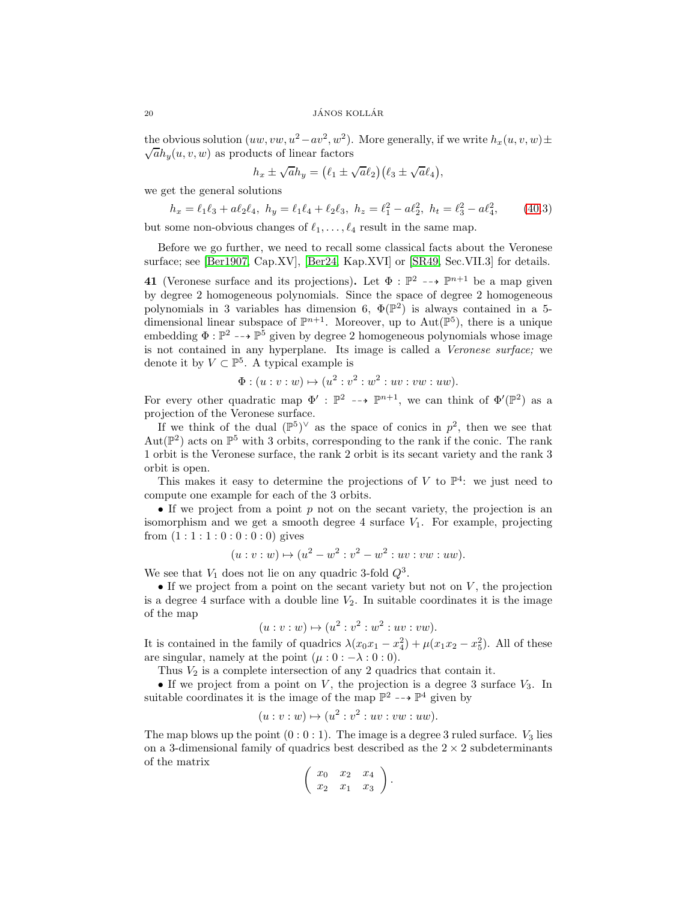the obvious solution $(uw, vw, u^2 - av^2, w^2)$. More generally, if we write $h_x(u,v,w) \pm \sqrt{a}h_y(u,v,w)$ as products of linear factors

$$h_x \pm \sqrt{a}h_y = \big(\ell_1 \pm \sqrt{a}\ell_2\big)\big(\ell_3 \pm \sqrt{a}\ell_4\big),$$

we get the general solutions

$$h_x = \ell_1\ell_3 + a\ell_2\ell_4,\ h_y = \ell_1\ell_4 + \ell_2\ell_3,\ h_z = \ell_1^2 - a\ell_2^2,\ h_t = \ell_3^2 - a\ell_4^2, \qquad (40.3)$$

but some non-obvious changes of $\ell_1, \dots, \ell_4$ result in the same map.

Before we go further, we need to recall some classical facts about the Veronese surface; see [Ber1907, Cap.XV], [Ber24, Kap.XVI] or [SR49, Sec.VII.3] for details.

**41** (Veronese surface and its projections)**.** Let $\Phi : \mathbb{P}^2 \dashrightarrow \mathbb{P}^{n+1}$ be a map given by degree 2 homogeneous polynomials. Since the space of degree 2 homogeneous polynomials in 3 variables has dimension 6, $\Phi(\mathbb{P}^2)$ is always contained in a 5-dimensional linear subspace of $\mathbb{P}^{n+1}$. Moreover, up to $\mathrm{Aut}(\mathbb{P}^5)$, there is a unique embedding $\Phi : \mathbb{P}^2 \dashrightarrow \mathbb{P}^5$ given by degree 2 homogeneous polynomials whose image is not contained in any hyperplane. Its image is called a *Veronese surface;* we denote it by $V \subset \mathbb{P}^5$. A typical example is

$$\Phi : (u:v:w) \mapsto (u^2 : v^2 : w^2 : uv : vw : uw).$$

For every other quadratic map $\Phi' : \mathbb{P}^2 \dashrightarrow \mathbb{P}^{n+1}$, we can think of $\Phi'(\mathbb{P}^2)$ as a projection of the Veronese surface.

If we think of the dual $(\mathbb{P}^5)^\vee$ as the space of conics in $p^2$, then we see that $\mathrm{Aut}(\mathbb{P}^2)$ acts on $\mathbb{P}^5$ with 3 orbits, corresponding to the rank if the conic. The rank 1 orbit is the Veronese surface, the rank 2 orbit is its secant variety and the rank 3 orbit is open.

This makes it easy to determine the projections of $V$ to $\mathbb{P}^4$: we just need to compute one example for each of the 3 orbits.

• If we project from a point $p$ not on the secant variety, the projection is an isomorphism and we get a smooth degree 4 surface $V_1$. For example, projecting from $(1:1:1:0:0:0)$ gives

$$(u:v:w) \mapsto (u^2 - w^2 : v^2 - w^2 : uv : vw : uw).$$

We see that $V_1$ does not lie on any quadric 3-fold $Q^3$.

• If we project from a point on the secant variety but not on $V$, the projection is a degree 4 surface with a double line $V_2$. In suitable coordinates it is the image of the map

$$(u:v:w) \mapsto (u^2 : v^2 : w^2 : uv : vw).$$

It is contained in the family of quadrics $\lambda(x_0x_1 - x_4^2) + \mu(x_1x_2 - x_5^2)$. All of these are singular, namely at the point $(\mu : 0 : -\lambda : 0 : 0)$.

Thus $V_2$ is a complete intersection of any 2 quadrics that contain it.

• If we project from a point on $V$, the projection is a degree 3 surface $V_3$. In suitable coordinates it is the image of the map $\mathbb{P}^2 \dashrightarrow \mathbb{P}^4$ given by

$$(u:v:w) \mapsto (u^2 : v^2 : uv : vw : uw).$$

The map blows up the point $(0:0:1)$. The image is a degree 3 ruled surface. $V_3$ lies on a 3-dimensional family of quadrics best described as the $2 \times 2$ subdeterminants of the matrix

$$\begin{pmatrix} x_0 & x_2 & x_4 \\ x_2 & x_1 & x_3 \end{pmatrix}.$$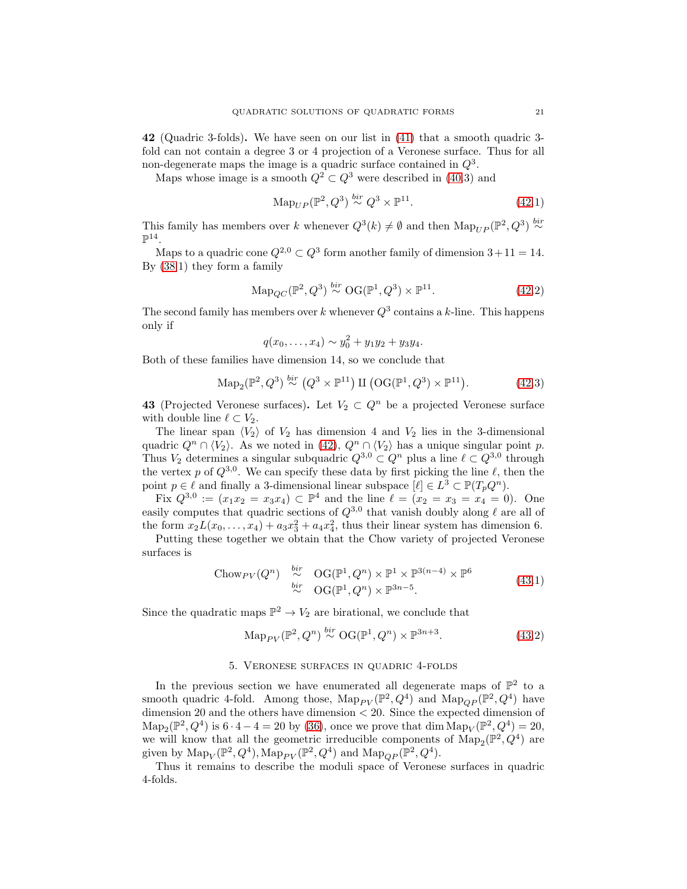**42** (Quadric 3-folds)**.** We have seen on our list in (41) that a smooth quadric 3-fold can not contain a degree 3 or 4 projection of a Veronese surface. Thus for all non-degenerate maps the image is a quadric surface contained in $Q^3$.

Maps whose image is a smooth $Q^2 \subset Q^3$ were described in (40.3) and

$$\mathrm{Map}_{UP}(\mathbb{P}^2, Q^3) \overset{bir}{\sim} Q^3 \times \mathbb{P}^{11}. \tag{42.1}$$

This family has members over $k$ whenever $Q^3(k) \neq \emptyset$ and then $\mathrm{Map}_{UP}(\mathbb{P}^2, Q^3) \overset{bir}{\sim} \mathbb{P}^{14}$.

Maps to a quadric cone $Q^{2,0} \subset Q^3$ form another family of dimension $3+11 = 14$. By (38.1) they form a family

$$\mathrm{Map}_{QC}(\mathbb{P}^2, Q^3) \overset{bir}{\sim} \mathrm{OG}(\mathbb{P}^1, Q^3) \times \mathbb{P}^{11}. \tag{42.2}$$

The second family has members over $k$ whenever $Q^3$ contains a $k$-line. This happens only if

$$q(x_0, \dots, x_4) \sim y_0^2 + y_1 y_2 + y_3 y_4.$$

Both of these families have dimension 14, so we conclude that

$$\mathrm{Map}_2(\mathbb{P}^2, Q^3) \overset{bir}{\sim} \bigl(Q^3 \times \mathbb{P}^{11}\bigr) \amalg \bigl(\mathrm{OG}(\mathbb{P}^1, Q^3) \times \mathbb{P}^{11}\bigr). \tag{42.3}$$

**43** (Projected Veronese surfaces)**.** Let $V_2 \subset Q^n$ be a projected Veronese surface with double line $\ell \subset V_2$.

The linear span $\langle V_2 \rangle$ of $V_2$ has dimension 4 and $V_2$ lies in the 3-dimensional quadric $Q^n \cap \langle V_2 \rangle$. As we noted in (42), $Q^n \cap \langle V_2 \rangle$ has a unique singular point $p$. Thus $V_2$ determines a singular subquadric $Q^{3,0} \subset Q^n$ plus a line $\ell \subset Q^{3,0}$ through the vertex $p$ of $Q^{3,0}$. We can specify these data by first picking the line $\ell$, then the point $p \in \ell$ and finally a 3-dimensional linear subspace $[\ell] \in L^3 \subset \mathbb{P}(T_p Q^n)$.

Fix $Q^{3,0} := (x_1 x_2 = x_3 x_4) \subset \mathbb{P}^4$ and the line $\ell = (x_2 = x_3 = x_4 = 0)$. One easily computes that quadric sections of $Q^{3,0}$ that vanish doubly along $\ell$ are all of the form $x_2 L(x_0, \dots, x_4) + a_3 x_3^2 + a_4 x_4^2$, thus their linear system has dimension 6.

Putting these together we obtain that the Chow variety of projected Veronese surfaces is

$$\begin{aligned} \mathrm{Chow}_{PV}(Q^n) &\overset{bir}{\sim} \mathrm{OG}(\mathbb{P}^1, Q^n) \times \mathbb{P}^1 \times \mathbb{P}^{3(n-4)} \times \mathbb{P}^6 \\ &\overset{bir}{\sim} \mathrm{OG}(\mathbb{P}^1, Q^n) \times \mathbb{P}^{3n-5}. \end{aligned} \tag{43.1}$$

Since the quadratic maps $\mathbb{P}^2 \to V_2$ are birational, we conclude that

$$\mathrm{Map}_{PV}(\mathbb{P}^2, Q^n) \overset{bir}{\sim} \mathrm{OG}(\mathbb{P}^1, Q^n) \times \mathbb{P}^{3n+3}. \tag{43.2}$$

## 5. Veronese surfaces in quadric 4-folds

In the previous section we have enumerated all degenerate maps of $\mathbb{P}^2$ to a smooth quadric 4-fold. Among those, $\mathrm{Map}_{PV}(\mathbb{P}^2, Q^4)$ and $\mathrm{Map}_{QP}(\mathbb{P}^2, Q^4)$ have dimension 20 and the others have dimension $< 20$. Since the expected dimension of $\mathrm{Map}_2(\mathbb{P}^2, Q^4)$ is $6 \cdot 4 - 4 = 20$ by (36), once we prove that $\dim \mathrm{Map}_V(\mathbb{P}^2, Q^4) = 20$, we will know that all the geometric irreducible components of $\mathrm{Map}_2(\mathbb{P}^2, Q^4)$ are given by $\mathrm{Map}_V(\mathbb{P}^2, Q^4)$, $\mathrm{Map}_{PV}(\mathbb{P}^2, Q^4)$ and $\mathrm{Map}_{QP}(\mathbb{P}^2, Q^4)$.

Thus it remains to describe the moduli space of Veronese surfaces in quadric 4-folds.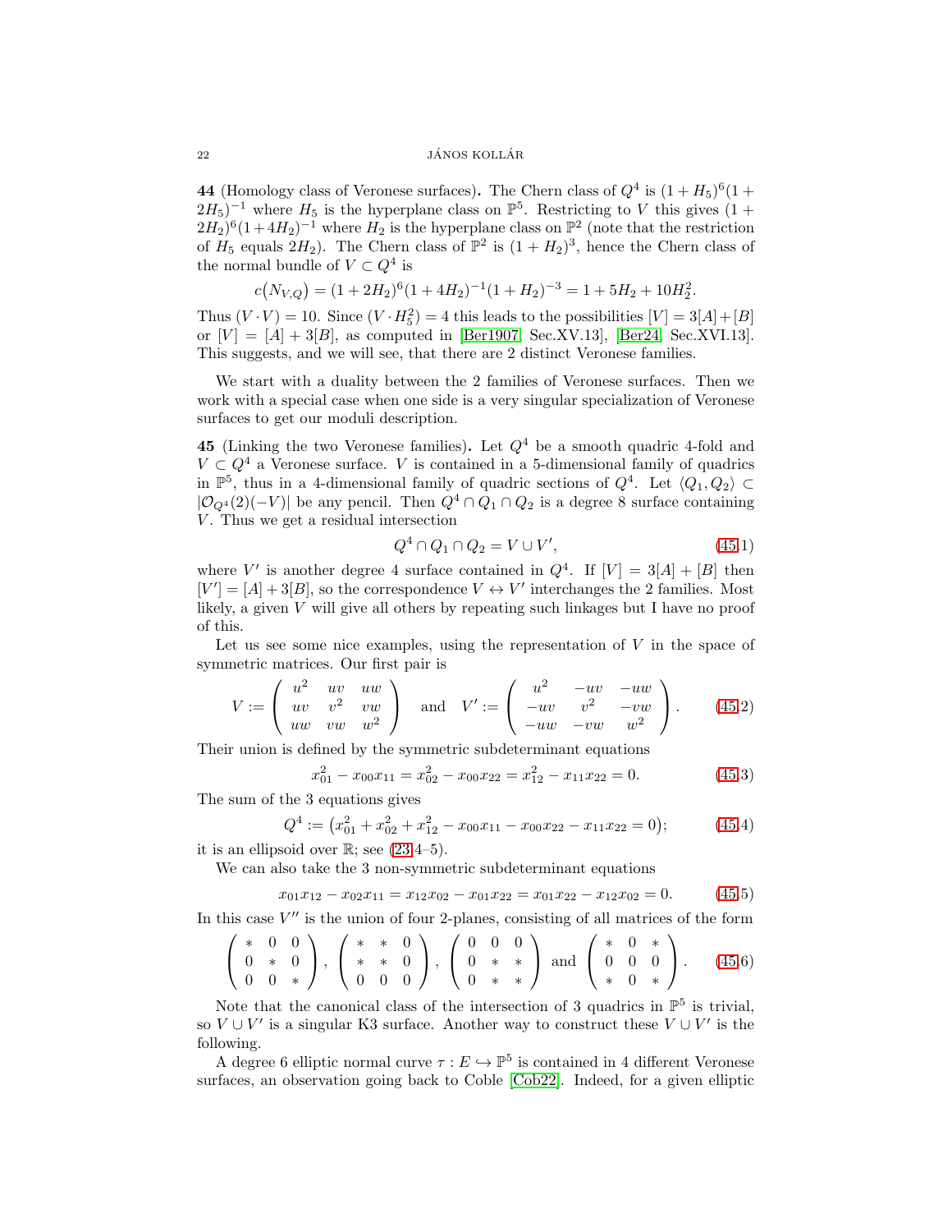**44** (Homology class of Veronese surfaces)**.** The Chern class of $Q^4$ is $(1+H_5)^6(1+2H_5)^{-1}$ where $H_5$ is the hyperplane class on $\mathbb{P}^5$. Restricting to $V$ this gives $(1+2H_2)^6(1+4H_2)^{-1}$ where $H_2$ is the hyperplane class on $\mathbb{P}^2$ (note that the restriction of $H_5$ equals $2H_2$). The Chern class of $\mathbb{P}^2$ is $(1+H_2)^3$, hence the Chern class of the normal bundle of $V \subset Q^4$ is

$$c\big(N_{V,Q}\big) = (1+2H_2)^6(1+4H_2)^{-1}(1+H_2)^{-3} = 1 + 5H_2 + 10H_2^2.$$

Thus $(V \cdot V) = 10$. Since $(V \cdot H_5^2) = 4$ this leads to the possibilities $[V] = 3[A] + [B]$ or $[V] = [A] + 3[B]$, as computed in [Ber1907, Sec.XV.13], [Ber24, Sec.XVI.13]. This suggests, and we will see, that there are 2 distinct Veronese families.

We start with a duality between the 2 families of Veronese surfaces. Then we work with a special case when one side is a very singular specialization of Veronese surfaces to get our moduli description.

**45** (Linking the two Veronese families)**.** Let $Q^4$ be a smooth quadric 4-fold and $V \subset Q^4$ a Veronese surface. $V$ is contained in a 5-dimensional family of quadrics in $\mathbb{P}^5$, thus in a 4-dimensional family of quadric sections of $Q^4$. Let $\langle Q_1, Q_2\rangle \subset |\mathcal{O}_{Q^4}(2)(-V)|$ be any pencil. Then $Q^4 \cap Q_1 \cap Q_2$ is a degree 8 surface containing $V$. Thus we get a residual intersection

$$Q^4 \cap Q_1 \cap Q_2 = V \cup V', \tag{45.1}$$

where $V'$ is another degree 4 surface contained in $Q^4$. If $[V] = 3[A] + [B]$ then $[V'] = [A] + 3[B]$, so the correspondence $V \leftrightarrow V'$ interchanges the 2 families. Most likely, a given $V$ will give all others by repeating such linkages but I have no proof of this.

Let us see some nice examples, using the representation of $V$ in the space of symmetric matrices. Our first pair is

$$V := \begin{pmatrix} u^2 & uv & uw \\ uv & v^2 & vw \\ uw & vw & w^2 \end{pmatrix} \quad \text{and} \quad V' := \begin{pmatrix} u^2 & -uv & -uw \\ -uv & v^2 & -vw \\ -uw & -vw & w^2 \end{pmatrix}. \tag{45.2}$$

Their union is defined by the symmetric subdeterminant equations

$$x_{01}^2 - x_{00}x_{11} = x_{02}^2 - x_{00}x_{22} = x_{12}^2 - x_{11}x_{22} = 0. \tag{45.3}$$

The sum of the 3 equations gives

$$Q^4 := \big(x_{01}^2 + x_{02}^2 + x_{12}^2 - x_{00}x_{11} - x_{00}x_{22} - x_{11}x_{22} = 0\big); \tag{45.4}$$

it is an ellipsoid over $\mathbb{R}$; see (23.4–5).

We can also take the 3 non-symmetric subdeterminant equations

$$x_{01}x_{12} - x_{02}x_{11} = x_{12}x_{02} - x_{01}x_{22} = x_{01}x_{22} - x_{12}x_{02} = 0. \tag{45.5}$$

In this case $V''$ is the union of four 2-planes, consisting of all matrices of the form

$$\begin{pmatrix} * & 0 & 0 \\ 0 & * & 0 \\ 0 & 0 & * \end{pmatrix}, \begin{pmatrix} * & * & 0 \\ * & * & 0 \\ 0 & 0 & 0 \end{pmatrix}, \begin{pmatrix} 0 & 0 & 0 \\ 0 & * & * \\ 0 & * & * \end{pmatrix} \text{ and } \begin{pmatrix} * & 0 & * \\ 0 & 0 & 0 \\ * & 0 & * \end{pmatrix}. \tag{45.6}$$

Note that the canonical class of the intersection of 3 quadrics in $\mathbb{P}^5$ is trivial, so $V \cup V'$ is a singular K3 surface. Another way to construct these $V \cup V'$ is the following.

A degree 6 elliptic normal curve $\tau : E \hookrightarrow \mathbb{P}^5$ is contained in 4 different Veronese surfaces, an observation going back to Coble [Cob22]. Indeed, for a given elliptic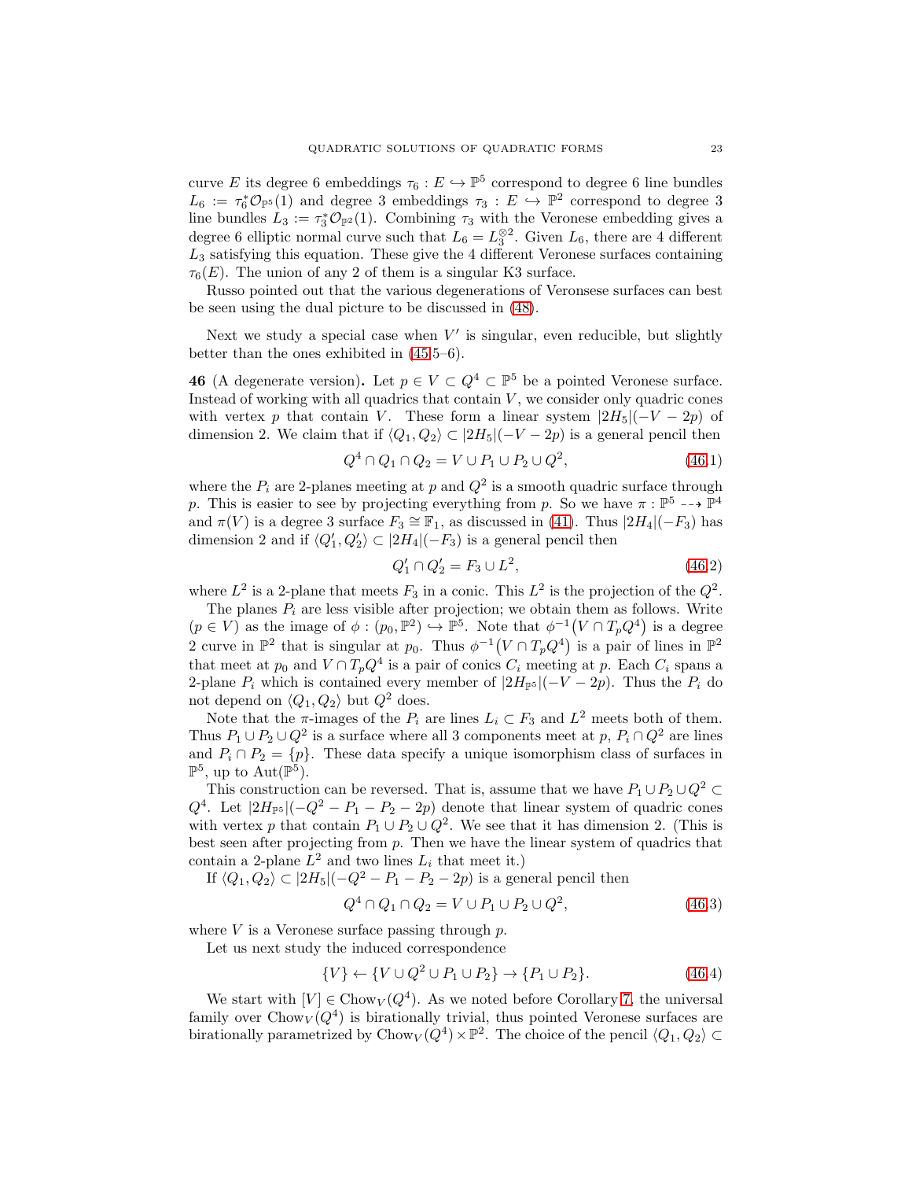curve $E$ its degree 6 embeddings $\tau_6 : E \hookrightarrow \mathbb{P}^5$ correspond to degree 6 line bundles $L_6 := \tau_6^* \mathcal{O}_{\mathbb{P}^5}(1)$ and degree 3 embeddings $\tau_3 : E \hookrightarrow \mathbb{P}^2$ correspond to degree 3 line bundles $L_3 := \tau_3^* \mathcal{O}_{\mathbb{P}^2}(1)$. Combining $\tau_3$ with the Veronese embedding gives a degree 6 elliptic normal curve such that $L_6 = L_3^{\otimes 2}$. Given $L_6$, there are 4 different $L_3$ satisfying this equation. These give the 4 different Veronese surfaces containing $\tau_6(E)$. The union of any 2 of them is a singular K3 surface.

Russo pointed out that the various degenerations of Veronsese surfaces can best be seen using the dual picture to be discussed in (48).

Next we study a special case when $V'$ is singular, even reducible, but slightly better than the ones exhibited in (45.5–6).

**46** (A degenerate version)**.** Let $p \in V \subset Q^4 \subset \mathbb{P}^5$ be a pointed Veronese surface. Instead of working with all quadrics that contain $V$, we consider only quadric cones with vertex $p$ that contain $V$. These form a linear system $|2H_5|(-V - 2p)$ of dimension 2. We claim that if $\langle Q_1, Q_2 \rangle \subset |2H_5|(-V - 2p)$ is a general pencil then

$$Q^4 \cap Q_1 \cap Q_2 = V \cup P_1 \cup P_2 \cup Q^2, \tag{46.1}$$

where the $P_i$ are 2-planes meeting at $p$ and $Q^2$ is a smooth quadric surface through $p$. This is easier to see by projecting everything from $p$. So we have $\pi : \mathbb{P}^5 \dashrightarrow \mathbb{P}^4$ and $\pi(V)$ is a degree 3 surface $F_3 \cong \mathbb{F}_1$, as discussed in (41). Thus $|2H_4|(-F_3)$ has dimension 2 and if $\langle Q_1', Q_2' \rangle \subset |2H_4|(-F_3)$ is a general pencil then

$$Q_1' \cap Q_2' = F_3 \cup L^2, \tag{46.2}$$

where $L^2$ is a 2-plane that meets $F_3$ in a conic. This $L^2$ is the projection of the $Q^2$.

The planes $P_i$ are less visible after projection; we obtain them as follows. Write $(p \in V)$ as the image of $\phi : (p_0, \mathbb{P}^2) \hookrightarrow \mathbb{P}^5$. Note that $\phi^{-1}\big(V \cap T_p Q^4\big)$ is a degree 2 curve in $\mathbb{P}^2$ that is singular at $p_0$. Thus $\phi^{-1}\big(V \cap T_p Q^4\big)$ is a pair of lines in $\mathbb{P}^2$ that meet at $p_0$ and $V \cap T_p Q^4$ is a pair of conics $C_i$ meeting at $p$. Each $C_i$ spans a 2-plane $P_i$ which is contained every member of $|2H_{\mathbb{P}^5}|(-V - 2p)$. Thus the $P_i$ do not depend on $\langle Q_1, Q_2 \rangle$ but $Q^2$ does.

Note that the $\pi$-images of the $P_i$ are lines $L_i \subset F_3$ and $L^2$ meets both of them. Thus $P_1 \cup P_2 \cup Q^2$ is a surface where all 3 components meet at $p$, $P_i \cap Q^2$ are lines and $P_i \cap P_2 = \{p\}$. These data specify a unique isomorphism class of surfaces in $\mathbb{P}^5$, up to $\mathrm{Aut}(\mathbb{P}^5)$.

This construction can be reversed. That is, assume that we have $P_1 \cup P_2 \cup Q^2 \subset Q^4$. Let $|2H_{\mathbb{P}^5}|(-Q^2 - P_1 - P_2 - 2p)$ denote that linear system of quadric cones with vertex $p$ that contain $P_1 \cup P_2 \cup Q^2$. We see that it has dimension 2. (This is best seen after projecting from $p$. Then we have the linear system of quadrics that contain a 2-plane $L^2$ and two lines $L_i$ that meet it.)

If $\langle Q_1, Q_2 \rangle \subset |2H_5|(-Q^2 - P_1 - P_2 - 2p)$ is a general pencil then

$$Q^4 \cap Q_1 \cap Q_2 = V \cup P_1 \cup P_2 \cup Q^2, \tag{46.3}$$

where $V$ is a Veronese surface passing through $p$.

Let us next study the induced correspondence

$$\{V\} \leftarrow \{V \cup Q^2 \cup P_1 \cup P_2\} \rightarrow \{P_1 \cup P_2\}. \tag{46.4}$$

We start with $[V] \in \mathrm{Chow}_V(Q^4)$. As we noted before Corollary 7, the universal family over $\mathrm{Chow}_V(Q^4)$ is birationally trivial, thus pointed Veronese surfaces are birationally parametrized by $\mathrm{Chow}_V(Q^4) \times \mathbb{P}^2$. The choice of the pencil $\langle Q_1, Q_2 \rangle \subset$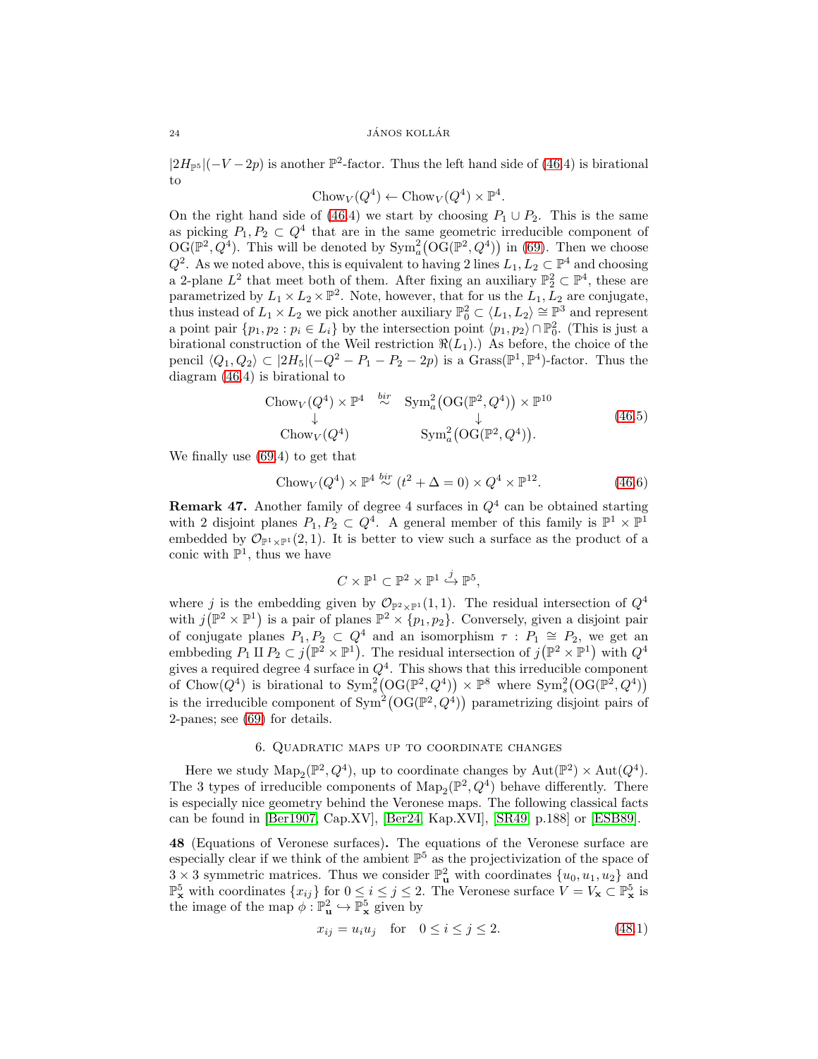$|2H_{\mathbb{P}^5}|(-V-2p)$ is another $\mathbb{P}^2$-factor. Thus the left hand side of (46.4) is birational to

$$\mathrm{Chow}_V(Q^4) \leftarrow \mathrm{Chow}_V(Q^4) \times \mathbb{P}^4.$$

On the right hand side of (46.4) we start by choosing $P_1 \cup P_2$. This is the same as picking $P_1, P_2 \subset Q^4$ that are in the same geometric irreducible component of $\mathrm{OG}(\mathbb{P}^2, Q^4)$. This will be denoted by $\mathrm{Sym}^2_a\big(\mathrm{OG}(\mathbb{P}^2, Q^4)\big)$ in (69). Then we choose $Q^2$. As we noted above, this is equivalent to having 2 lines $L_1, L_2 \subset \mathbb{P}^4$ and choosing a 2-plane $L^2$ that meet both of them. After fixing an auxiliary $\mathbb{P}^2_2 \subset \mathbb{P}^4$, these are parametrized by $L_1 \times L_2 \times \mathbb{P}^2$. Note, however, that for us the $L_1, L_2$ are conjugate, thus instead of $L_1 \times L_2$ we pick another auxiliary $\mathbb{P}^2_0 \subset \langle L_1, L_2\rangle \cong \mathbb{P}^3$ and represent a point pair $\{p_1, p_2 : p_i \in L_i\}$ by the intersection point $\langle p_1, p_2\rangle \cap \mathbb{P}^2_0$. (This is just a birational construction of the Weil restriction $\Re(L_1)$.) As before, the choice of the pencil $\langle Q_1, Q_2\rangle \subset |2H_5|(-Q^2 - P_1 - P_2 - 2p)$ is a $\mathrm{Grass}(\mathbb{P}^1, \mathbb{P}^4)$-factor. Thus the diagram (46.4) is birational to

$$\begin{array}{ccc}
\mathrm{Chow}_V(Q^4) \times \mathbb{P}^4 & \overset{bir}{\sim} & \mathrm{Sym}^2_a\big(\mathrm{OG}(\mathbb{P}^2, Q^4)\big) \times \mathbb{P}^{10} \\
\downarrow & & \downarrow \\
\mathrm{Chow}_V(Q^4) & & \mathrm{Sym}^2_a\big(\mathrm{OG}(\mathbb{P}^2, Q^4)\big).
\end{array} \tag{46.5}$$

We finally use (69.4) to get that

$$\mathrm{Chow}_V(Q^4) \times \mathbb{P}^4 \overset{bir}{\sim} (t^2 + \Delta = 0) \times Q^4 \times \mathbb{P}^{12}. \tag{46.6}$$

**Remark 47.** Another family of degree 4 surfaces in $Q^4$ can be obtained starting with 2 disjoint planes $P_1, P_2 \subset Q^4$. A general member of this family is $\mathbb{P}^1 \times \mathbb{P}^1$ embedded by $\mathcal{O}_{\mathbb{P}^1 \times \mathbb{P}^1}(2,1)$. It is better to view such a surface as the product of a conic with $\mathbb{P}^1$, thus we have

$$C \times \mathbb{P}^1 \subset \mathbb{P}^2 \times \mathbb{P}^1 \overset{j}{\hookrightarrow} \mathbb{P}^5,$$

where $j$ is the embedding given by $\mathcal{O}_{\mathbb{P}^2 \times \mathbb{P}^1}(1,1)$. The residual intersection of $Q^4$ with $j\big(\mathbb{P}^2 \times \mathbb{P}^1\big)$ is a pair of planes $\mathbb{P}^2 \times \{p_1, p_2\}$. Conversely, given a disjoint pair of conjugate planes $P_1, P_2 \subset Q^4$ and an isomorphism $\tau : P_1 \cong P_2$, we get an embbeding $P_1 \amalg P_2 \subset j\big(\mathbb{P}^2 \times \mathbb{P}^1\big)$. The residual intersection of $j\big(\mathbb{P}^2 \times \mathbb{P}^1\big)$ with $Q^4$ gives a required degree 4 surface in $Q^4$. This shows that this irreducible component of $\mathrm{Chow}(Q^4)$ is birational to $\mathrm{Sym}^2_s\big(\mathrm{OG}(\mathbb{P}^2, Q^4)\big) \times \mathbb{P}^8$ where $\mathrm{Sym}^2_s\big(\mathrm{OG}(\mathbb{P}^2, Q^4)\big)$ is the irreducible component of $\mathrm{Sym}^2\big(\mathrm{OG}(\mathbb{P}^2, Q^4)\big)$ parametrizing disjoint pairs of 2-panes; see (69) for details.

## 6. Quadratic maps up to coordinate changes

Here we study $\mathrm{Map}_2(\mathbb{P}^2, Q^4)$, up to coordinate changes by $\mathrm{Aut}(\mathbb{P}^2) \times \mathrm{Aut}(Q^4)$. The 3 types of irreducible components of $\mathrm{Map}_2(\mathbb{P}^2, Q^4)$ behave differently. There is especially nice geometry behind the Veronese maps. The following classical facts can be found in [Ber1907, Cap.XV], [Ber24, Kap.XVI], [SR49, p.188] or [ESB89].

**48** (Equations of Veronese surfaces)**.** The equations of the Veronese surface are especially clear if we think of the ambient $\mathbb{P}^5$ as the projectivization of the space of $3 \times 3$ symmetric matrices. Thus we consider $\mathbb{P}^2_{\mathbf{u}}$ with coordinates $\{u_0, u_1, u_2\}$ and $\mathbb{P}^5_{\mathbf{x}}$ with coordinates $\{x_{ij}\}$ for $0 \le i \le j \le 2$. The Veronese surface $V = V_{\mathbf{x}} \subset \mathbb{P}^5_{\mathbf{x}}$ is the image of the map $\phi : \mathbb{P}^2_{\mathbf{u}} \hookrightarrow \mathbb{P}^5_{\mathbf{x}}$ given by

$$x_{ij} = u_i u_j \quad \text{for} \quad 0 \le i \le j \le 2. \tag{48.1}$$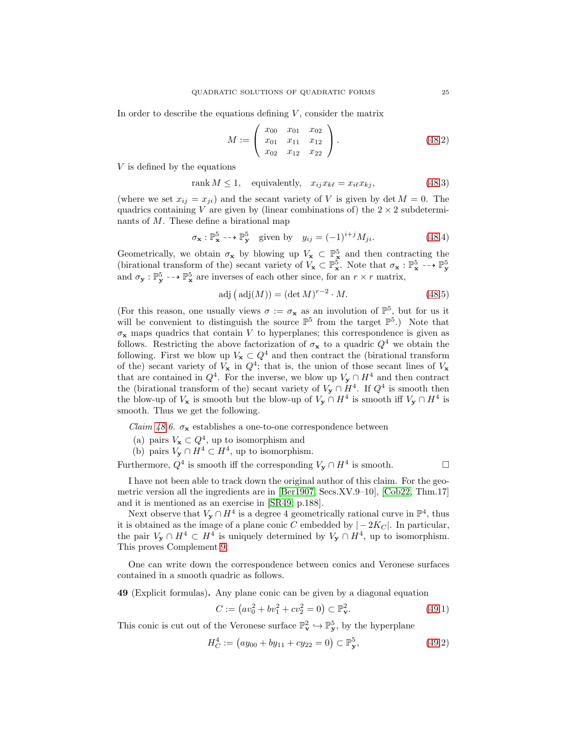In order to describe the equations defining $V$, consider the matrix

$$
M := \begin{pmatrix} x_{00} & x_{01} & x_{02} \\ x_{01} & x_{11} & x_{12} \\ x_{02} & x_{12} & x_{22} \end{pmatrix}. \tag{48.2}
$$

$V$ is defined by the equations

$$
\operatorname{rank} M \le 1, \quad \text{equivalently,} \quad x_{ij}x_{k\ell} = x_{i\ell}x_{kj}, \tag{48.3}
$$

(where we set $x_{ij} = x_{ji}$) and the secant variety of $V$ is given by $\det M = 0$. The quadrics containing $V$ are given by (linear combinations of) the $2 \times 2$ subdeterminants of $M$. These define a birational map

$$
\sigma_{\mathbf{x}} : \mathbb{P}^5_{\mathbf{x}} \dashrightarrow \mathbb{P}^5_{\mathbf{y}} \quad \text{given by} \quad y_{ij} = (-1)^{i+j} M_{ji}. \tag{48.4}
$$

Geometrically, we obtain $\sigma_{\mathbf{x}}$ by blowing up $V_{\mathbf{x}} \subset \mathbb{P}^5_{\mathbf{x}}$ and then contracting the (birational transform of the) secant variety of $V_{\mathbf{x}} \subset \mathbb{P}^5_{\mathbf{x}}$. Note that $\sigma_{\mathbf{x}} : \mathbb{P}^5_{\mathbf{x}} \dashrightarrow \mathbb{P}^5_{\mathbf{y}}$ and $\sigma_{\mathbf{y}} : \mathbb{P}^5_{\mathbf{y}} \dashrightarrow \mathbb{P}^5_{\mathbf{x}}$ are inverses of each other since, for an $r \times r$ matrix,

$$
\operatorname{adj}\big(\operatorname{adj}(M)\big) = (\det M)^{r-2} \cdot M. \tag{48.5}
$$

(For this reason, one usually views $\sigma := \sigma_{\mathbf{x}}$ as an involution of $\mathbb{P}^5$, but for us it will be convenient to distinguish the source $\mathbb{P}^5$ from the target $\mathbb{P}^5$.) Note that $\sigma_{\mathbf{x}}$ maps quadrics that contain $V$ to hyperplanes; this correspondence is given as follows. Restricting the above factorization of $\sigma_{\mathbf{x}}$ to a quadric $Q^4$ we obtain the following. First we blow up $V_{\mathbf{x}} \subset Q^4$ and then contract the (birational transform of the) secant variety of $V_{\mathbf{x}}$ in $Q^4$; that is, the union of those secant lines of $V_{\mathbf{x}}$ that are contained in $Q^4$. For the inverse, we blow up $V_{\mathbf{y}} \cap H^4$ and then contract the (birational transform of the) secant variety of $V_{\mathbf{y}} \cap H^4$. If $Q^4$ is smooth then the blow-up of $V_{\mathbf{x}}$ is smooth but the blow-up of $V_{\mathbf{y}} \cap H^4$ is smooth iff $V_{\mathbf{y}} \cap H^4$ is smooth. Thus we get the following.

*Claim 48.6.* $\sigma_{\mathbf{x}}$ establishes a one-to-one correspondence between

(a) pairs $V_{\mathbf{x}} \subset Q^4$, up to isomorphism and
(b) pairs $V_{\mathbf{y}} \cap H^4 \subset H^4$, up to isomorphism.

Furthermore, $Q^4$ is smooth iff the corresponding $V_{\mathbf{y}} \cap H^4$ is smooth. □

I have not been able to track down the original author of this claim. For the geometric version all the ingredients are in [Ber1907, Secs.XV.9–10], [Cob22, Thm.17] and it is mentioned as an exercise in [SR49, p.188].

Next observe that $V_{\mathbf{y}} \cap H^4$ is a degree 4 geometrically rational curve in $\mathbb{P}^4$, thus it is obtained as the image of a plane conic $C$ embedded by $|-2K_C|$. In particular, the pair $V_{\mathbf{y}} \cap H^4 \subset H^4$ is uniquely determined by $V_{\mathbf{y}} \cap H^4$, up to isomorphism. This proves Complement 9.

One can write down the correspondence between conics and Veronese surfaces contained in a smooth quadric as follows.

**49** (Explicit formulas)**.** Any plane conic can be given by a diagonal equation

$$
C := \big(av_0^2 + bv_1^2 + cv_2^2 = 0\big) \subset \mathbb{P}^2_{\mathbf{v}}. \tag{49.1}
$$

This conic is cut out of the Veronese surface $\mathbb{P}^2_{\mathbf{v}} \hookrightarrow \mathbb{P}^5_{\mathbf{y}}$, by the hyperplane

$$
H^4_C := \big(ay_{00} + by_{11} + cy_{22} = 0\big) \subset \mathbb{P}^5_{\mathbf{y}}, \tag{49.2}
$$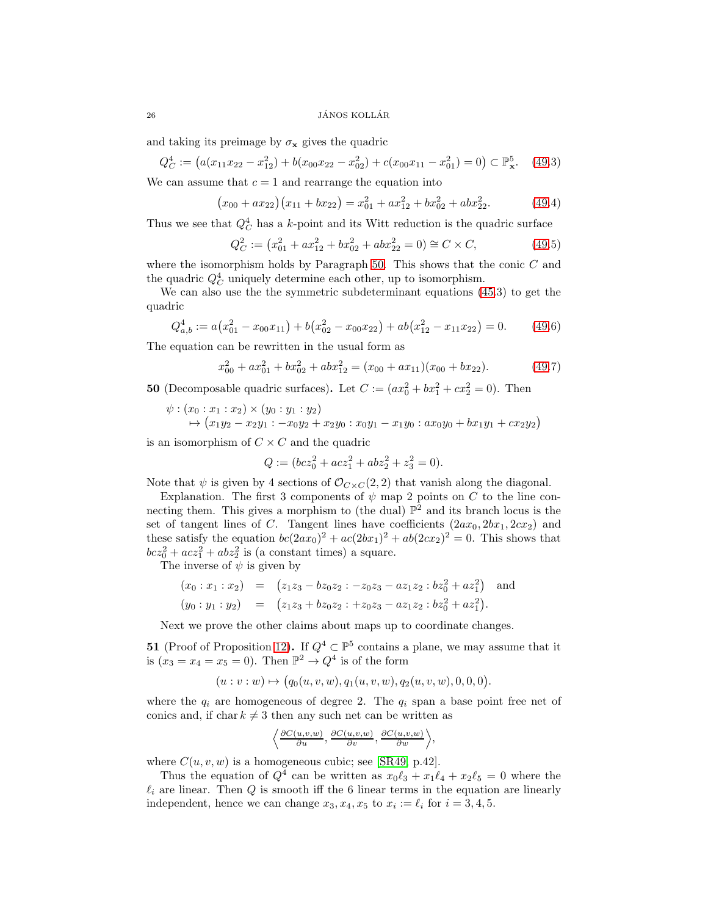and taking its preimage by $\sigma_{\mathbf{x}}$ gives the quadric

$$Q^4_C := \big(a(x_{11}x_{22}-x_{12}^2)+b(x_{00}x_{22}-x_{02}^2)+c(x_{00}x_{11}-x_{01}^2)=0\big)\subset \mathbb{P}^5_{\mathbf{x}}. \tag{49.3}$$

We can assume that $c=1$ and rearrange the equation into

$$\big(x_{00}+ax_{22}\big)\big(x_{11}+bx_{22}\big)=x_{01}^2+ax_{12}^2+bx_{02}^2+abx_{22}^2. \tag{49.4}$$

Thus we see that $Q^4_C$ has a $k$-point and its Witt reduction is the quadric surface

$$Q^2_C := \big(x_{01}^2+ax_{12}^2+bx_{02}^2+abx_{22}^2=0\big)\cong C\times C, \tag{49.5}$$

where the isomorphism holds by Paragraph 50. This shows that the conic $C$ and the quadric $Q^4_C$ uniquely determine each other, up to isomorphism.

We can also use the the symmetric subdeterminant equations (45.3) to get the quadric

$$Q^4_{a,b} := a\big(x_{01}^2-x_{00}x_{11}\big)+b\big(x_{02}^2-x_{00}x_{22}\big)+ab\big(x_{12}^2-x_{11}x_{22}\big)=0. \tag{49.6}$$

The equation can be rewritten in the usual form as

$$x_{00}^2+ax_{01}^2+bx_{02}^2+abx_{12}^2=(x_{00}+ax_{11})(x_{00}+bx_{22}). \tag{49.7}$$

**50** (Decomposable quadric surfaces)**.** Let $C:=(ax_0^2+bx_1^2+cx_2^2=0)$. Then

$$\begin{aligned}\psi : (x_0:x_1:x_2)\times(y_0:y_1:y_2)&\\ \mapsto \big(x_1y_2-x_2y_1 : -x_0y_2+x_2y_0 &: x_0y_1-x_1y_0 : ax_0y_0+bx_1y_1+cx_2y_2\big)\end{aligned}$$

is an isomorphism of $C\times C$ and the quadric

$$Q:=(bcz_0^2+acz_1^2+abz_2^2+z_3^2=0).$$

Note that $\psi$ is given by 4 sections of $\mathcal{O}_{C\times C}(2,2)$ that vanish along the diagonal.

Explanation. The first 3 components of $\psi$ map 2 points on $C$ to the line connecting them. This gives a morphism to (the dual) $\mathbb{P}^2$ and its branch locus is the set of tangent lines of $C$. Tangent lines have coefficients $(2ax_0, 2bx_1, 2cx_2)$ and these satisfy the equation $bc(2ax_0)^2+ac(2bx_1)^2+ab(2cx_2)^2=0$. This shows that $bcz_0^2+acz_1^2+abz_2^2$ is (a constant times) a square.

The inverse of $\psi$ is given by

$$\begin{aligned}(x_0:x_1:x_2) &= \big(z_1z_3-bz_0z_2 : -z_0z_3-az_1z_2 : bz_0^2+az_1^2\big) \quad\text{and}\\ (y_0:y_1:y_2) &= \big(z_1z_3+bz_0z_2 : +z_0z_3-az_1z_2 : bz_0^2+az_1^2\big).\end{aligned}$$

Next we prove the other claims about maps up to coordinate changes.

**51** (Proof of Proposition 12)**.** If $Q^4\subset\mathbb{P}^5$ contains a plane, we may assume that it is $(x_3=x_4=x_5=0)$. Then $\mathbb{P}^2\to Q^4$ is of the form

$$(u:v:w)\mapsto \big(q_0(u,v,w), q_1(u,v,w), q_2(u,v,w), 0, 0, 0\big).$$

where the $q_i$ are homogeneous of degree 2. The $q_i$ span a base point free net of conics and, if $\operatorname{char} k\neq 3$ then any such net can be written as

$$\Big\langle \tfrac{\partial C(u,v,w)}{\partial u}, \tfrac{\partial C(u,v,w)}{\partial v}, \tfrac{\partial C(u,v,w)}{\partial w}\Big\rangle,$$

where $C(u,v,w)$ is a homogeneous cubic; see [SR49, p.42].

Thus the equation of $Q^4$ can be written as $x_0\ell_3+x_1\ell_4+x_2\ell_5=0$ where the $\ell_i$ are linear. Then $Q$ is smooth iff the 6 linear terms in the equation are linearly independent, hence we can change $x_3, x_4, x_5$ to $x_i:=\ell_i$ for $i=3,4,5$.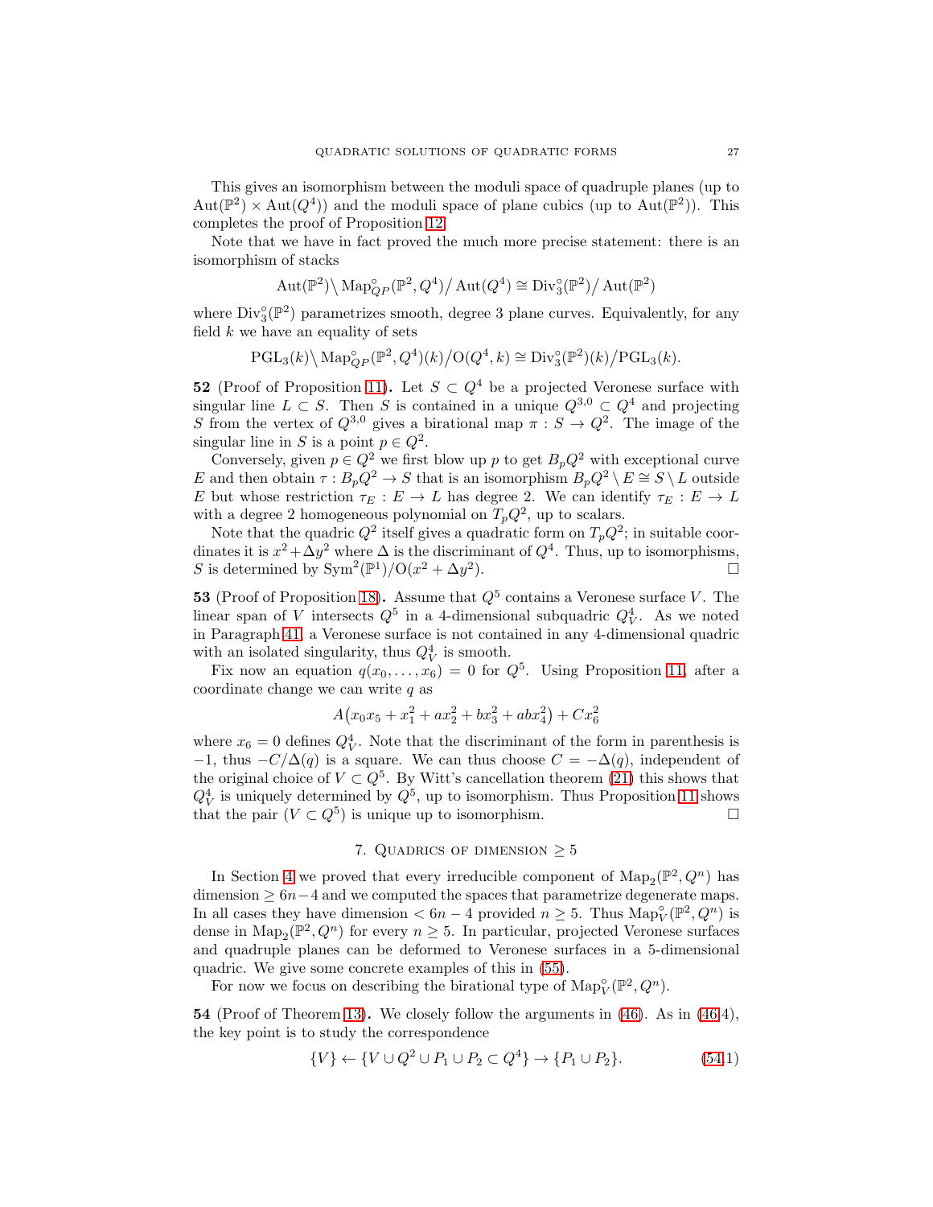This gives an isomorphism between the moduli space of quadruple planes (up to $\mathrm{Aut}(\mathbb{P}^2) \times \mathrm{Aut}(Q^4)$) and the moduli space of plane cubics (up to $\mathrm{Aut}(\mathbb{P}^2)$). This completes the proof of Proposition 12.

Note that we have in fact proved the much more precise statement: there is an isomorphism of stacks

$$\mathrm{Aut}(\mathbb{P}^2)\big\backslash \mathrm{Map}^{\circ}_{QP}(\mathbb{P}^2, Q^4)\big/ \mathrm{Aut}(Q^4) \cong \mathrm{Div}^{\circ}_3(\mathbb{P}^2)\big/ \mathrm{Aut}(\mathbb{P}^2)$$

where $\mathrm{Div}^{\circ}_3(\mathbb{P}^2)$ parametrizes smooth, degree 3 plane curves. Equivalently, for any field $k$ we have an equality of sets

$$\mathrm{PGL}_3(k)\big\backslash \mathrm{Map}^{\circ}_{QP}(\mathbb{P}^2, Q^4)(k)\big/\mathrm{O}(Q^4, k) \cong \mathrm{Div}^{\circ}_3(\mathbb{P}^2)(k)\big/\mathrm{PGL}_3(k).$$

**52** (Proof of Proposition 11)**.** Let $S \subset Q^4$ be a projected Veronese surface with singular line $L \subset S$. Then $S$ is contained in a unique $Q^{3,0} \subset Q^4$ and projecting $S$ from the vertex of $Q^{3,0}$ gives a birational map $\pi : S \to Q^2$. The image of the singular line in $S$ is a point $p \in Q^2$.

Conversely, given $p \in Q^2$ we first blow up $p$ to get $B_pQ^2$ with exceptional curve $E$ and then obtain $\tau : B_pQ^2 \to S$ that is an isomorphism $B_pQ^2 \setminus E \cong S \setminus L$ outside $E$ but whose restriction $\tau_E : E \to L$ has degree 2. We can identify $\tau_E : E \to L$ with a degree 2 homogeneous polynomial on $T_pQ^2$, up to scalars.

Note that the quadric $Q^2$ itself gives a quadratic form on $T_pQ^2$; in suitable coordinates it is $x^2 + \Delta y^2$ where $\Delta$ is the discriminant of $Q^4$. Thus, up to isomorphisms, $S$ is determined by $\mathrm{Sym}^2(\mathbb{P}^1)/\mathrm{O}(x^2 + \Delta y^2)$. □

**53** (Proof of Proposition 18)**.** Assume that $Q^5$ contains a Veronese surface $V$. The linear span of $V$ intersects $Q^5$ in a 4-dimensional subquadric $Q^4_V$. As we noted in Paragraph 41, a Veronese surface is not contained in any 4-dimensional quadric with an isolated singularity, thus $Q^4_V$ is smooth.

Fix now an equation $q(x_0, \dots, x_6) = 0$ for $Q^5$. Using Proposition 11, after a coordinate change we can write $q$ as

$$A\big(x_0x_5 + x_1^2 + ax_2^2 + bx_3^2 + abx_4^2\big) + Cx_6^2$$

where $x_6 = 0$ defines $Q^4_V$. Note that the discriminant of the form in parenthesis is $-1$, thus $-C/\Delta(q)$ is a square. We can thus choose $C = -\Delta(q)$, independent of the original choice of $V \subset Q^5$. By Witt's cancellation theorem (21) this shows that $Q^4_V$ is uniquely determined by $Q^5$, up to isomorphism. Thus Proposition 11 shows that the pair $(V \subset Q^5)$ is unique up to isomorphism. □

## 7. Quadrics of dimension ≥ 5

In Section 4 we proved that every irreducible component of $\mathrm{Map}_2(\mathbb{P}^2, Q^n)$ has dimension $\geq 6n-4$ and we computed the spaces that parametrize degenerate maps. In all cases they have dimension $< 6n-4$ provided $n \geq 5$. Thus $\mathrm{Map}^{\circ}_V(\mathbb{P}^2, Q^n)$ is dense in $\mathrm{Map}_2(\mathbb{P}^2, Q^n)$ for every $n \geq 5$. In particular, projected Veronese surfaces and quadruple planes can be deformed to Veronese surfaces in a 5-dimensional quadric. We give some concrete examples of this in (55).

For now we focus on describing the birational type of $\mathrm{Map}^{\circ}_V(\mathbb{P}^2, Q^n)$.

**54** (Proof of Theorem 13)**.** We closely follow the arguments in (46). As in (46.4), the key point is to study the correspondence

$$\{V\} \leftarrow \{V \cup Q^2 \cup P_1 \cup P_2 \subset Q^4\} \to \{P_1 \cup P_2\}. \tag{54.1}$$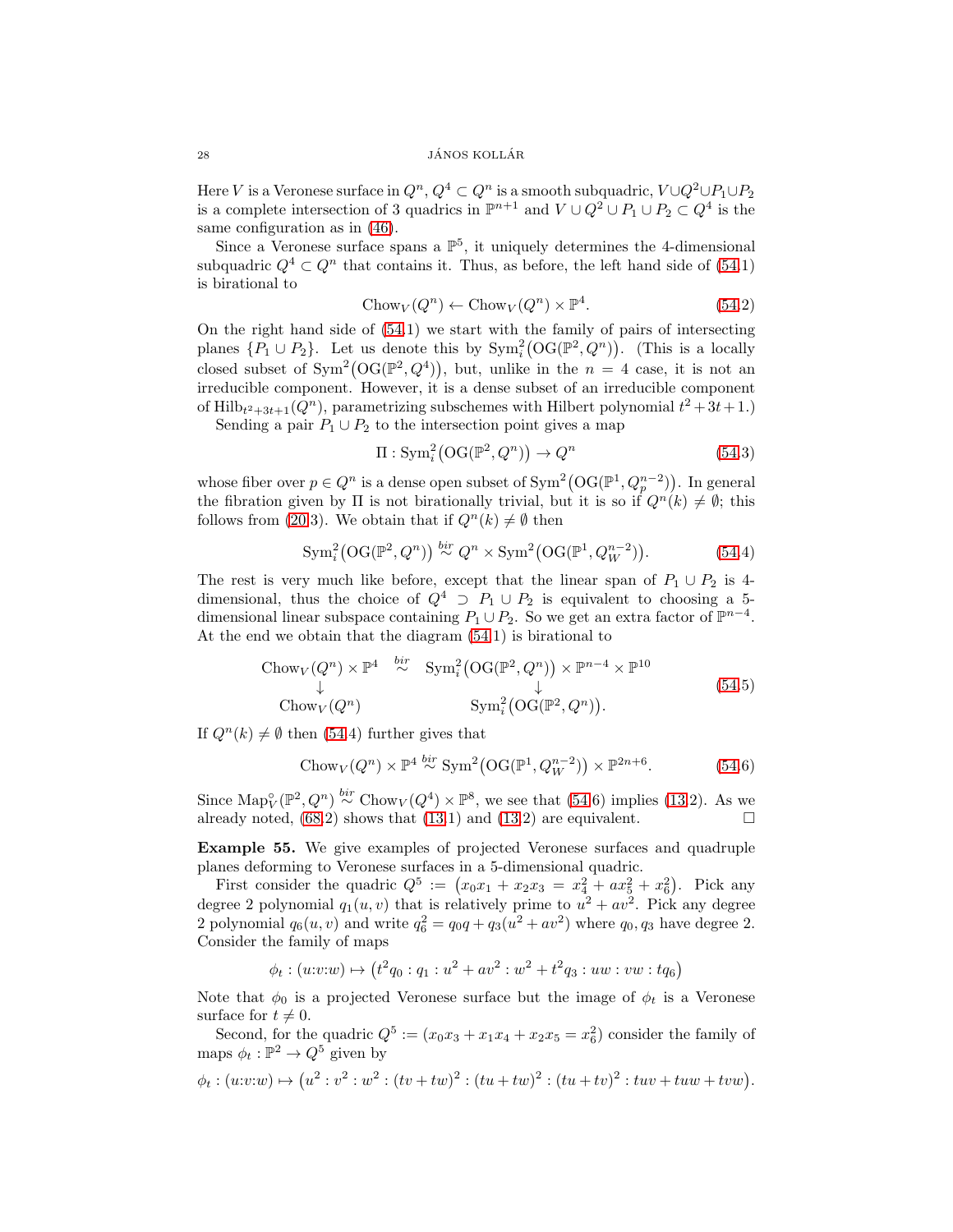Here $V$ is a Veronese surface in $Q^n$, $Q^4 \subset Q^n$ is a smooth subquadric, $V \cup Q^2 \cup P_1 \cup P_2$ is a complete intersection of 3 quadrics in $\mathbb{P}^{n+1}$ and $V \cup Q^2 \cup P_1 \cup P_2 \subset Q^4$ is the same configuration as in (46).

Since a Veronese surface spans a $\mathbb{P}^5$, it uniquely determines the 4-dimensional subquadric $Q^4 \subset Q^n$ that contains it. Thus, as before, the left hand side of (54.1) is birational to

$$\mathrm{Chow}_V(Q^n) \leftarrow \mathrm{Chow}_V(Q^n) \times \mathbb{P}^4. \tag{54.2}$$

On the right hand side of (54.1) we start with the family of pairs of intersecting planes $\{P_1 \cup P_2\}$. Let us denote this by $\mathrm{Sym}^2_i\big(\mathrm{OG}(\mathbb{P}^2, Q^n)\big)$. (This is a locally closed subset of $\mathrm{Sym}^2\big(\mathrm{OG}(\mathbb{P}^2, Q^4)\big)$, but, unlike in the $n = 4$ case, it is not an irreducible component. However, it is a dense subset of an irreducible component of $\mathrm{Hilb}_{t^2+3t+1}(Q^n)$, parametrizing subschemes with Hilbert polynomial $t^2+3t+1$.)

Sending a pair $P_1 \cup P_2$ to the intersection point gives a map

$$\Pi : \mathrm{Sym}^2_i\big(\mathrm{OG}(\mathbb{P}^2, Q^n)\big) \to Q^n \tag{54.3}$$

whose fiber over $p \in Q^n$ is a dense open subset of $\mathrm{Sym}^2\big(\mathrm{OG}(\mathbb{P}^1, Q^{n-2}_p)\big)$. In general the fibration given by $\Pi$ is not birationally trivial, but it is so if $Q^n(k) \neq \emptyset$; this follows from (20.3). We obtain that if $Q^n(k) \neq \emptyset$ then

$$\mathrm{Sym}^2_i\big(\mathrm{OG}(\mathbb{P}^2, Q^n)\big) \overset{bir}{\sim} Q^n \times \mathrm{Sym}^2\big(\mathrm{OG}(\mathbb{P}^1, Q^{n-2}_W)\big). \tag{54.4}$$

The rest is very much like before, except that the linear span of $P_1 \cup P_2$ is 4-dimensional, thus the choice of $Q^4 \supset P_1 \cup P_2$ is equivalent to choosing a 5-dimensional linear subspace containing $P_1 \cup P_2$. So we get an extra factor of $\mathbb{P}^{n-4}$. At the end we obtain that the diagram (54.1) is birational to

$$\begin{array}{ccc} \mathrm{Chow}_V(Q^n) \times \mathbb{P}^4 & \overset{bir}{\sim} & \mathrm{Sym}^2_i\big(\mathrm{OG}(\mathbb{P}^2, Q^n)\big) \times \mathbb{P}^{n-4} \times \mathbb{P}^{10} \\ \downarrow & & \downarrow \\ \mathrm{Chow}_V(Q^n) & & \mathrm{Sym}^2_i\big(\mathrm{OG}(\mathbb{P}^2, Q^n)\big). \end{array} \tag{54.5}$$

If $Q^n(k) \neq \emptyset$ then (54.4) further gives that

$$\mathrm{Chow}_V(Q^n) \times \mathbb{P}^4 \overset{bir}{\sim} \mathrm{Sym}^2\big(\mathrm{OG}(\mathbb{P}^1, Q^{n-2}_W)\big) \times \mathbb{P}^{2n+6}. \tag{54.6}$$

Since $\mathrm{Map}^\circ_V(\mathbb{P}^2, Q^n) \overset{bir}{\sim} \mathrm{Chow}_V(Q^4) \times \mathbb{P}^8$, we see that (54.6) implies (13.2). As we already noted, (68.2) shows that (13.1) and (13.2) are equivalent. $\square$

**Example 55.** We give examples of projected Veronese surfaces and quadruple planes deforming to Veronese surfaces in a 5-dimensional quadric.

First consider the quadric $Q^5 := \big(x_0x_1 + x_2x_3 = x_4^2 + ax_5^2 + x_6^2\big)$. Pick any degree 2 polynomial $q_1(u, v)$ that is relatively prime to $u^2 + av^2$. Pick any degree 2 polynomial $q_6(u, v)$ and write $q_6^2 = q_0q + q_3(u^2 + av^2)$ where $q_0, q_3$ have degree 2. Consider the family of maps

$$\phi_t : (u{:}v{:}w) \mapsto \big(t^2q_0 : q_1 : u^2 + av^2 : w^2 + t^2q_3 : uw : vw : tq_6\big)$$

Note that $\phi_0$ is a projected Veronese surface but the image of $\phi_t$ is a Veronese surface for $t \neq 0$.

Second, for the quadric $Q^5 := (x_0x_3 + x_1x_4 + x_2x_5 = x_6^2)$ consider the family of maps $\phi_t : \mathbb{P}^2 \to Q^5$ given by

$$\phi_t : (u{:}v{:}w) \mapsto \big(u^2 : v^2 : w^2 : (tv + tw)^2 : (tu + tw)^2 : (tu + tv)^2 : tuv + tuw + tvw\big).$$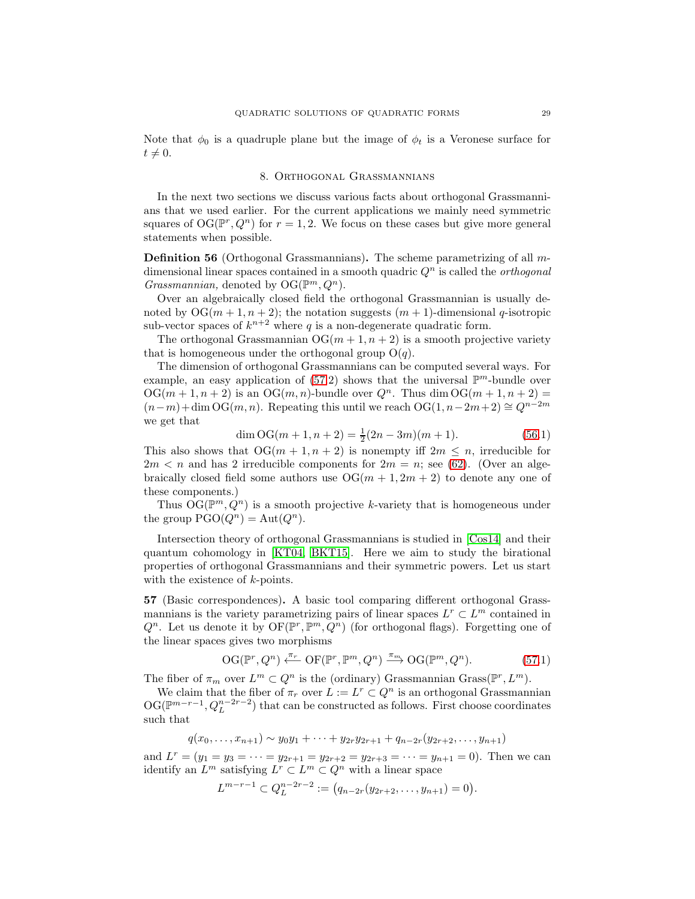Note that $\phi_0$ is a quadruple plane but the image of $\phi_t$ is a Veronese surface for $t \neq 0$.

## 8. Orthogonal Grassmannians

In the next two sections we discuss various facts about orthogonal Grassmannians that we used earlier. For the current applications we mainly need symmetric squares of $\mathrm{OG}(\mathbb{P}^r, Q^n)$ for $r = 1, 2$. We focus on these cases but give more general statements when possible.

**Definition 56** (Orthogonal Grassmannians)**.** The scheme parametrizing of all $m$-dimensional linear spaces contained in a smooth quadric $Q^n$ is called the *orthogonal Grassmannian,* denoted by $\mathrm{OG}(\mathbb{P}^m, Q^n)$.

Over an algebraically closed field the orthogonal Grassmannian is usually denoted by $\mathrm{OG}(m+1, n+2)$; the notation suggests $(m+1)$-dimensional $q$-isotropic sub-vector spaces of $k^{n+2}$ where $q$ is a non-degenerate quadratic form.

The orthogonal Grassmannian $\mathrm{OG}(m+1, n+2)$ is a smooth projective variety that is homogeneous under the orthogonal group $\mathrm{O}(q)$.

The dimension of orthogonal Grassmannians can be computed several ways. For example, an easy application of (57.2) shows that the universal $\mathbb{P}^m$-bundle over $\mathrm{OG}(m+1, n+2)$ is an $\mathrm{OG}(m, n)$-bundle over $Q^n$. Thus $\dim \mathrm{OG}(m+1, n+2) = (n-m) + \dim \mathrm{OG}(m, n)$. Repeating this until we reach $\mathrm{OG}(1, n-2m+2) \cong Q^{n-2m}$ we get that

$$\dim \mathrm{OG}(m+1, n+2) = \tfrac{1}{2}(2n-3m)(m+1). \tag{56.1}$$

This also shows that $\mathrm{OG}(m+1, n+2)$ is nonempty iff $2m \leq n$, irreducible for $2m < n$ and has 2 irreducible components for $2m = n$; see (62). (Over an algebraically closed field some authors use $\mathrm{OG}(m+1, 2m+2)$ to denote any one of these components.)

Thus $\mathrm{OG}(\mathbb{P}^m, Q^n)$ is a smooth projective $k$-variety that is homogeneous under the group $\mathrm{PGO}(Q^n) = \mathrm{Aut}(Q^n)$.

Intersection theory of orthogonal Grassmannians is studied in [Cos14] and their quantum cohomology in [KT04, BKT15]. Here we aim to study the birational properties of orthogonal Grassmannians and their symmetric powers. Let us start with the existence of $k$-points.

**57** (Basic correspondences)**.** A basic tool comparing different orthogonal Grassmannians is the variety parametrizing pairs of linear spaces $L^r \subset L^m$ contained in $Q^n$. Let us denote it by $\mathrm{OF}(\mathbb{P}^r, \mathbb{P}^m, Q^n)$ (for orthogonal flags). Forgetting one of the linear spaces gives two morphisms

$$\mathrm{OG}(\mathbb{P}^r, Q^n) \xleftarrow{\pi_r} \mathrm{OF}(\mathbb{P}^r, \mathbb{P}^m, Q^n) \xrightarrow{\pi_m} \mathrm{OG}(\mathbb{P}^m, Q^n). \tag{57.1}$$

The fiber of $\pi_m$ over $L^m \subset Q^n$ is the (ordinary) Grassmannian $\mathrm{Grass}(\mathbb{P}^r, L^m)$.

We claim that the fiber of $\pi_r$ over $L := L^r \subset Q^n$ is an orthogonal Grassmannian $\mathrm{OG}(\mathbb{P}^{m-r-1}, Q_L^{n-2r-2})$ that can be constructed as follows. First choose coordinates such that

$$q(x_0, \dots, x_{n+1}) \sim y_0 y_1 + \cdots + y_{2r} y_{2r+1} + q_{n-2r}(y_{2r+2}, \dots, y_{n+1})$$

and $L^r = (y_1 = y_3 = \cdots = y_{2r+1} = y_{2r+2} = y_{2r+3} = \cdots = y_{n+1} = 0)$. Then we can identify an $L^m$ satisfying $L^r \subset L^m \subset Q^n$ with a linear space

$$L^{m-r-1} \subset Q_L^{n-2r-2} := \big(q_{n-2r}(y_{2r+2}, \dots, y_{n+1}) = 0\big).$$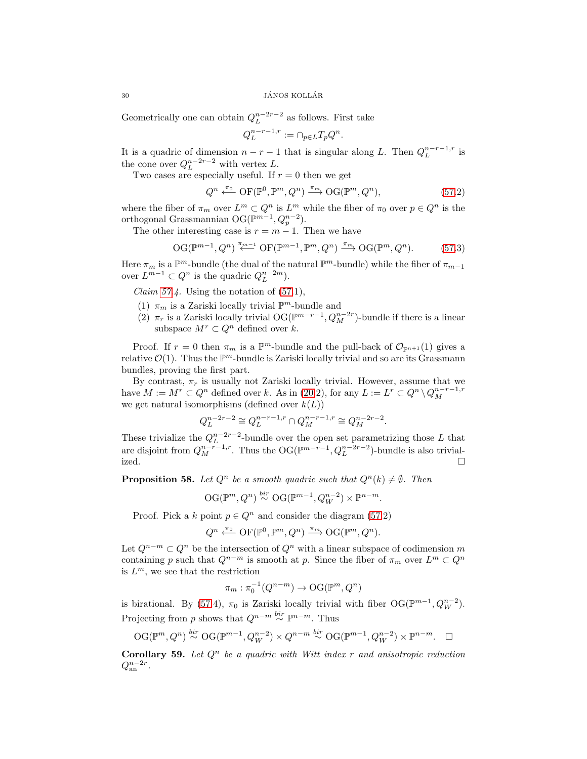Geometrically one can obtain $Q_L^{n-2r-2}$ as follows. First take

$$Q_L^{n-r-1,r} := \cap_{p\in L} T_p Q^n.$$

It is a quadric of dimension $n-r-1$ that is singular along $L$. Then $Q_L^{n-r-1,r}$ is the cone over $Q_L^{n-2r-2}$ with vertex $L$.

Two cases are especially useful. If $r=0$ then we get

$$Q^n \stackrel{\pi_0}{\longleftarrow} \mathrm{OF}(\mathbb{P}^0, \mathbb{P}^m, Q^n) \stackrel{\pi_m}{\longrightarrow} \mathrm{OG}(\mathbb{P}^m, Q^n), \tag{57.2}$$

where the fiber of $\pi_m$ over $L^m \subset Q^n$ is $L^m$ while the fiber of $\pi_0$ over $p\in Q^n$ is the orthogonal Grassmannian $\mathrm{OG}(\mathbb{P}^{m-1}, Q_p^{n-2})$.

The other interesting case is $r=m-1$. Then we have

$$\mathrm{OG}(\mathbb{P}^{m-1}, Q^n) \stackrel{\pi_{m-1}}{\longleftarrow} \mathrm{OF}(\mathbb{P}^{m-1}, \mathbb{P}^m, Q^n) \stackrel{\pi_m}{\longrightarrow} \mathrm{OG}(\mathbb{P}^m, Q^n). \tag{57.3}$$

Here $\pi_m$ is a $\mathbb{P}^m$-bundle (the dual of the natural $\mathbb{P}^m$-bundle) while the fiber of $\pi_{m-1}$ over $L^{m-1}\subset Q^n$ is the quadric $Q_L^{n-2m}$).

*Claim 57.4.* Using the notation of (57.1),

1. $\pi_m$ is a Zariski locally trivial $\mathbb{P}^m$-bundle and
2. $\pi_r$ is a Zariski locally trivial $\mathrm{OG}(\mathbb{P}^{m-r-1}, Q_M^{n-2r})$-bundle if there is a linear subspace $M^r \subset Q^n$ defined over $k$.

Proof. If $r=0$ then $\pi_m$ is a $\mathbb{P}^m$-bundle and the pull-back of $\mathcal{O}_{\mathbb{P}^{n+1}}(1)$ gives a relative $\mathcal{O}(1)$. Thus the $\mathbb{P}^m$-bundle is Zariski locally trivial and so are its Grassmann bundles, proving the first part.

By contrast, $\pi_r$ is usually not Zariski locally trivial. However, assume that we have $M := M^r \subset Q^n$ defined over $k$. As in (20.2), for any $L := L^r \subset Q^n \setminus Q_M^{n-r-1,r}$ we get natural isomorphisms (defined over $k(L)$)

$$Q_L^{n-2r-2} \cong Q_L^{n-r-1,r} \cap Q_M^{n-r-1,r} \cong Q_M^{n-2r-2}.$$

These trivialize the $Q_L^{n-2r-2}$-bundle over the open set parametrizing those $L$ that are disjoint from $Q_M^{n-r-1,r}$. Thus the $\mathrm{OG}(\mathbb{P}^{m-r-1}, Q_L^{n-2r-2})$-bundle is also trivialized. $\square$

**Proposition 58.** *Let $Q^n$ be a smooth quadric such that $Q^n(k)\neq\emptyset$. Then*

$$\mathrm{OG}(\mathbb{P}^m, Q^n) \stackrel{bir}{\sim} \mathrm{OG}(\mathbb{P}^{m-1}, Q_W^{n-2}) \times \mathbb{P}^{n-m}.$$

Proof. Pick a $k$ point $p\in Q^n$ and consider the diagram (57.2)

$$Q^n \stackrel{\pi_0}{\longleftarrow} \mathrm{OF}(\mathbb{P}^0, \mathbb{P}^m, Q^n) \stackrel{\pi_m}{\longrightarrow} \mathrm{OG}(\mathbb{P}^m, Q^n).$$

Let $Q^{n-m}\subset Q^n$ be the intersection of $Q^n$ with a linear subspace of codimension $m$ containing $p$ such that $Q^{n-m}$ is smooth at $p$. Since the fiber of $\pi_m$ over $L^m\subset Q^n$ is $L^m$, we see that the restriction

$$\pi_m : \pi_0^{-1}(Q^{n-m}) \to \mathrm{OG}(\mathbb{P}^m, Q^n)$$

is birational. By (57.4), $\pi_0$ is Zariski locally trivial with fiber $\mathrm{OG}(\mathbb{P}^{m-1}, Q_W^{n-2})$. Projecting from $p$ shows that $Q^{n-m} \stackrel{bir}{\sim} \mathbb{P}^{n-m}$. Thus

$$\mathrm{OG}(\mathbb{P}^m, Q^n) \stackrel{bir}{\sim} \mathrm{OG}(\mathbb{P}^{m-1}, Q_W^{n-2}) \times Q^{n-m} \stackrel{bir}{\sim} \mathrm{OG}(\mathbb{P}^{m-1}, Q_W^{n-2}) \times \mathbb{P}^{n-m}. \quad \square$$

**Corollary 59.** *Let $Q^n$ be a quadric with Witt index $r$ and anisotropic reduction $Q_{\mathrm{an}}^{n-2r}$.*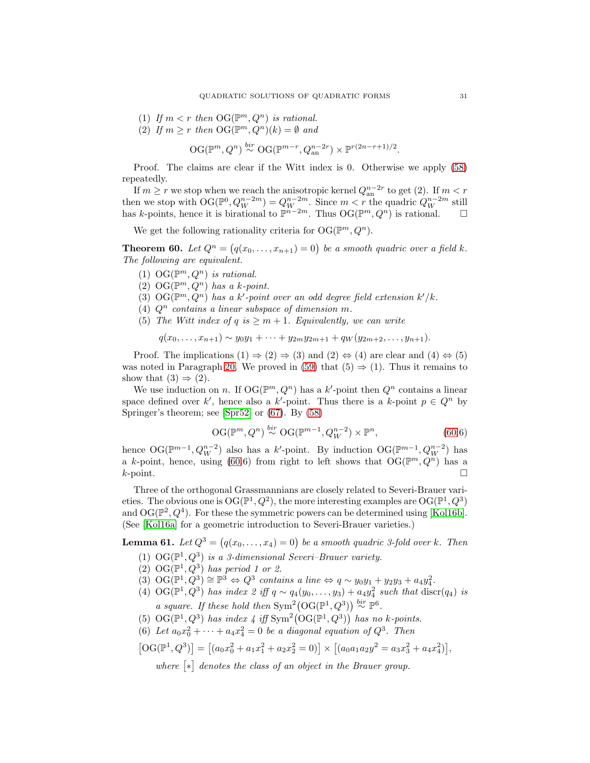(1) *If* $m < r$ *then* $\mathrm{OG}(\mathbb{P}^m, Q^n)$ *is rational.*

(2) *If* $m \geq r$ *then* $\mathrm{OG}(\mathbb{P}^m, Q^n)(k) = \emptyset$ *and*

$$\mathrm{OG}(\mathbb{P}^m, Q^n) \stackrel{bir}{\sim} \mathrm{OG}(\mathbb{P}^{m-r}, Q^{n-2r}_{\mathrm{an}}) \times \mathbb{P}^{r(2n-r+1)/2}.$$

Proof. The claims are clear if the Witt index is 0. Otherwise we apply (58) repeatedly.

If $m \geq r$ we stop when we reach the anisotropic kernel $Q^{n-2r}_{\mathrm{an}}$ to get (2). If $m < r$ then we stop with $\mathrm{OG}(\mathbb{P}^0, Q^{n-2m}_W) = Q^{n-2m}_W$. Since $m < r$ the quadric $Q^{n-2m}_W$ still has $k$-points, hence it is birational to $\mathbb{P}^{n-2m}$. Thus $\mathrm{OG}(\mathbb{P}^m, Q^n)$ is rational. $\square$

We get the following rationality criteria for $\mathrm{OG}(\mathbb{P}^m, Q^n)$.

**Theorem 60.** *Let* $Q^n = \bigl(q(x_0, \dots, x_{n+1}) = 0\bigr)$ *be a smooth quadric over a field* $k$. *The following are equivalent.*

(1) $\mathrm{OG}(\mathbb{P}^m, Q^n)$ *is rational.*

(2) $\mathrm{OG}(\mathbb{P}^m, Q^n)$ *has a* $k$*-point.*

(3) $\mathrm{OG}(\mathbb{P}^m, Q^n)$ *has a* $k'$*-point over an odd degree field extension* $k'/k$.

(4) $Q^n$ *contains a linear subspace of dimension* $m$.

(5) *The Witt index of* $q$ *is* $\geq m+1$. *Equivalently, we can write*

$$q(x_0, \dots, x_{n+1}) \sim y_0y_1 + \cdots + y_{2m}y_{2m+1} + q_W(y_{2m+2}, \dots, y_{n+1}).$$

Proof. The implications (1) ⇒ (2) ⇒ (3) and (2) ⇔ (4) are clear and (4) ⇔ (5) was noted in Paragraph 20. We proved in (59) that (5) ⇒ (1). Thus it remains to show that (3) ⇒ (2).

We use induction on $n$. If $\mathrm{OG}(\mathbb{P}^m, Q^n)$ has a $k'$-point then $Q^n$ contains a linear space defined over $k'$, hence also a $k'$-point. Thus there is a $k$-point $p \in Q^n$ by Springer's theorem; see [Spr52] or (67). By (58)

$$\mathrm{OG}(\mathbb{P}^m, Q^n) \stackrel{bir}{\sim} \mathrm{OG}(\mathbb{P}^{m-1}, Q^{n-2}_W) \times \mathbb{P}^n, \tag{60.6}$$

hence $\mathrm{OG}(\mathbb{P}^{m-1}, Q^{n-2}_W)$ also has a $k'$-point. By induction $\mathrm{OG}(\mathbb{P}^{m-1}, Q^{n-2}_W)$ has a $k$-point, hence, using (60.6) from right to left shows that $\mathrm{OG}(\mathbb{P}^m, Q^n)$ has a $k$-point. $\square$

Three of the orthogonal Grassmannians are closely related to Severi-Brauer varieties. The obvious one is $\mathrm{OG}(\mathbb{P}^1, Q^2)$, the more interesting examples are $\mathrm{OG}(\mathbb{P}^1, Q^3)$ and $\mathrm{OG}(\mathbb{P}^2, Q^4)$. For these the symmetric powers can be determined using [Kol16b]. (See [Kol16a] for a geometric introduction to Severi-Brauer varieties.)

**Lemma 61.** *Let* $Q^3 = \bigl(q(x_0, \dots, x_4) = 0\bigr)$ *be a smooth quadric 3-fold over* $k$. *Then*

(1) $\mathrm{OG}(\mathbb{P}^1, Q^3)$ *is a 3-dimensional Severi–Brauer variety.*

(2) $\mathrm{OG}(\mathbb{P}^1, Q^3)$ *has period 1 or 2.*

(3) $\mathrm{OG}(\mathbb{P}^1, Q^3) \cong \mathbb{P}^3 \Leftrightarrow Q^3$ *contains a line* $\Leftrightarrow q \sim y_0y_1 + y_2y_3 + a_4y_4^2$.

(4) $\mathrm{OG}(\mathbb{P}^1, Q^3)$ *has index 2 iff* $q \sim q_4(y_0, \dots, y_3) + a_4y_4^2$ *such that* $\mathrm{discr}(q_4)$ *is a square. If these hold then* $\mathrm{Sym}^2\bigl(\mathrm{OG}(\mathbb{P}^1, Q^3)\bigr) \stackrel{bir}{\sim} \mathbb{P}^6$.

(5) $\mathrm{OG}(\mathbb{P}^1, Q^3)$ *has index 4 iff* $\mathrm{Sym}^2\bigl(\mathrm{OG}(\mathbb{P}^1, Q^3)\bigr)$ *has no* $k$*-points.*

(6) *Let* $a_0x_0^2 + \cdots + a_4x_4^2 = 0$ *be a diagonal equation of* $Q^3$. *Then*

$$\bigl[\mathrm{OG}(\mathbb{P}^1, Q^3)\bigr] = \bigl[(a_0x_0^2 + a_1x_1^2 + a_2x_2^2 = 0)\bigr] \times \bigl[(a_0a_1a_2y^2 = a_3x_3^2 + a_4x_4^2)\bigr],$$

*where* $[*]$ *denotes the class of an object in the Brauer group.*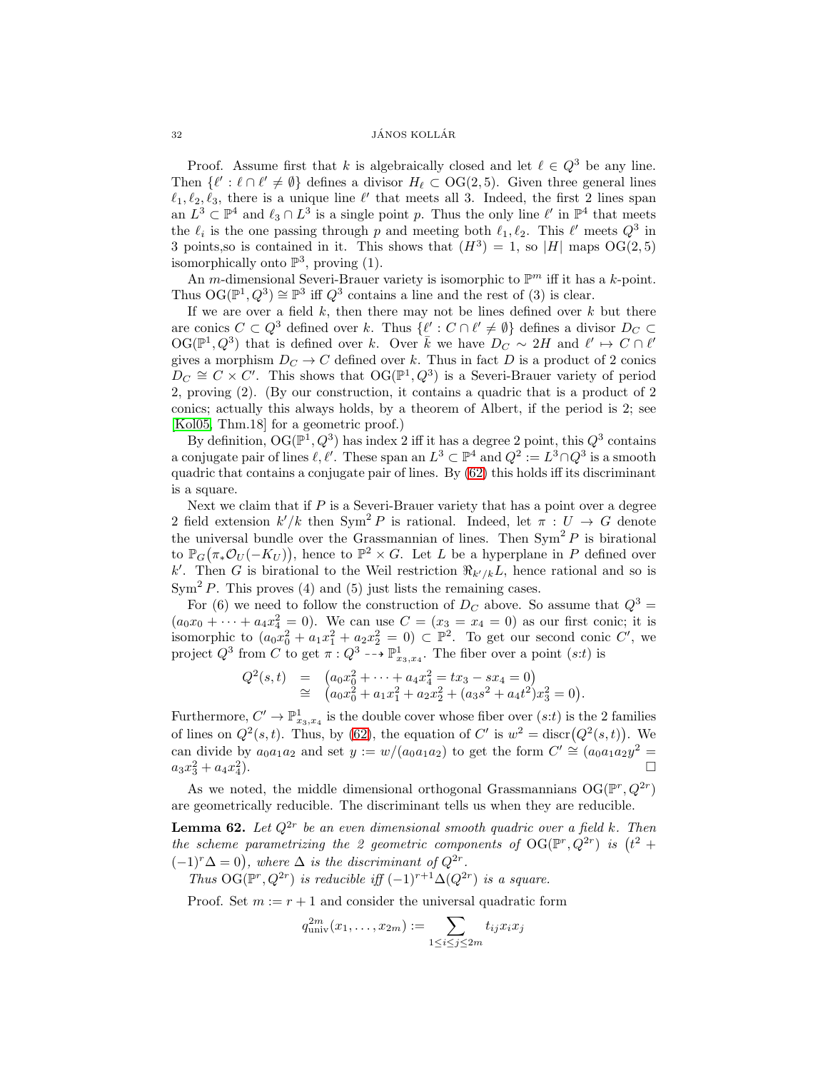*Proof.* Assume first that $k$ is algebraically closed and let $\ell \in Q^3$ be any line. Then $\{\ell' : \ell \cap \ell' \neq \emptyset\}$ defines a divisor $H_\ell \subset \mathrm{OG}(2,5)$. Given three general lines $\ell_1, \ell_2, \ell_3$, there is a unique line $\ell'$ that meets all 3. Indeed, the first 2 lines span an $L^3 \subset \mathbb{P}^4$ and $\ell_3 \cap L^3$ is a single point $p$. Thus the only line $\ell'$ in $\mathbb{P}^4$ that meets the $\ell_i$ is the one passing through $p$ and meeting both $\ell_1, \ell_2$. This $\ell'$ meets $Q^3$ in 3 points,so is contained in it. This shows that $(H^3) = 1$, so $|H|$ maps $\mathrm{OG}(2,5)$ isomorphically onto $\mathbb{P}^3$, proving (1).

An $m$-dimensional Severi-Brauer variety is isomorphic to $\mathbb{P}^m$ iff it has a $k$-point. Thus $\mathrm{OG}(\mathbb{P}^1, Q^3) \cong \mathbb{P}^3$ iff $Q^3$ contains a line and the rest of (3) is clear.

If we are over a field $k$, then there may not be lines defined over $k$ but there are conics $C \subset Q^3$ defined over $k$. Thus $\{\ell' : C \cap \ell' \neq \emptyset\}$ defines a divisor $D_C \subset \mathrm{OG}(\mathbb{P}^1, Q^3)$ that is defined over $k$. Over $\bar{k}$ we have $D_C \sim 2H$ and $\ell' \mapsto C \cap \ell'$ gives a morphism $D_C \to C$ defined over $k$. Thus in fact $D$ is a product of 2 conics $D_C \cong C \times C'$. This shows that $\mathrm{OG}(\mathbb{P}^1, Q^3)$ is a Severi-Brauer variety of period 2, proving (2). (By our construction, it contains a quadric that is a product of 2 conics; actually this always holds, by a theorem of Albert, if the period is 2; see [Kol05, Thm.18] for a geometric proof.)

By definition, $\mathrm{OG}(\mathbb{P}^1, Q^3)$ has index 2 iff it has a degree 2 point, this $Q^3$ contains a conjugate pair of lines $\ell, \ell'$. These span an $L^3 \subset \mathbb{P}^4$ and $Q^2 := L^3 \cap Q^3$ is a smooth quadric that contains a conjugate pair of lines. By (62) this holds iff its discriminant is a square.

Next we claim that if $P$ is a Severi-Brauer variety that has a point over a degree 2 field extension $k'/k$ then $\mathrm{Sym}^2 P$ is rational. Indeed, let $\pi : U \to G$ denote the universal bundle over the Grassmannian of lines. Then $\mathrm{Sym}^2 P$ is birational to $\mathbb{P}_G\big(\pi_* \mathcal{O}_U(-K_U)\big)$, hence to $\mathbb{P}^2 \times G$. Let $L$ be a hyperplane in $P$ defined over $k'$. Then $G$ is birational to the Weil restriction $\Re_{k'/k} L$, hence rational and so is $\mathrm{Sym}^2 P$. This proves (4) and (5) just lists the remaining cases.

For (6) we need to follow the construction of $D_C$ above. So assume that $Q^3 = (a_0 x_0 + \cdots + a_4 x_4^2 = 0)$. We can use $C = (x_3 = x_4 = 0)$ as our first conic; it is isomorphic to $(a_0 x_0^2 + a_1 x_1^2 + a_2 x_2^2 = 0) \subset \mathbb{P}^2$. To get our second conic $C'$, we project $Q^3$ from $C$ to get $\pi : Q^3 \dashrightarrow \mathbb{P}^1_{x_3, x_4}$. The fiber over a point $(s{:}t)$ is

$$
\begin{aligned}
Q^2(s,t) &= \big(a_0 x_0^2 + \cdots + a_4 x_4^2 = t x_3 - s x_4 = 0\big) \\
&\cong \big(a_0 x_0^2 + a_1 x_1^2 + a_2 x_2^2 + (a_3 s^2 + a_4 t^2) x_3^2 = 0\big).
\end{aligned}
$$

Furthermore, $C' \to \mathbb{P}^1_{x_3, x_4}$ is the double cover whose fiber over $(s{:}t)$ is the 2 families of lines on $Q^2(s,t)$. Thus, by (62), the equation of $C'$ is $w^2 = \mathrm{discr}\big(Q^2(s,t)\big)$. We can divide by $a_0 a_1 a_2$ and set $y := w/(a_0 a_1 a_2)$ to get the form $C' \cong (a_0 a_1 a_2 y^2 = a_3 x_3^2 + a_4 x_4^2)$. $\square$

As we noted, the middle dimensional orthogonal Grassmannians $\mathrm{OG}(\mathbb{P}^r, Q^{2r})$ are geometrically reducible. The discriminant tells us when they are reducible.

**Lemma 62.** *Let $Q^{2r}$ be an even dimensional smooth quadric over a field $k$. Then the scheme parametrizing the 2 geometric components of $\mathrm{OG}(\mathbb{P}^r, Q^{2r})$ is $\big(t^2 + (-1)^r \Delta = 0\big)$, where $\Delta$ is the discriminant of $Q^{2r}$.*

*Thus $\mathrm{OG}(\mathbb{P}^r, Q^{2r})$ is reducible iff $(-1)^{r+1} \Delta(Q^{2r})$ is a square.*

*Proof.* Set $m := r + 1$ and consider the universal quadratic form

$$
q^{2m}_{\mathrm{univ}}(x_1, \ldots, x_{2m}) := \sum_{1 \le i \le j \le 2m} t_{ij} x_i x_j
$$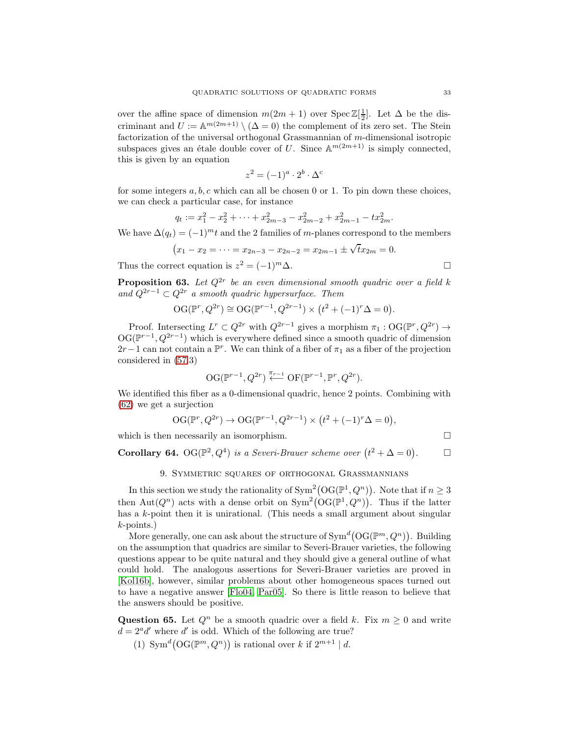over the affine space of dimension $m(2m+1)$ over $\operatorname{Spec} \mathbb{Z}[\frac{1}{2}]$. Let $\Delta$ be the discriminant and $U := \mathbb{A}^{m(2m+1)} \setminus (\Delta = 0)$ the complement of its zero set. The Stein factorization of the universal orthogonal Grassmannian of $m$-dimensional isotropic subspaces gives an étale double cover of $U$. Since $\mathbb{A}^{m(2m+1)}$ is simply connected, this is given by an equation

$$z^2 = (-1)^a \cdot 2^b \cdot \Delta^c$$

for some integers $a, b, c$ which can all be chosen 0 or 1. To pin down these choices, we can check a particular case, for instance

$$q_t := x_1^2 - x_2^2 + \cdots + x_{2m-3}^2 - x_{2m-2}^2 + x_{2m-1}^2 - tx_{2m}^2.$$

We have $\Delta(q_t) = (-1)^m t$ and the 2 families of $m$-planes correspond to the members

$$\big(x_1 - x_2 = \cdots = x_{2n-3} - x_{2n-2} = x_{2m-1} \pm \sqrt{t} x_{2m} = 0.$$

Thus the correct equation is $z^2 = (-1)^m \Delta$. □

**Proposition 63.** *Let $Q^{2r}$ be an even dimensional smooth quadric over a field $k$ and $Q^{2r-1} \subset Q^{2r}$ a smooth quadric hypersurface. Them*

$$\operatorname{OG}(\mathbb{P}^r, Q^{2r}) \cong \operatorname{OG}(\mathbb{P}^{r-1}, Q^{2r-1}) \times \big(t^2 + (-1)^r \Delta = 0\big).$$

Proof. Intersecting $L^r \subset Q^{2r}$ with $Q^{2r-1}$ gives a morphism $\pi_1 : \operatorname{OG}(\mathbb{P}^r, Q^{2r}) \to \operatorname{OG}(\mathbb{P}^{r-1}, Q^{2r-1})$ which is everywhere defined since a smooth quadric of dimension $2r-1$ can not contain a $\mathbb{P}^r$. We can think of a fiber of $\pi_1$ as a fiber of the projection considered in (57.3)

$$\operatorname{OG}(\mathbb{P}^{r-1}, Q^{2r}) \stackrel{\pi_{r-1}}{\longleftarrow} \operatorname{OF}(\mathbb{P}^{r-1}, \mathbb{P}^r, Q^{2r}).$$

We identified this fiber as a 0-dimensional quadric, hence 2 points. Combining with (62) we get a surjection

$$\operatorname{OG}(\mathbb{P}^r, Q^{2r}) \to \operatorname{OG}(\mathbb{P}^{r-1}, Q^{2r-1}) \times \big(t^2 + (-1)^r \Delta = 0\big),$$

which is then necessarily an isomorphism. □

**Corollary 64.** *$\operatorname{OG}(\mathbb{P}^2, Q^4)$ is a Severi-Brauer scheme over $\big(t^2 + \Delta = 0\big)$.* □

## 9. Symmetric squares of orthogonal Grassmannians

In this section we study the rationality of $\operatorname{Sym}^2\big(\operatorname{OG}(\mathbb{P}^1, Q^n)\big)$. Note that if $n \geq 3$ then $\operatorname{Aut}(Q^n)$ acts with a dense orbit on $\operatorname{Sym}^2\big(\operatorname{OG}(\mathbb{P}^1, Q^n)\big)$. Thus if the latter has a $k$-point then it is unirational. (This needs a small argument about singular $k$-points.)

More generally, one can ask about the structure of $\operatorname{Sym}^d\big(\operatorname{OG}(\mathbb{P}^m, Q^n)\big)$. Building on the assumption that quadrics are similar to Severi-Brauer varieties, the following questions appear to be quite natural and they should give a general outline of what could hold. The analogous assertions for Severi-Brauer varieties are proved in [Kol16b], however, similar problems about other homogeneous spaces turned out to have a negative answer [Flo04, Par05]. So there is little reason to believe that the answers should be positive.

**Question 65.** Let $Q^n$ be a smooth quadric over a field $k$. Fix $m \geq 0$ and write $d = 2^a d'$ where $d'$ is odd. Which of the following are true?

(1) $\operatorname{Sym}^d\big(\operatorname{OG}(\mathbb{P}^m, Q^n)\big)$ is rational over $k$ if $2^{m+1} \mid d$.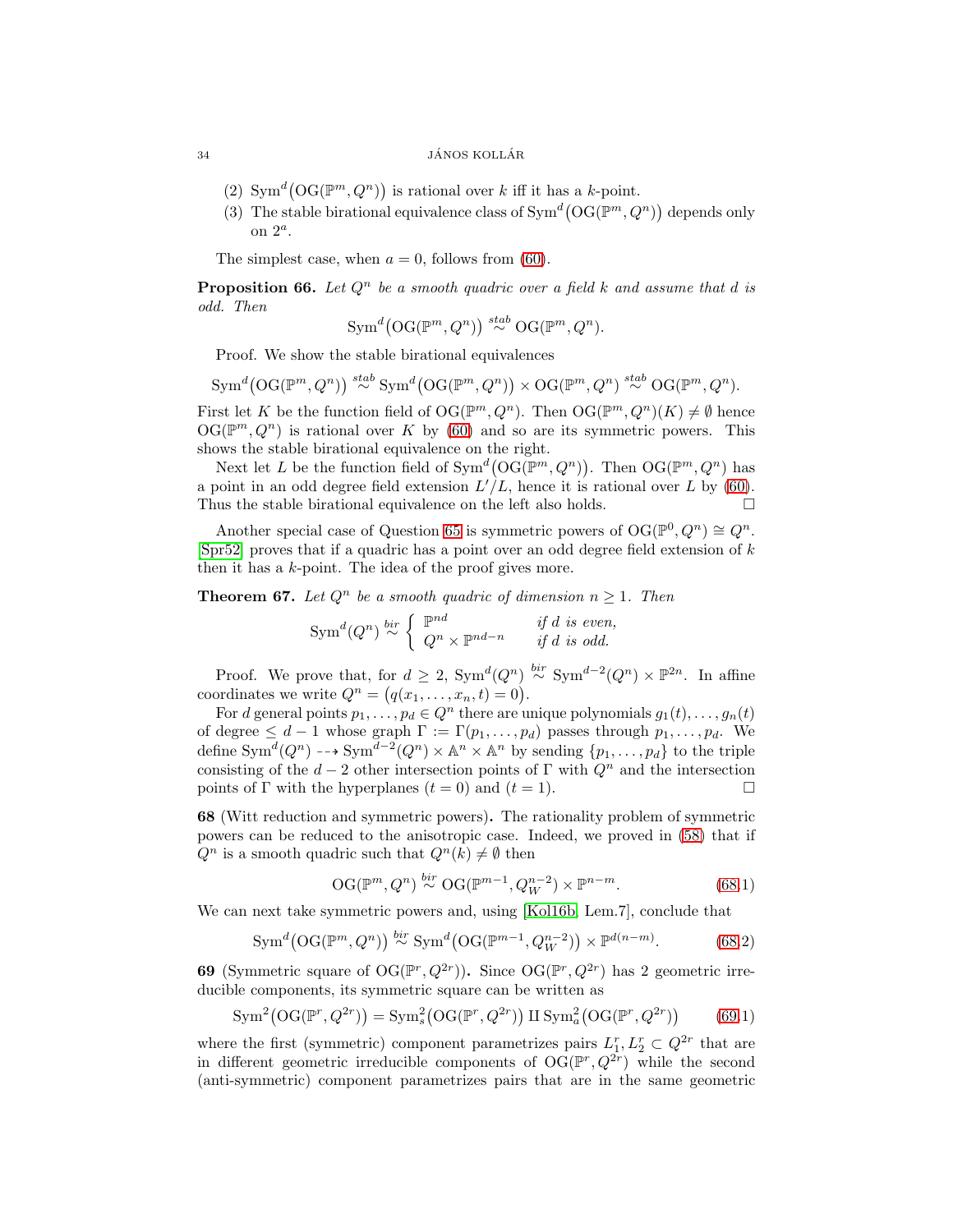(2) $\operatorname{Sym}^d\big(\mathrm{OG}(\mathbb{P}^m, Q^n)\big)$ is rational over $k$ iff it has a $k$-point.

(3) The stable birational equivalence class of $\operatorname{Sym}^d\big(\mathrm{OG}(\mathbb{P}^m, Q^n)\big)$ depends only on $2^a$.

The simplest case, when $a = 0$, follows from (60).

**Proposition 66.** *Let $Q^n$ be a smooth quadric over a field $k$ and assume that $d$ is odd. Then*

$$\operatorname{Sym}^d\big(\mathrm{OG}(\mathbb{P}^m, Q^n)\big) \overset{stab}{\sim} \mathrm{OG}(\mathbb{P}^m, Q^n).$$

Proof. We show the stable birational equivalences

$$\operatorname{Sym}^d\big(\mathrm{OG}(\mathbb{P}^m, Q^n)\big) \overset{stab}{\sim} \operatorname{Sym}^d\big(\mathrm{OG}(\mathbb{P}^m, Q^n)\big) \times \mathrm{OG}(\mathbb{P}^m, Q^n) \overset{stab}{\sim} \mathrm{OG}(\mathbb{P}^m, Q^n).$$

First let $K$ be the function field of $\mathrm{OG}(\mathbb{P}^m, Q^n)$. Then $\mathrm{OG}(\mathbb{P}^m, Q^n)(K) \neq \emptyset$ hence $\mathrm{OG}(\mathbb{P}^m, Q^n)$ is rational over $K$ by (60) and so are its symmetric powers. This shows the stable birational equivalence on the right.

Next let $L$ be the function field of $\operatorname{Sym}^d\big(\mathrm{OG}(\mathbb{P}^m, Q^n)\big)$. Then $\mathrm{OG}(\mathbb{P}^m, Q^n)$ has a point in an odd degree field extension $L'/L$, hence it is rational over $L$ by (60). Thus the stable birational equivalence on the left also holds. $\square$

Another special case of Question 65 is symmetric powers of $\mathrm{OG}(\mathbb{P}^0, Q^n) \cong Q^n$. [Spr52] proves that if a quadric has a point over an odd degree field extension of $k$ then it has a $k$-point. The idea of the proof gives more.

**Theorem 67.** *Let $Q^n$ be a smooth quadric of dimension $n \geq 1$. Then*

$$\operatorname{Sym}^d(Q^n) \overset{bir}{\sim} \begin{cases} \mathbb{P}^{nd} & \text{if } d \text{ is even,} \\ Q^n \times \mathbb{P}^{nd-n} & \text{if } d \text{ is odd.} \end{cases}$$

Proof. We prove that, for $d \geq 2$, $\operatorname{Sym}^d(Q^n) \overset{bir}{\sim} \operatorname{Sym}^{d-2}(Q^n) \times \mathbb{P}^{2n}$. In affine coordinates we write $Q^n = \big(q(x_1, \dots, x_n, t) = 0\big)$.

For $d$ general points $p_1, \dots, p_d \in Q^n$ there are unique polynomials $g_1(t), \dots, g_n(t)$ of degree $\leq d-1$ whose graph $\Gamma := \Gamma(p_1, \dots, p_d)$ passes through $p_1, \dots, p_d$. We define $\operatorname{Sym}^d(Q^n) \dashrightarrow \operatorname{Sym}^{d-2}(Q^n) \times \mathbb{A}^n \times \mathbb{A}^n$ by sending $\{p_1, \dots, p_d\}$ to the triple consisting of the $d-2$ other intersection points of $\Gamma$ with $Q^n$ and the intersection points of $\Gamma$ with the hyperplanes $(t = 0)$ and $(t = 1)$. $\square$

**68** (Witt reduction and symmetric powers)**.** The rationality problem of symmetric powers can be reduced to the anisotropic case. Indeed, we proved in (58) that if $Q^n$ is a smooth quadric such that $Q^n(k) \neq \emptyset$ then

$$\mathrm{OG}(\mathbb{P}^m, Q^n) \overset{bir}{\sim} \mathrm{OG}(\mathbb{P}^{m-1}, Q_W^{n-2}) \times \mathbb{P}^{n-m}. \tag{68.1}$$

We can next take symmetric powers and, using [Kol16b, Lem.7], conclude that

$$\operatorname{Sym}^d\big(\mathrm{OG}(\mathbb{P}^m, Q^n)\big) \overset{bir}{\sim} \operatorname{Sym}^d\big(\mathrm{OG}(\mathbb{P}^{m-1}, Q_W^{n-2})\big) \times \mathbb{P}^{d(n-m)}. \tag{68.2}$$

**69** (Symmetric square of $\mathrm{OG}(\mathbb{P}^r, Q^{2r})$)**.** Since $\mathrm{OG}(\mathbb{P}^r, Q^{2r})$ has 2 geometric irreducible components, its symmetric square can be written as

$$\operatorname{Sym}^2\big(\mathrm{OG}(\mathbb{P}^r, Q^{2r})\big) = \operatorname{Sym}^2_s\big(\mathrm{OG}(\mathbb{P}^r, Q^{2r})\big) \amalg \operatorname{Sym}^2_a\big(\mathrm{OG}(\mathbb{P}^r, Q^{2r})\big) \tag{69.1}$$

where the first (symmetric) component parametrizes pairs $L_1^r, L_2^r \subset Q^{2r}$ that are in different geometric irreducible components of $\mathrm{OG}(\mathbb{P}^r, Q^{2r})$ while the second (anti-symmetric) component parametrizes pairs that are in the same geometric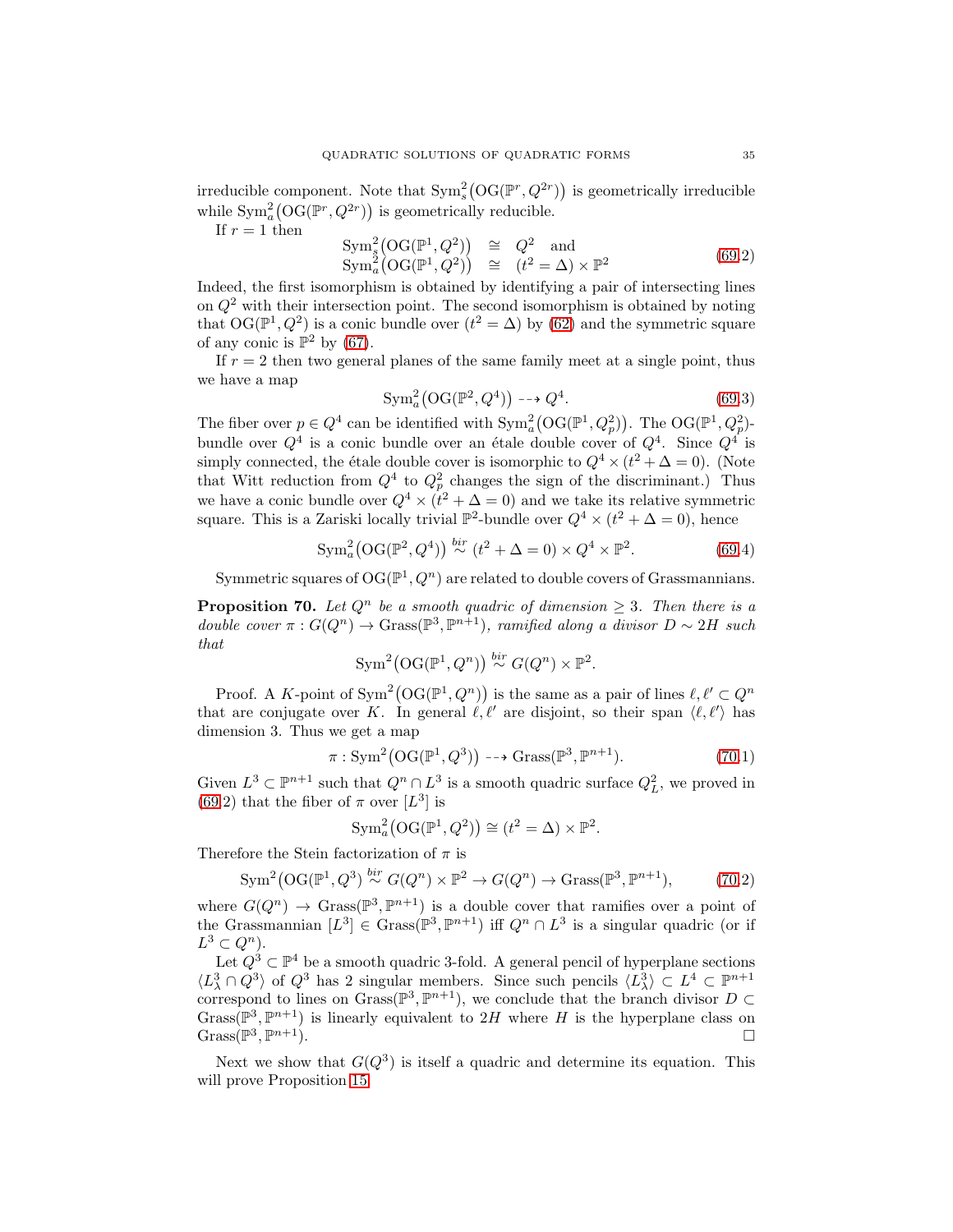irreducible component. Note that $\operatorname{Sym}^2_s\big(\mathrm{OG}(\mathbb{P}^r, Q^{2r})\big)$ is geometrically irreducible while $\operatorname{Sym}^2_a\big(\mathrm{OG}(\mathbb{P}^r, Q^{2r})\big)$ is geometrically reducible.

If $r=1$ then

$$\begin{array}{rcl} \operatorname{Sym}^2_s\big(\mathrm{OG}(\mathbb{P}^1, Q^2)\big) & \cong & Q^2 \quad \text{and} \\ \operatorname{Sym}^2_a\big(\mathrm{OG}(\mathbb{P}^1, Q^2)\big) & \cong & (t^2=\Delta)\times \mathbb{P}^2 \end{array} \tag{69.2}$$

Indeed, the first isomorphism is obtained by identifying a pair of intersecting lines on $Q^2$ with their intersection point. The second isomorphism is obtained by noting that $\mathrm{OG}(\mathbb{P}^1, Q^2)$ is a conic bundle over $(t^2=\Delta)$ by (62) and the symmetric square of any conic is $\mathbb{P}^2$ by (67).

If $r=2$ then two general planes of the same family meet at a single point, thus we have a map

$$\operatorname{Sym}^2_a\big(\mathrm{OG}(\mathbb{P}^2, Q^4)\big) \dashrightarrow Q^4. \tag{69.3}$$

The fiber over $p\in Q^4$ can be identified with $\operatorname{Sym}^2_a\big(\mathrm{OG}(\mathbb{P}^1, Q^2_p)\big)$. The $\mathrm{OG}(\mathbb{P}^1, Q^2_p)$-bundle over $Q^4$ is a conic bundle over an étale double cover of $Q^4$. Since $Q^4$ is simply connected, the étale double cover is isomorphic to $Q^4\times(t^2+\Delta=0)$. (Note that Witt reduction from $Q^4$ to $Q^2_p$ changes the sign of the discriminant.) Thus we have a conic bundle over $Q^4\times(t^2+\Delta=0)$ and we take its relative symmetric square. This is a Zariski locally trivial $\mathbb{P}^2$-bundle over $Q^4\times(t^2+\Delta=0)$, hence

$$\operatorname{Sym}^2_a\big(\mathrm{OG}(\mathbb{P}^2, Q^4)\big) \stackrel{bir}{\sim} (t^2+\Delta=0)\times Q^4\times \mathbb{P}^2. \tag{69.4}$$

Symmetric squares of $\mathrm{OG}(\mathbb{P}^1, Q^n)$ are related to double covers of Grassmannians.

**Proposition 70.** *Let $Q^n$ be a smooth quadric of dimension $\geq 3$. Then there is a double cover $\pi: G(Q^n)\to \mathrm{Grass}(\mathbb{P}^3, \mathbb{P}^{n+1})$, ramified along a divisor $D\sim 2H$ such that*

$$\operatorname{Sym}^2\big(\mathrm{OG}(\mathbb{P}^1, Q^n)\big) \stackrel{bir}{\sim} G(Q^n)\times \mathbb{P}^2.$$

Proof. A $K$-point of $\operatorname{Sym}^2\big(\mathrm{OG}(\mathbb{P}^1, Q^n)\big)$ is the same as a pair of lines $\ell,\ell'\subset Q^n$ that are conjugate over $K$. In general $\ell,\ell'$ are disjoint, so their span $\langle \ell,\ell'\rangle$ has dimension 3. Thus we get a map

$$\pi: \operatorname{Sym}^2\big(\mathrm{OG}(\mathbb{P}^1, Q^3)\big) \dashrightarrow \mathrm{Grass}(\mathbb{P}^3, \mathbb{P}^{n+1}). \tag{70.1}$$

Given $L^3\subset \mathbb{P}^{n+1}$ such that $Q^n\cap L^3$ is a smooth quadric surface $Q^2_L$, we proved in (69.2) that the fiber of $\pi$ over $[L^3]$ is

$$\operatorname{Sym}^2_a\big(\mathrm{OG}(\mathbb{P}^1, Q^2)\big)\cong (t^2=\Delta)\times \mathbb{P}^2.$$

Therefore the Stein factorization of $\pi$ is

$$\operatorname{Sym}^2\big(\mathrm{OG}(\mathbb{P}^1, Q^3\big) \stackrel{bir}{\sim} G(Q^n)\times \mathbb{P}^2 \to G(Q^n)\to \mathrm{Grass}(\mathbb{P}^3, \mathbb{P}^{n+1}), \tag{70.2}$$

where $G(Q^n)\to \mathrm{Grass}(\mathbb{P}^3, \mathbb{P}^{n+1})$ is a double cover that ramifies over a point of the Grassmannian $[L^3]\in \mathrm{Grass}(\mathbb{P}^3, \mathbb{P}^{n+1})$ iff $Q^n\cap L^3$ is a singular quadric (or if $L^3\subset Q^n$).

Let $Q^3\subset \mathbb{P}^4$ be a smooth quadric 3-fold. A general pencil of hyperplane sections $\langle L^3_\lambda\cap Q^3\rangle$ of $Q^3$ has 2 singular members. Since such pencils $\langle L^3_\lambda\rangle\subset L^4\subset \mathbb{P}^{n+1}$ correspond to lines on $\mathrm{Grass}(\mathbb{P}^3, \mathbb{P}^{n+1})$, we conclude that the branch divisor $D\subset \mathrm{Grass}(\mathbb{P}^3, \mathbb{P}^{n+1})$ is linearly equivalent to $2H$ where $H$ is the hyperplane class on $\mathrm{Grass}(\mathbb{P}^3, \mathbb{P}^{n+1})$. □

Next we show that $G(Q^3)$ is itself a quadric and determine its equation. This will prove Proposition 15.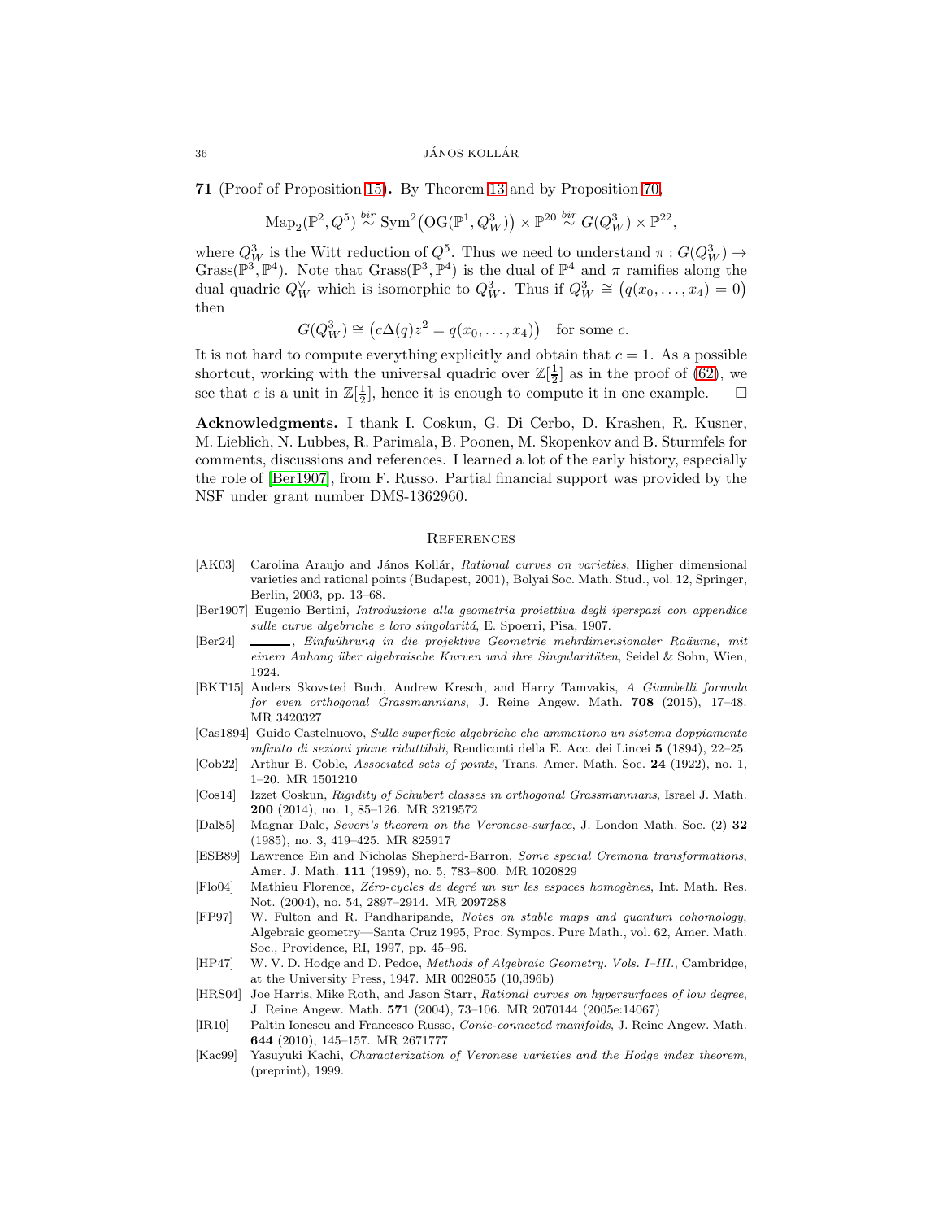**71** (Proof of Proposition 15)**.** By Theorem 13 and by Proposition 70,

$$\operatorname{Map}_2(\mathbb{P}^2, Q^5) \overset{bir}{\sim} \operatorname{Sym}^2\big(\operatorname{OG}(\mathbb{P}^1, Q^3_W)\big) \times \mathbb{P}^{20} \overset{bir}{\sim} G(Q^3_W) \times \mathbb{P}^{22},$$

where $Q^3_W$ is the Witt reduction of $Q^5$. Thus we need to understand $\pi : G(Q^3_W) \to \operatorname{Grass}(\mathbb{P}^3, \mathbb{P}^4)$. Note that $\operatorname{Grass}(\mathbb{P}^3, \mathbb{P}^4)$ is the dual of $\mathbb{P}^4$ and $\pi$ ramifies along the dual quadric $Q^\vee_W$ which is isomorphic to $Q^3_W$. Thus if $Q^3_W \cong \big(q(x_0, \dots, x_4) = 0\big)$ then

$$G(Q^3_W) \cong \big(c\Delta(q)z^2 = q(x_0, \dots, x_4)\big) \quad \text{for some } c.$$

It is not hard to compute everything explicitly and obtain that $c = 1$. As a possible shortcut, working with the universal quadric over $\mathbb{Z}[\frac{1}{2}]$ as in the proof of (62), we see that $c$ is a unit in $\mathbb{Z}[\frac{1}{2}]$, hence it is enough to compute it in one example. □

**Acknowledgments.** I thank I. Coskun, G. Di Cerbo, D. Krashen, R. Kusner, M. Lieblich, N. Lubbes, R. Parimala, B. Poonen, M. Skopenkov and B. Sturmfels for comments, discussions and references. I learned a lot of the early history, especially the role of [Ber1907], from F. Russo. Partial financial support was provided by the NSF under grant number DMS-1362960.

## References

- [AK03] Carolina Araujo and János Kollár, *Rational curves on varieties*, Higher dimensional varieties and rational points (Budapest, 2001), Bolyai Soc. Math. Stud., vol. 12, Springer, Berlin, 2003, pp. 13–68.
- [Ber1907] Eugenio Bertini, *Introduzione alla geometria proiettiva degli iperspazi con appendice sulle curve algebriche e loro singolaritá*, E. Spoerri, Pisa, 1907.
- [Ber24] ———, *Einfuührung in die projektive Geometrie mehrdimensionaler Raäume, mit einem Anhang über algebraische Kurven und ihre Singularitäten*, Seidel & Sohn, Wien, 1924.
- [BKT15] Anders Skovsted Buch, Andrew Kresch, and Harry Tamvakis, *A Giambelli formula for even orthogonal Grassmannians*, J. Reine Angew. Math. **708** (2015), 17–48. MR 3420327
- [Cas1894] Guido Castelnuovo, *Sulle superficie algebriche che ammettono un sistema doppiamente infinito di sezioni piane riduttibili*, Rendiconti della E. Acc. dei Lincei **5** (1894), 22–25.
- [Cob22] Arthur B. Coble, *Associated sets of points*, Trans. Amer. Math. Soc. **24** (1922), no. 1, 1–20. MR 1501210
- [Cos14] Izzet Coskun, *Rigidity of Schubert classes in orthogonal Grassmannians*, Israel J. Math. **200** (2014), no. 1, 85–126. MR 3219572
- [Dal85] Magnar Dale, *Severi's theorem on the Veronese-surface*, J. London Math. Soc. (2) **32** (1985), no. 3, 419–425. MR 825917
- [ESB89] Lawrence Ein and Nicholas Shepherd-Barron, *Some special Cremona transformations*, Amer. J. Math. **111** (1989), no. 5, 783–800. MR 1020829
- [Flo04] Mathieu Florence, *Zéro-cycles de degré un sur les espaces homogènes*, Int. Math. Res. Not. (2004), no. 54, 2897–2914. MR 2097288
- [FP97] W. Fulton and R. Pandharipande, *Notes on stable maps and quantum cohomology*, Algebraic geometry—Santa Cruz 1995, Proc. Sympos. Pure Math., vol. 62, Amer. Math. Soc., Providence, RI, 1997, pp. 45–96.
- [HP47] W. V. D. Hodge and D. Pedoe, *Methods of Algebraic Geometry. Vols. I–III.*, Cambridge, at the University Press, 1947. MR 0028055 (10,396b)
- [HRS04] Joe Harris, Mike Roth, and Jason Starr, *Rational curves on hypersurfaces of low degree*, J. Reine Angew. Math. **571** (2004), 73–106. MR 2070144 (2005e:14067)
- [IR10] Paltin Ionescu and Francesco Russo, *Conic-connected manifolds*, J. Reine Angew. Math. **644** (2010), 145–157. MR 2671777
- [Kac99] Yasuyuki Kachi, *Characterization of Veronese varieties and the Hodge index theorem*, (preprint), 1999.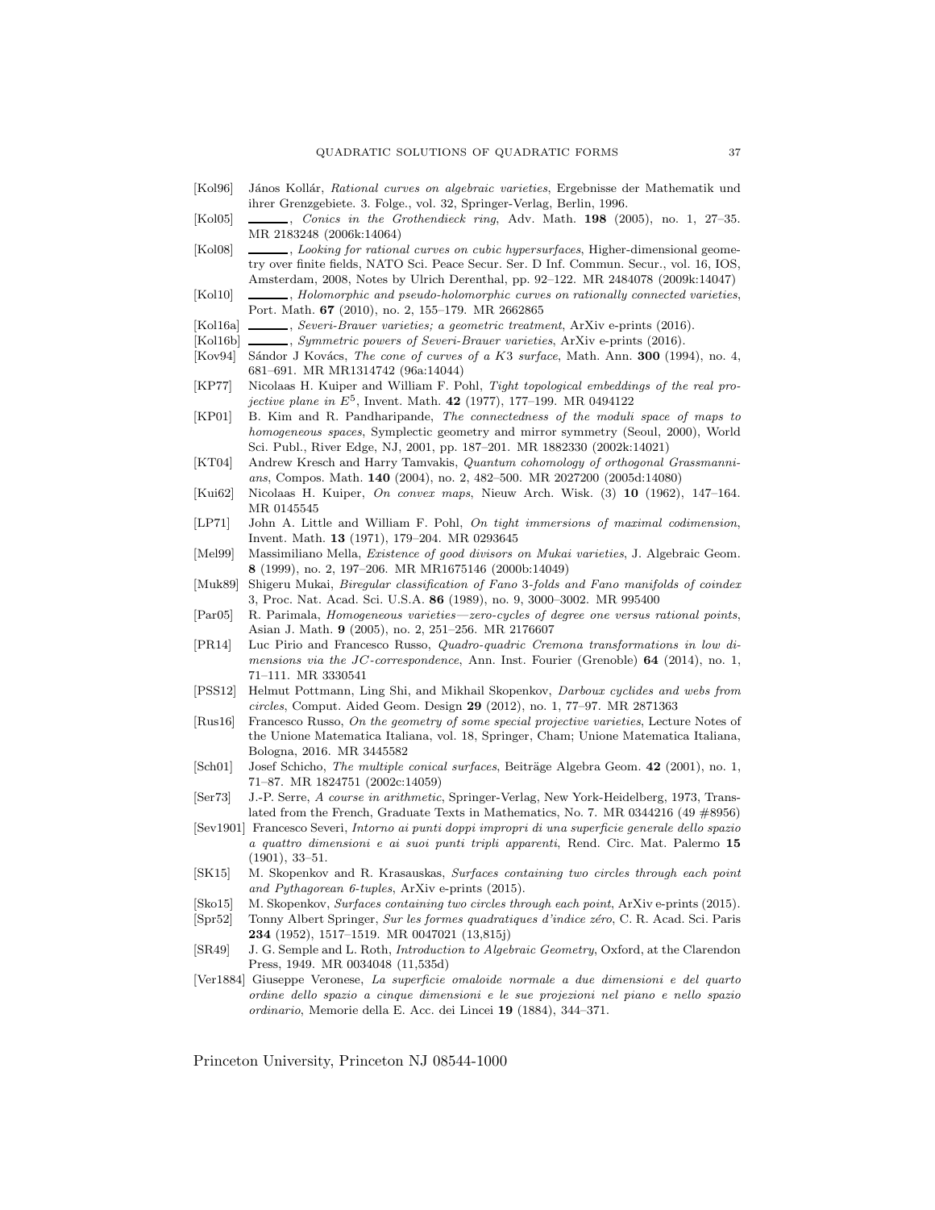[Kol96] János Kollár, *Rational curves on algebraic varieties*, Ergebnisse der Mathematik und ihrer Grenzgebiete. 3. Folge., vol. 32, Springer-Verlag, Berlin, 1996.

[Kol05] ______, *Conics in the Grothendieck ring*, Adv. Math. **198** (2005), no. 1, 27–35. MR 2183248 (2006k:14064)

[Kol08] ______, *Looking for rational curves on cubic hypersurfaces*, Higher-dimensional geometry over finite fields, NATO Sci. Peace Secur. Ser. D Inf. Commun. Secur., vol. 16, IOS, Amsterdam, 2008, Notes by Ulrich Derenthal, pp. 92–122. MR 2484078 (2009k:14047)

[Kol10] ______, *Holomorphic and pseudo-holomorphic curves on rationally connected varieties*, Port. Math. **67** (2010), no. 2, 155–179. MR 2662865

[Kol16a] ______, *Severi-Brauer varieties; a geometric treatment*, ArXiv e-prints (2016).

[Kol16b] ______, *Symmetric powers of Severi-Brauer varieties*, ArXiv e-prints (2016).

[Kov94] Sándor J Kovács, *The cone of curves of a K3 surface*, Math. Ann. **300** (1994), no. 4, 681–691. MR MR1314742 (96a:14044)

[KP77] Nicolaas H. Kuiper and William F. Pohl, *Tight topological embeddings of the real projective plane in* $E^5$, Invent. Math. **42** (1977), 177–199. MR 0494122

[KP01] B. Kim and R. Pandharipande, *The connectedness of the moduli space of maps to homogeneous spaces*, Symplectic geometry and mirror symmetry (Seoul, 2000), World Sci. Publ., River Edge, NJ, 2001, pp. 187–201. MR 1882330 (2002k:14021)

[KT04] Andrew Kresch and Harry Tamvakis, *Quantum cohomology of orthogonal Grassmannians*, Compos. Math. **140** (2004), no. 2, 482–500. MR 2027200 (2005d:14080)

[Kui62] Nicolaas H. Kuiper, *On convex maps*, Nieuw Arch. Wisk. (3) **10** (1962), 147–164. MR 0145545

[LP71] John A. Little and William F. Pohl, *On tight immersions of maximal codimension*, Invent. Math. **13** (1971), 179–204. MR 0293645

[Mel99] Massimiliano Mella, *Existence of good divisors on Mukai varieties*, J. Algebraic Geom. **8** (1999), no. 2, 197–206. MR MR1675146 (2000b:14049)

[Muk89] Shigeru Mukai, *Biregular classification of Fano 3-folds and Fano manifolds of coindex 3*, Proc. Nat. Acad. Sci. U.S.A. **86** (1989), no. 9, 3000–3002. MR 995400

[Par05] R. Parimala, *Homogeneous varieties—zero-cycles of degree one versus rational points*, Asian J. Math. **9** (2005), no. 2, 251–256. MR 2176607

[PR14] Luc Pirio and Francesco Russo, *Quadro-quadric Cremona transformations in low dimensions via the JC-correspondence*, Ann. Inst. Fourier (Grenoble) **64** (2014), no. 1, 71–111. MR 3330541

[PSS12] Helmut Pottmann, Ling Shi, and Mikhail Skopenkov, *Darboux cyclides and webs from circles*, Comput. Aided Geom. Design **29** (2012), no. 1, 77–97. MR 2871363

[Rus16] Francesco Russo, *On the geometry of some special projective varieties*, Lecture Notes of the Unione Matematica Italiana, vol. 18, Springer, Cham; Unione Matematica Italiana, Bologna, 2016. MR 3445582

[Sch01] Josef Schicho, *The multiple conical surfaces*, Beiträge Algebra Geom. **42** (2001), no. 1, 71–87. MR 1824751 (2002c:14059)

[Ser73] J.-P. Serre, *A course in arithmetic*, Springer-Verlag, New York-Heidelberg, 1973, Translated from the French, Graduate Texts in Mathematics, No. 7. MR 0344216 (49 #8956)

[Sev1901] Francesco Severi, *Intorno ai punti doppi impropri di una superficie generale dello spazio a quattro dimensioni e ai suoi punti tripli apparenti*, Rend. Circ. Mat. Palermo **15** (1901), 33–51.

[SK15] M. Skopenkov and R. Krasauskas, *Surfaces containing two circles through each point and Pythagorean 6-tuples*, ArXiv e-prints (2015).

[Sko15] M. Skopenkov, *Surfaces containing two circles through each point*, ArXiv e-prints (2015).

[Spr52] Tonny Albert Springer, *Sur les formes quadratiques d'indice zéro*, C. R. Acad. Sci. Paris **234** (1952), 1517–1519. MR 0047021 (13,815j)

[SR49] J. G. Semple and L. Roth, *Introduction to Algebraic Geometry*, Oxford, at the Clarendon Press, 1949. MR 0034048 (11,535d)

[Ver1884] Giuseppe Veronese, *La superficie omaloide normale a due dimensioni e del quarto ordine dello spazio a cinque dimensioni e le sue projezioni nel piano e nello spazio ordinario*, Memorie della E. Acc. dei Lincei **19** (1884), 344–371.

Princeton University, Princeton NJ 08544-1000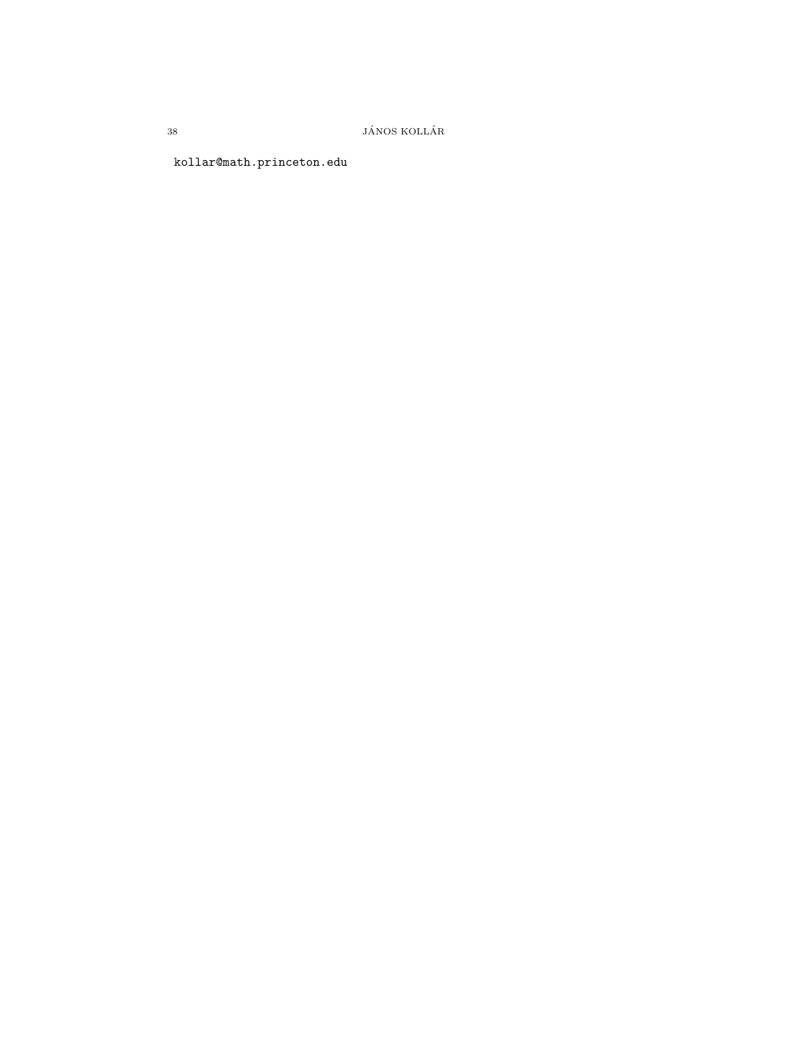kollar@math.princeton.edu